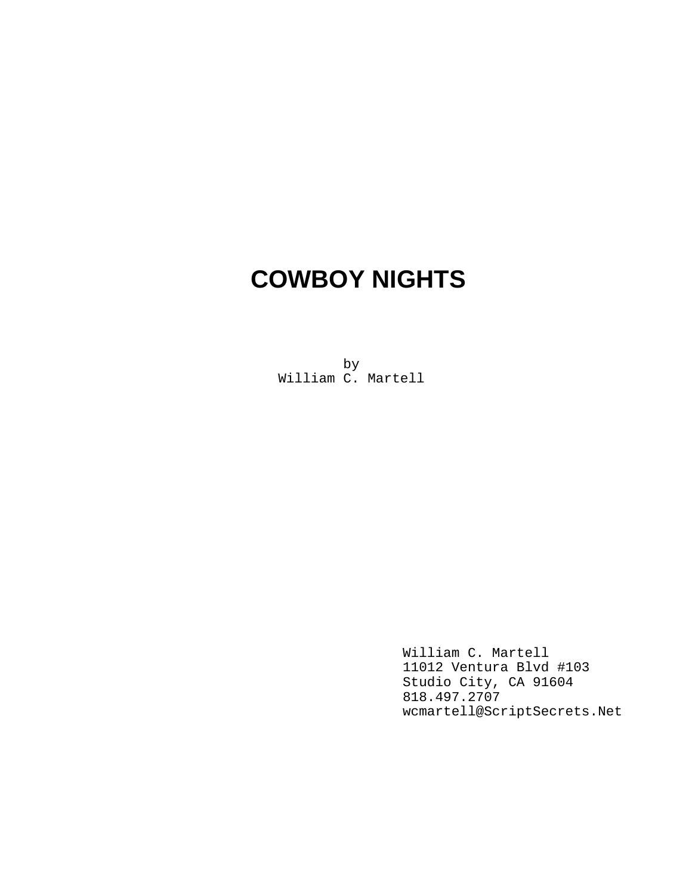# COWBOY NIGHTS

by
William C. Martell

William C. Martell
11012 Ventura Blvd #103
Studio City, CA 91604
818.497.2707
wcmartell@ScriptSecrets.Net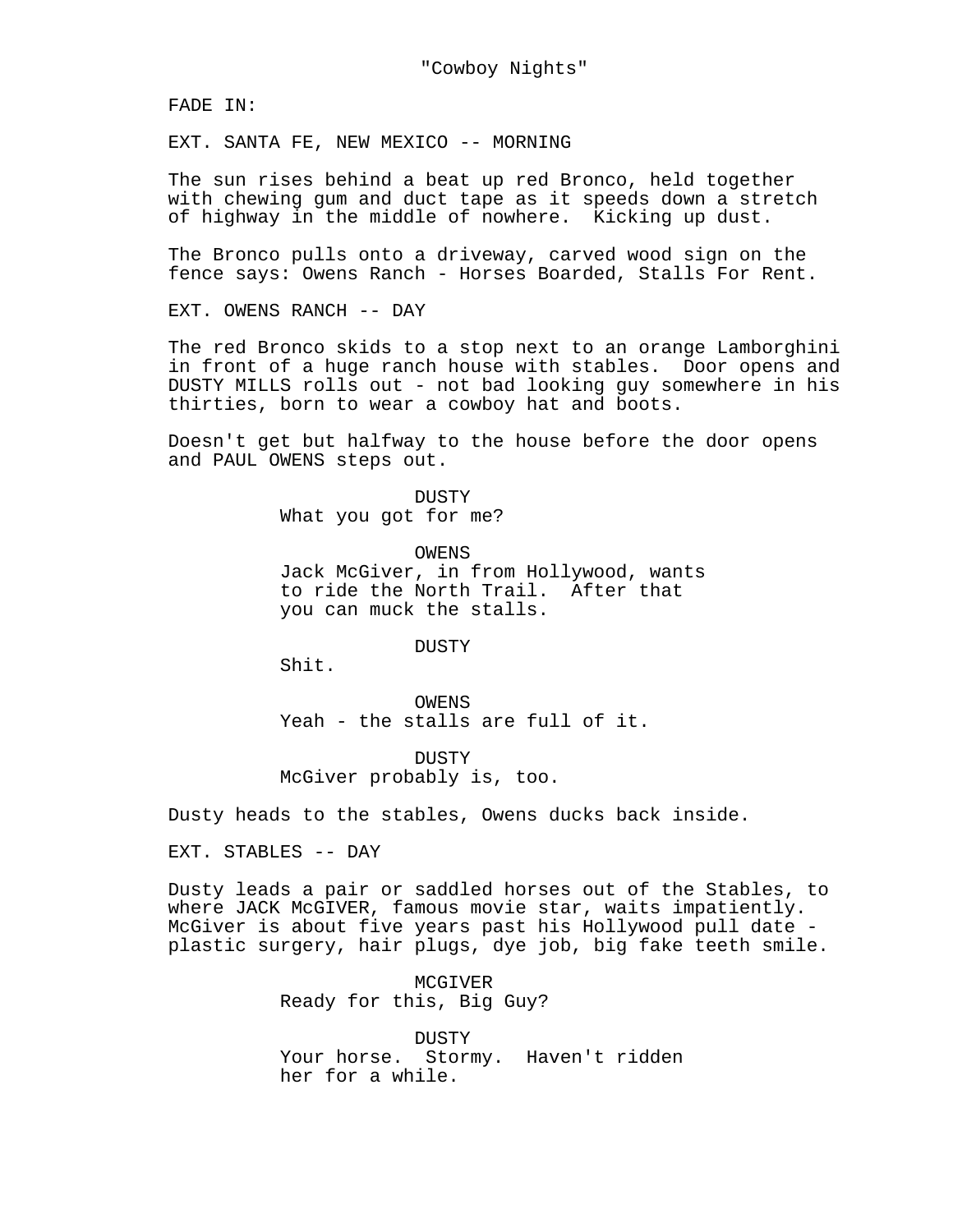"Cowboy Nights"

FADE IN:

EXT. SANTA FE, NEW MEXICO -- MORNING

The sun rises behind a beat up red Bronco, held together with chewing gum and duct tape as it speeds down a stretch of highway in the middle of nowhere. Kicking up dust.

The Bronco pulls onto a driveway, carved wood sign on the fence says: Owens Ranch - Horses Boarded, Stalls For Rent.

EXT. OWENS RANCH -- DAY

The red Bronco skids to a stop next to an orange Lamborghini in front of a huge ranch house with stables. Door opens and DUSTY MILLS rolls out - not bad looking guy somewhere in his thirties, born to wear a cowboy hat and boots.

Doesn't get but halfway to the house before the door opens and PAUL OWENS steps out.

DUSTY
What you got for me?

OWENS
Jack McGiver, in from Hollywood, wants to ride the North Trail. After that you can muck the stalls.

DUSTY
Shit.

OWENS
Yeah - the stalls are full of it.

DUSTY
McGiver probably is, too.

Dusty heads to the stables, Owens ducks back inside.

EXT. STABLES -- DAY

Dusty leads a pair or saddled horses out of the Stables, to where JACK McGIVER, famous movie star, waits impatiently. McGiver is about five years past his Hollywood pull date - plastic surgery, hair plugs, dye job, big fake teeth smile.

MCGIVER
Ready for this, Big Guy?

DUSTY
Your horse. Stormy. Haven't ridden her for a while.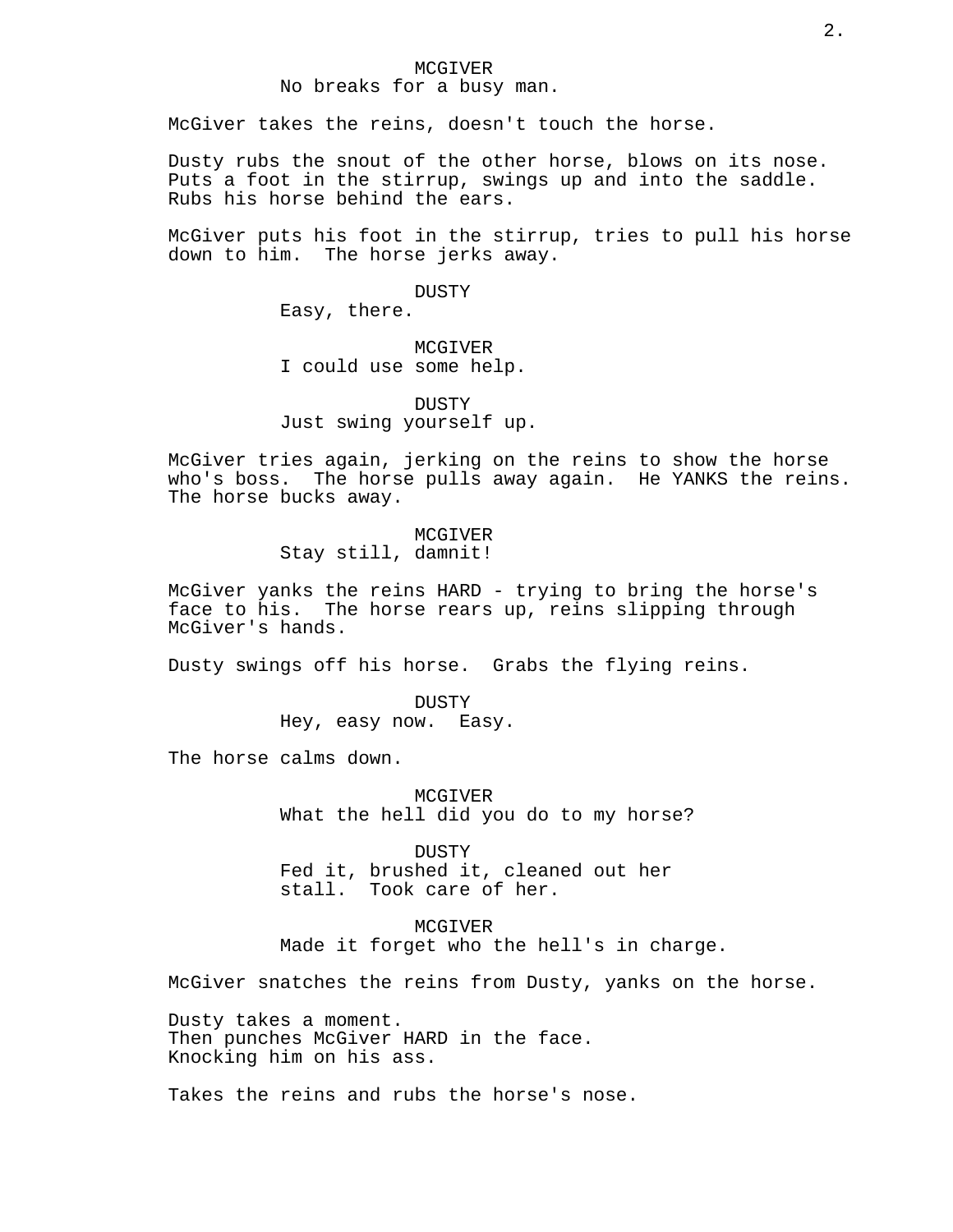MCGIVER
No breaks for a busy man.

McGiver takes the reins, doesn't touch the horse.

Dusty rubs the snout of the other horse, blows on its nose. Puts a foot in the stirrup, swings up and into the saddle. Rubs his horse behind the ears.

McGiver puts his foot in the stirrup, tries to pull his horse down to him. The horse jerks away.

DUSTY
Easy, there.

MCGIVER
I could use some help.

DUSTY
Just swing yourself up.

McGiver tries again, jerking on the reins to show the horse who's boss. The horse pulls away again. He YANKS the reins. The horse bucks away.

MCGIVER
Stay still, damnit!

McGiver yanks the reins HARD - trying to bring the horse's face to his. The horse rears up, reins slipping through McGiver's hands.

Dusty swings off his horse. Grabs the flying reins.

DUSTY
Hey, easy now. Easy.

The horse calms down.

MCGIVER
What the hell did you do to my horse?

DUSTY
Fed it, brushed it, cleaned out her stall. Took care of her.

MCGIVER
Made it forget who the hell's in charge.

McGiver snatches the reins from Dusty, yanks on the horse.

Dusty takes a moment.
Then punches McGiver HARD in the face.
Knocking him on his ass.

Takes the reins and rubs the horse's nose.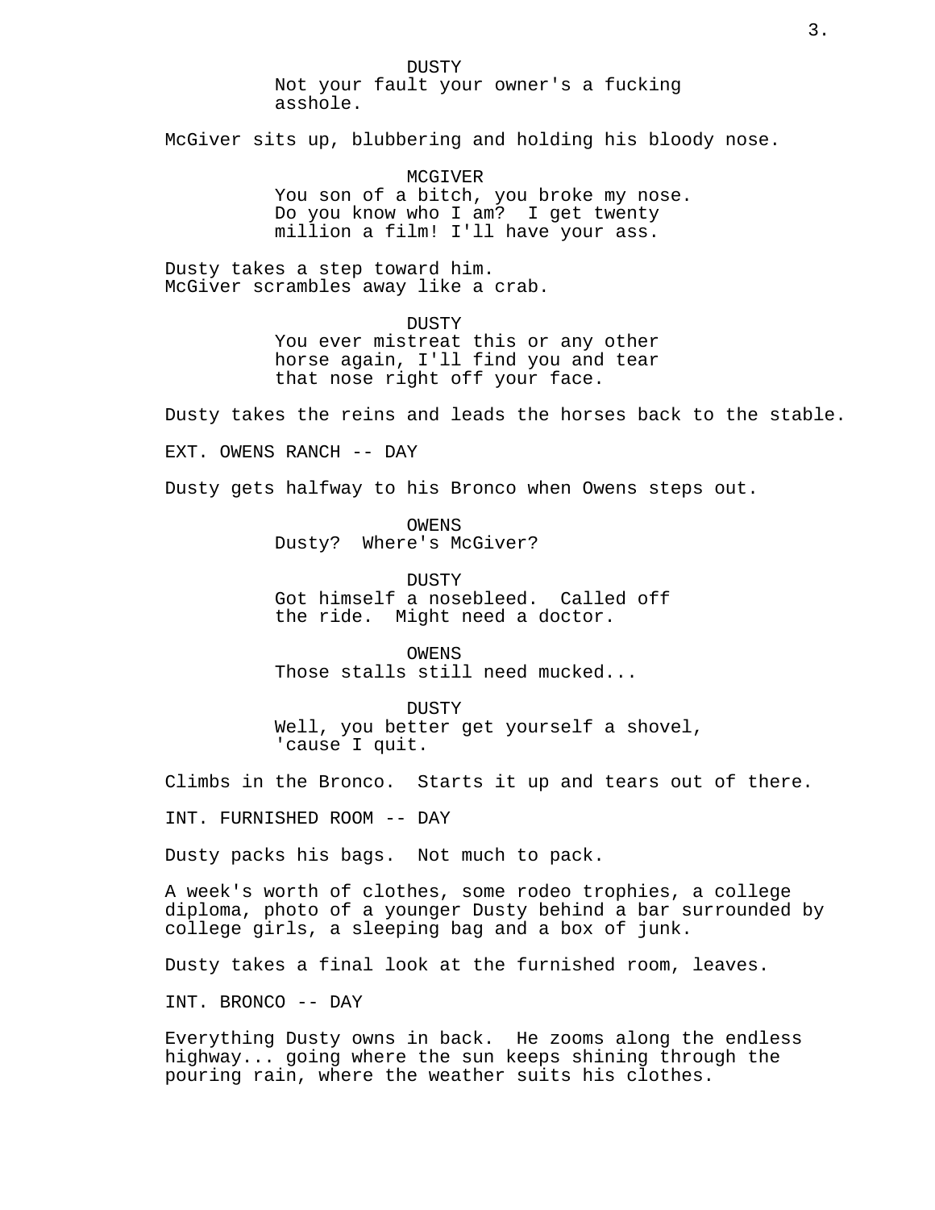DUSTY
Not your fault your owner's a fucking asshole.

McGiver sits up, blubbering and holding his bloody nose.

MCGIVER
You son of a bitch, you broke my nose. Do you know who I am? I get twenty million a film! I'll have your ass.

Dusty takes a step toward him.
McGiver scrambles away like a crab.

DUSTY
You ever mistreat this or any other horse again, I'll find you and tear that nose right off your face.

Dusty takes the reins and leads the horses back to the stable.

EXT. OWENS RANCH -- DAY

Dusty gets halfway to his Bronco when Owens steps out.

OWENS
Dusty? Where's McGiver?

DUSTY
Got himself a nosebleed. Called off the ride. Might need a doctor.

OWENS
Those stalls still need mucked...

DUSTY
Well, you better get yourself a shovel, 'cause I quit.

Climbs in the Bronco. Starts it up and tears out of there.

INT. FURNISHED ROOM -- DAY

Dusty packs his bags. Not much to pack.

A week's worth of clothes, some rodeo trophies, a college diploma, photo of a younger Dusty behind a bar surrounded by college girls, a sleeping bag and a box of junk.

Dusty takes a final look at the furnished room, leaves.

INT. BRONCO -- DAY

Everything Dusty owns in back. He zooms along the endless highway... going where the sun keeps shining through the pouring rain, where the weather suits his clothes.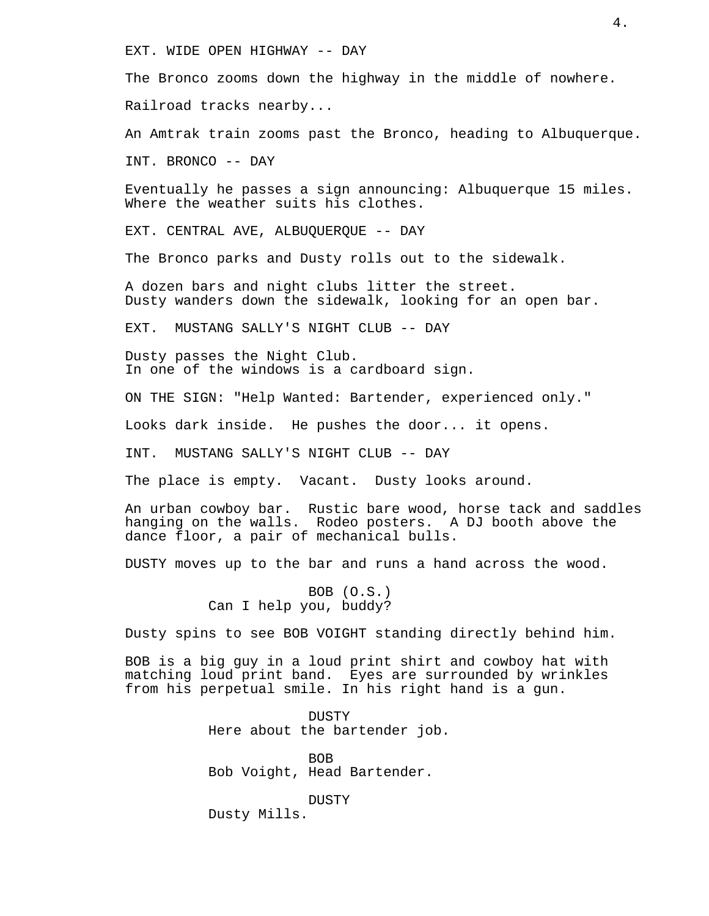EXT. WIDE OPEN HIGHWAY -- DAY

The Bronco zooms down the highway in the middle of nowhere.

Railroad tracks nearby...

An Amtrak train zooms past the Bronco, heading to Albuquerque.

INT. BRONCO -- DAY

Eventually he passes a sign announcing: Albuquerque 15 miles. Where the weather suits his clothes.

EXT. CENTRAL AVE, ALBUQUERQUE -- DAY

The Bronco parks and Dusty rolls out to the sidewalk.

A dozen bars and night clubs litter the street. Dusty wanders down the sidewalk, looking for an open bar.

EXT. MUSTANG SALLY'S NIGHT CLUB -- DAY

Dusty passes the Night Club. In one of the windows is a cardboard sign.

ON THE SIGN: "Help Wanted: Bartender, experienced only."

Looks dark inside. He pushes the door... it opens.

INT. MUSTANG SALLY'S NIGHT CLUB -- DAY

The place is empty. Vacant. Dusty looks around.

An urban cowboy bar. Rustic bare wood, horse tack and saddles hanging on the walls. Rodeo posters. A DJ booth above the dance floor, a pair of mechanical bulls.

DUSTY moves up to the bar and runs a hand across the wood.

BOB (O.S.)
Can I help you, buddy?

Dusty spins to see BOB VOIGHT standing directly behind him.

BOB is a big guy in a loud print shirt and cowboy hat with matching loud print band. Eyes are surrounded by wrinkles from his perpetual smile. In his right hand is a gun.

DUSTY
Here about the bartender job.

BOB
Bob Voight, Head Bartender.

DUSTY
Dusty Mills.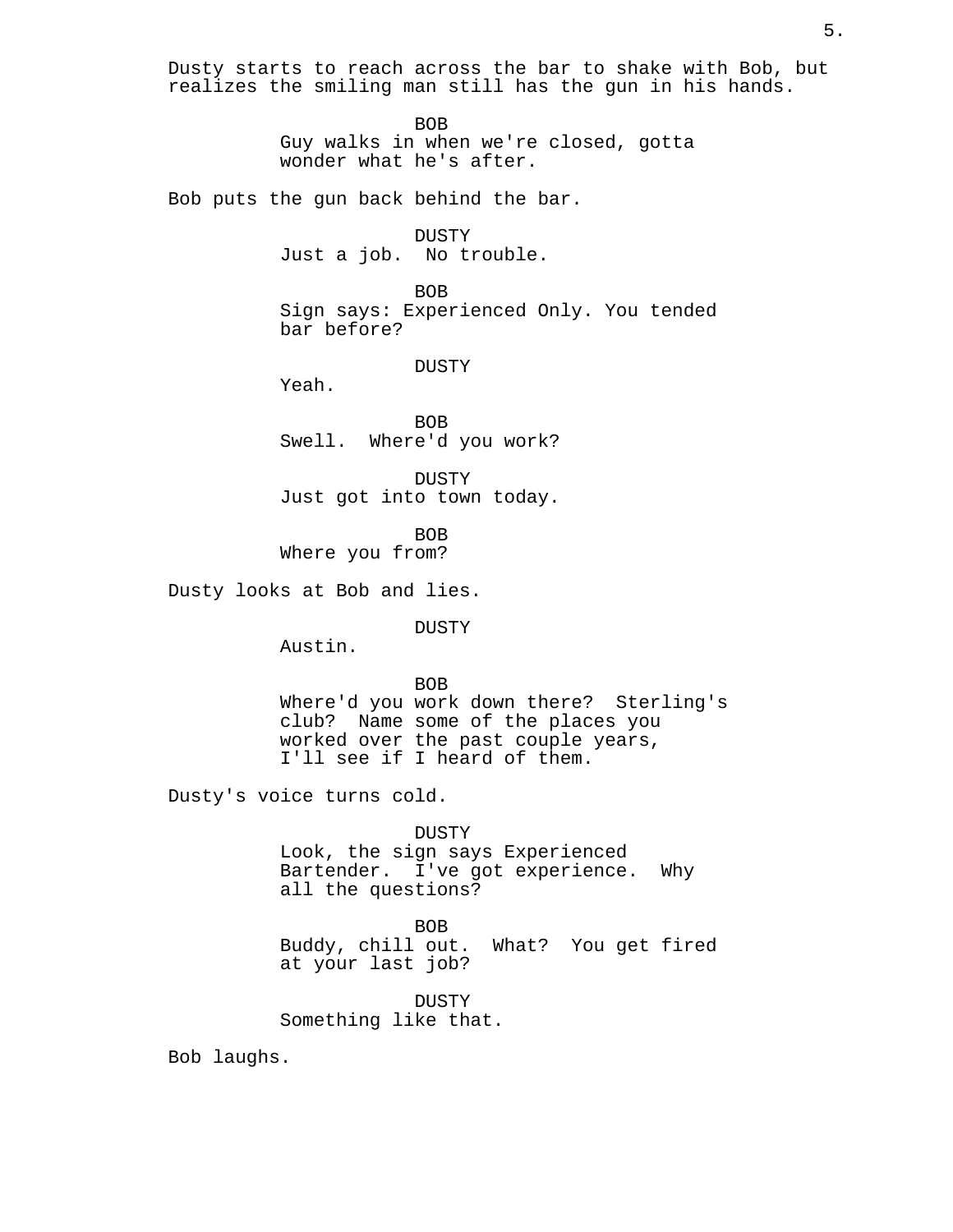Dusty starts to reach across the bar to shake with Bob, but realizes the smiling man still has the gun in his hands.

BOB
Guy walks in when we're closed, gotta wonder what he's after.

Bob puts the gun back behind the bar.

DUSTY
Just a job.  No trouble.

BOB
Sign says: Experienced Only. You tended bar before?

DUSTY
Yeah.

BOB
Swell.  Where'd you work?

DUSTY
Just got into town today.

BOB
Where you from?

Dusty looks at Bob and lies.

DUSTY
Austin.

BOB
Where'd you work down there?  Sterling's club?  Name some of the places you worked over the past couple years, I'll see if I heard of them.

Dusty's voice turns cold.

DUSTY
Look, the sign says Experienced Bartender.  I've got experience.  Why all the questions?

BOB
Buddy, chill out.  What?  You get fired at your last job?

DUSTY
Something like that.

Bob laughs.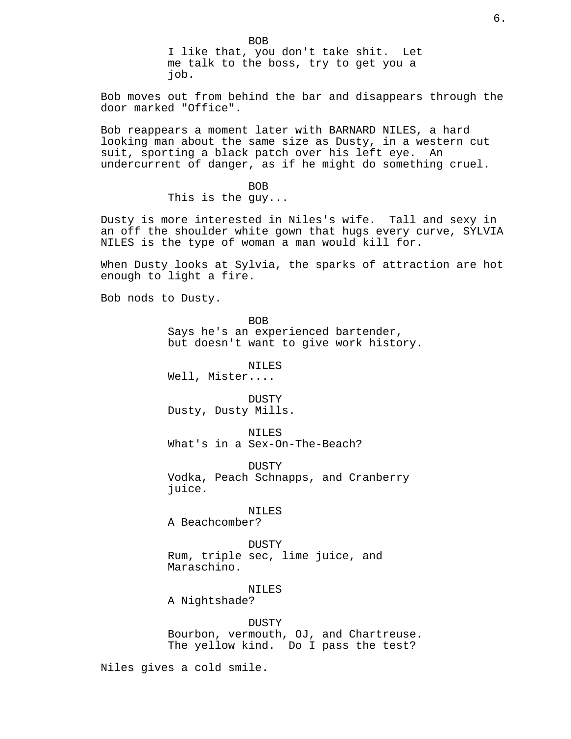BOB

I like that, you don't take shit. Let me talk to the boss, try to get you a job.

Bob moves out from behind the bar and disappears through the door marked "Office".

Bob reappears a moment later with BARNARD NILES, a hard looking man about the same size as Dusty, in a western cut suit, sporting a black patch over his left eye. An undercurrent of danger, as if he might do something cruel.

BOB

This is the guy...

Dusty is more interested in Niles's wife. Tall and sexy in an off the shoulder white gown that hugs every curve, SYLVIA NILES is the type of woman a man would kill for.

When Dusty looks at Sylvia, the sparks of attraction are hot enough to light a fire.

Bob nods to Dusty.

BOB

Says he's an experienced bartender, but doesn't want to give work history.

NILES

Well, Mister....

DUSTY

Dusty, Dusty Mills.

NILES

What's in a Sex-On-The-Beach?

DUSTY

Vodka, Peach Schnapps, and Cranberry juice.

NILES

A Beachcomber?

DUSTY

Rum, triple sec, lime juice, and Maraschino.

NILES

A Nightshade?

DUSTY

Bourbon, vermouth, OJ, and Chartreuse. The yellow kind. Do I pass the test?

Niles gives a cold smile.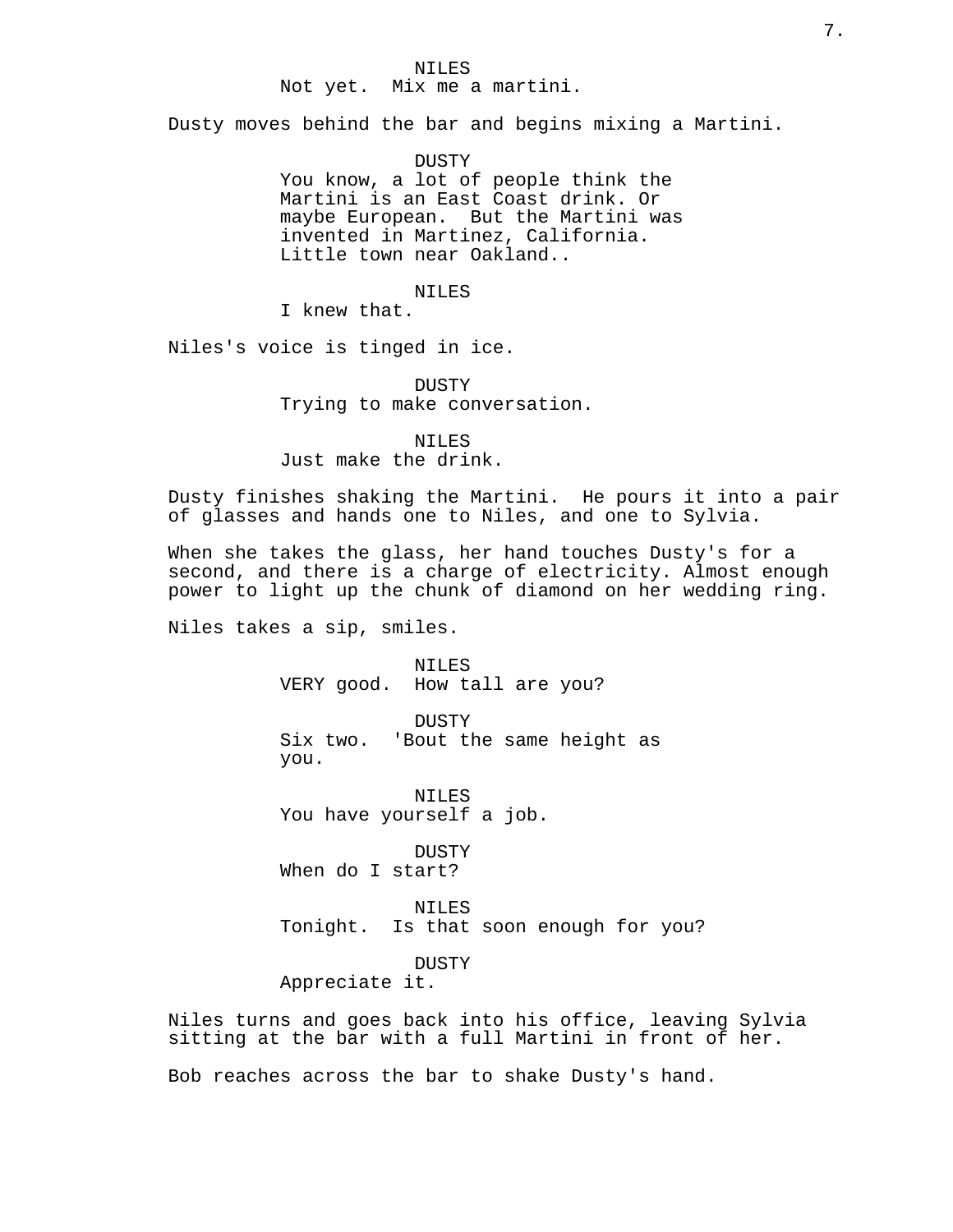NILES
Not yet. Mix me a martini.

Dusty moves behind the bar and begins mixing a Martini.

DUSTY
You know, a lot of people think the Martini is an East Coast drink. Or maybe European. But the Martini was invented in Martinez, California. Little town near Oakland..

NILES
I knew that.

Niles's voice is tinged in ice.

DUSTY
Trying to make conversation.

NILES
Just make the drink.

Dusty finishes shaking the Martini. He pours it into a pair of glasses and hands one to Niles, and one to Sylvia.

When she takes the glass, her hand touches Dusty's for a second, and there is a charge of electricity. Almost enough power to light up the chunk of diamond on her wedding ring.

Niles takes a sip, smiles.

NILES
VERY good. How tall are you?

DUSTY
Six two. 'Bout the same height as you.

NILES
You have yourself a job.

DUSTY
When do I start?

NILES
Tonight. Is that soon enough for you?

DUSTY
Appreciate it.

Niles turns and goes back into his office, leaving Sylvia sitting at the bar with a full Martini in front of her.

Bob reaches across the bar to shake Dusty's hand.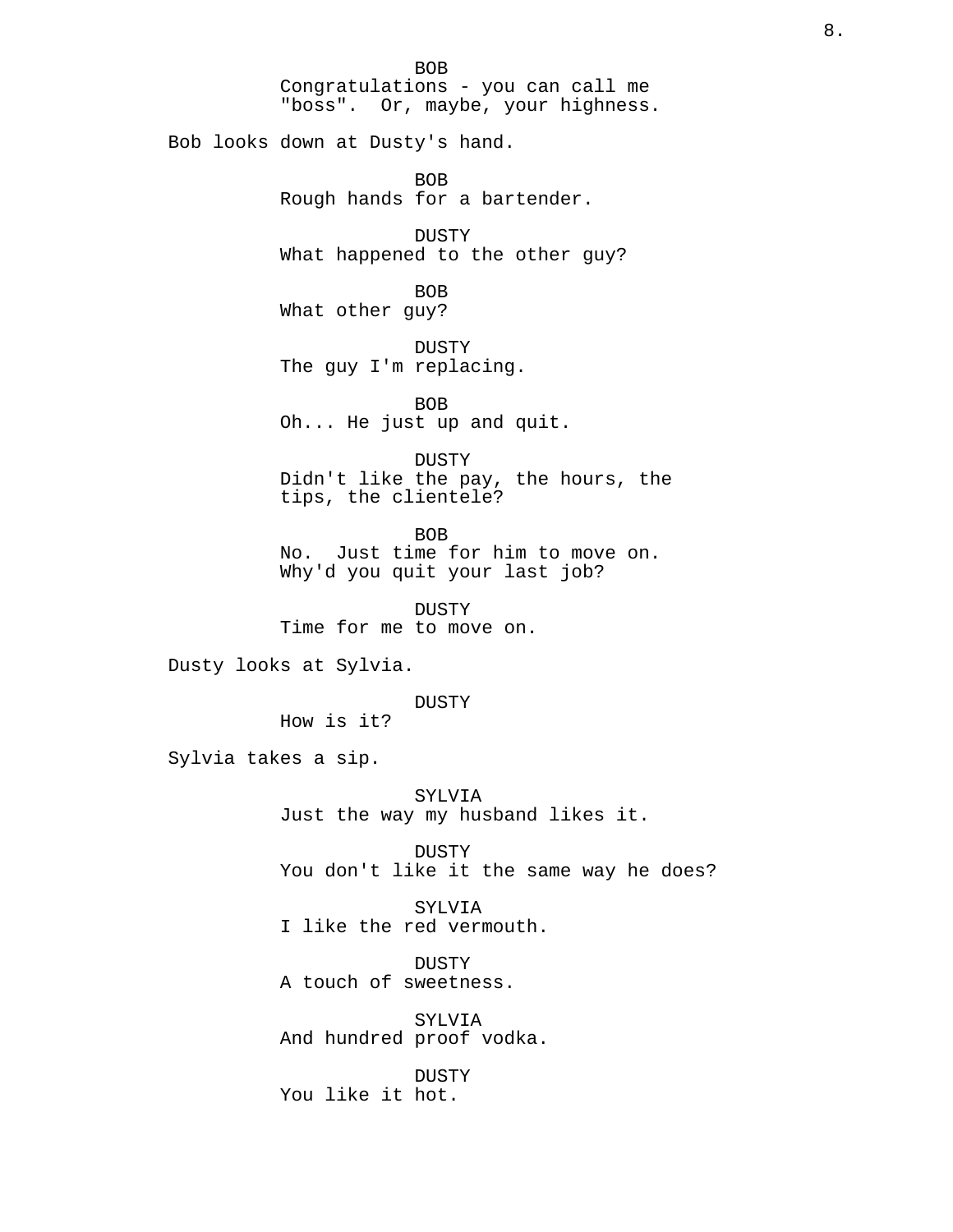BOB
Congratulations - you can call me "boss". Or, maybe, your highness.

Bob looks down at Dusty's hand.

BOB
Rough hands for a bartender.

DUSTY
What happened to the other guy?

BOB
What other guy?

DUSTY
The guy I'm replacing.

BOB
Oh... He just up and quit.

DUSTY
Didn't like the pay, the hours, the tips, the clientele?

BOB
No. Just time for him to move on. Why'd you quit your last job?

DUSTY
Time for me to move on.

Dusty looks at Sylvia.

DUSTY
How is it?

Sylvia takes a sip.

SYLVIA
Just the way my husband likes it.

DUSTY
You don't like it the same way he does?

SYLVIA
I like the red vermouth.

DUSTY
A touch of sweetness.

SYLVIA
And hundred proof vodka.

DUSTY
You like it hot.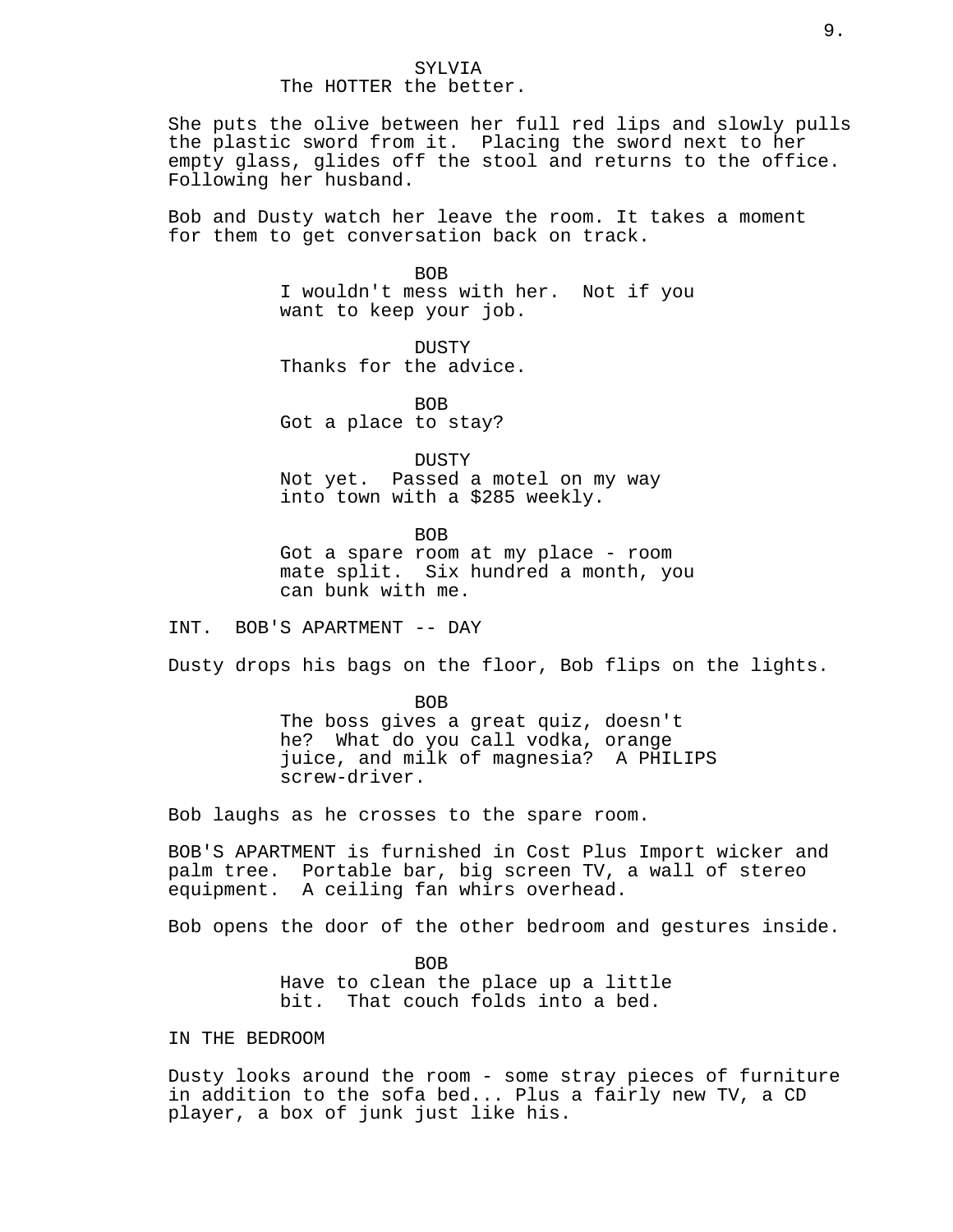SYLVIA
The HOTTER the better.

She puts the olive between her full red lips and slowly pulls the plastic sword from it. Placing the sword next to her empty glass, glides off the stool and returns to the office. Following her husband.

Bob and Dusty watch her leave the room. It takes a moment for them to get conversation back on track.

BOB
I wouldn't mess with her. Not if you want to keep your job.

DUSTY
Thanks for the advice.

BOB
Got a place to stay?

DUSTY
Not yet. Passed a motel on my way into town with a $285 weekly.

BOB
Got a spare room at my place - room mate split. Six hundred a month, you can bunk with me.

INT. BOB'S APARTMENT -- DAY

Dusty drops his bags on the floor, Bob flips on the lights.

BOB
The boss gives a great quiz, doesn't he? What do you call vodka, orange juice, and milk of magnesia? A PHILIPS screw-driver.

Bob laughs as he crosses to the spare room.

BOB'S APARTMENT is furnished in Cost Plus Import wicker and palm tree. Portable bar, big screen TV, a wall of stereo equipment. A ceiling fan whirs overhead.

Bob opens the door of the other bedroom and gestures inside.

BOB
Have to clean the place up a little bit. That couch folds into a bed.

IN THE BEDROOM

Dusty looks around the room - some stray pieces of furniture in addition to the sofa bed... Plus a fairly new TV, a CD player, a box of junk just like his.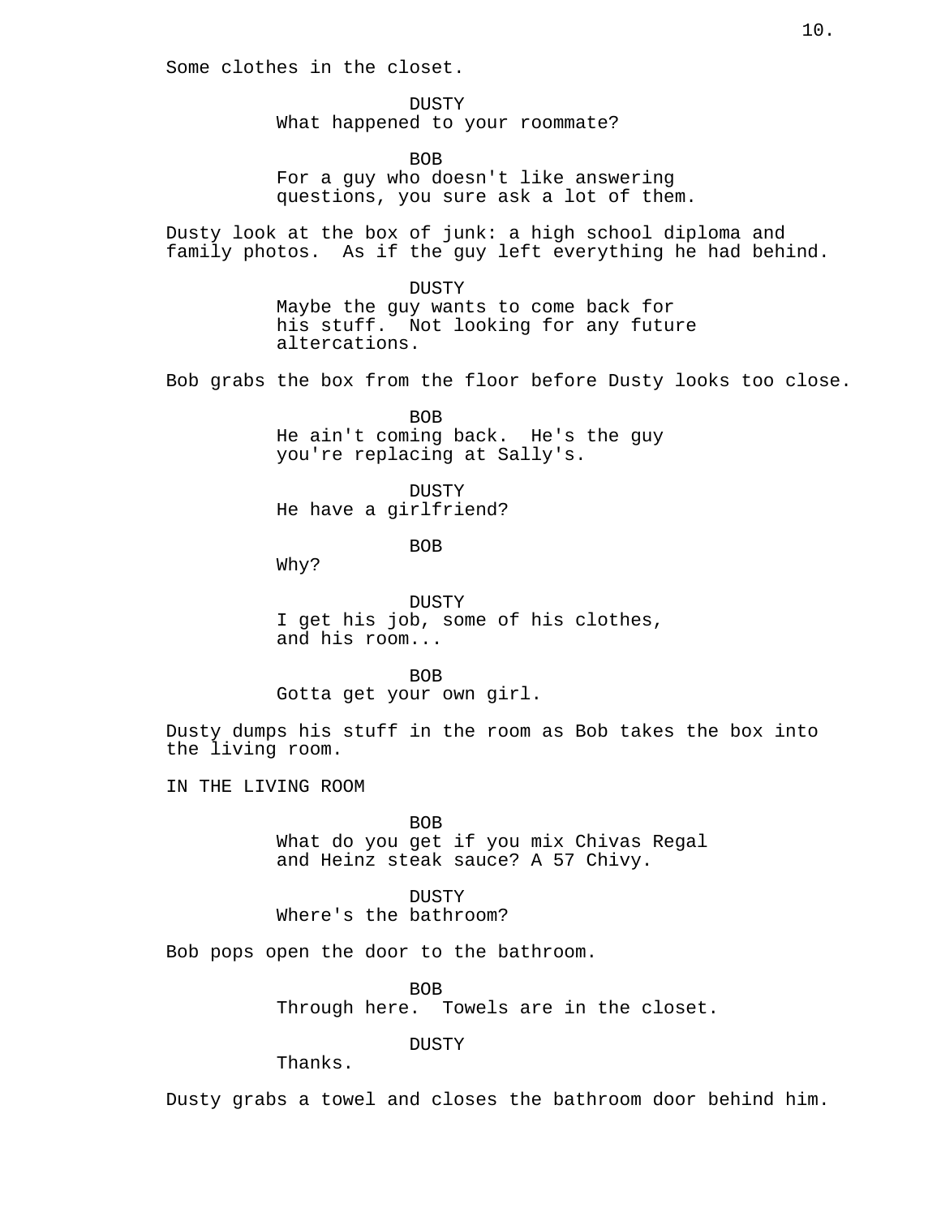Some clothes in the closet.

DUSTY
What happened to your roommate?

BOB
For a guy who doesn't like answering questions, you sure ask a lot of them.

Dusty look at the box of junk: a high school diploma and family photos. As if the guy left everything he had behind.

DUSTY
Maybe the guy wants to come back for his stuff. Not looking for any future altercations.

Bob grabs the box from the floor before Dusty looks too close.

BOB
He ain't coming back. He's the guy you're replacing at Sally's.

DUSTY
He have a girlfriend?

BOB
Why?

DUSTY
I get his job, some of his clothes, and his room...

BOB
Gotta get your own girl.

Dusty dumps his stuff in the room as Bob takes the box into the living room.

IN THE LIVING ROOM

BOB
What do you get if you mix Chivas Regal and Heinz steak sauce? A 57 Chivy.

DUSTY
Where's the bathroom?

Bob pops open the door to the bathroom.

BOB
Through here. Towels are in the closet.

DUSTY
Thanks.

Dusty grabs a towel and closes the bathroom door behind him.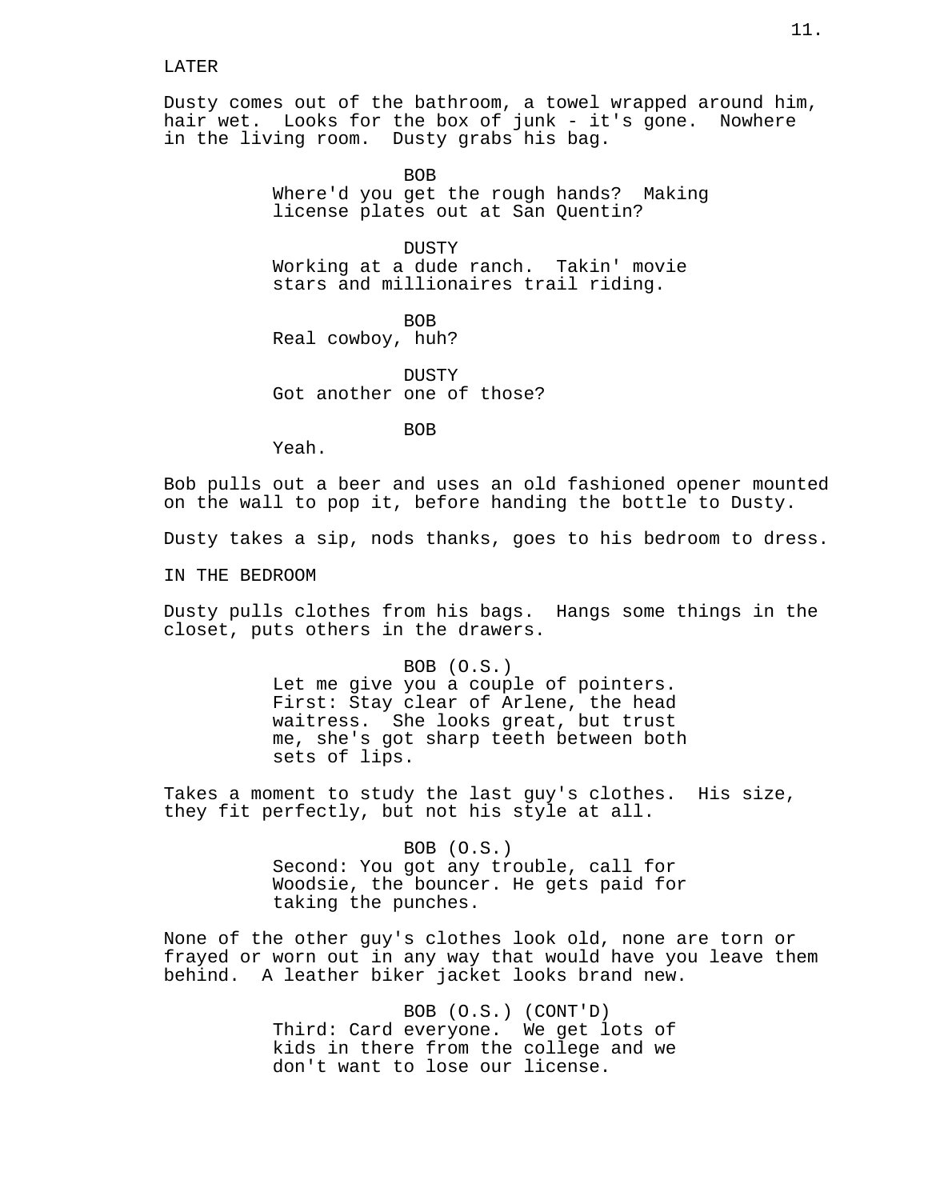LATER

Dusty comes out of the bathroom, a towel wrapped around him, hair wet. Looks for the box of junk - it's gone. Nowhere in the living room. Dusty grabs his bag.

BOB
Where'd you get the rough hands? Making license plates out at San Quentin?

DUSTY
Working at a dude ranch. Takin' movie stars and millionaires trail riding.

BOB
Real cowboy, huh?

DUSTY
Got another one of those?

BOB
Yeah.

Bob pulls out a beer and uses an old fashioned opener mounted on the wall to pop it, before handing the bottle to Dusty.

Dusty takes a sip, nods thanks, goes to his bedroom to dress.

IN THE BEDROOM

Dusty pulls clothes from his bags. Hangs some things in the closet, puts others in the drawers.

BOB (O.S.)
Let me give you a couple of pointers. First: Stay clear of Arlene, the head waitress. She looks great, but trust me, she's got sharp teeth between both sets of lips.

Takes a moment to study the last guy's clothes. His size, they fit perfectly, but not his style at all.

BOB (O.S.)
Second: You got any trouble, call for Woodsie, the bouncer. He gets paid for taking the punches.

None of the other guy's clothes look old, none are torn or frayed or worn out in any way that would have you leave them behind. A leather biker jacket looks brand new.

BOB (O.S.) (CONT'D)
Third: Card everyone. We get lots of kids in there from the college and we don't want to lose our license.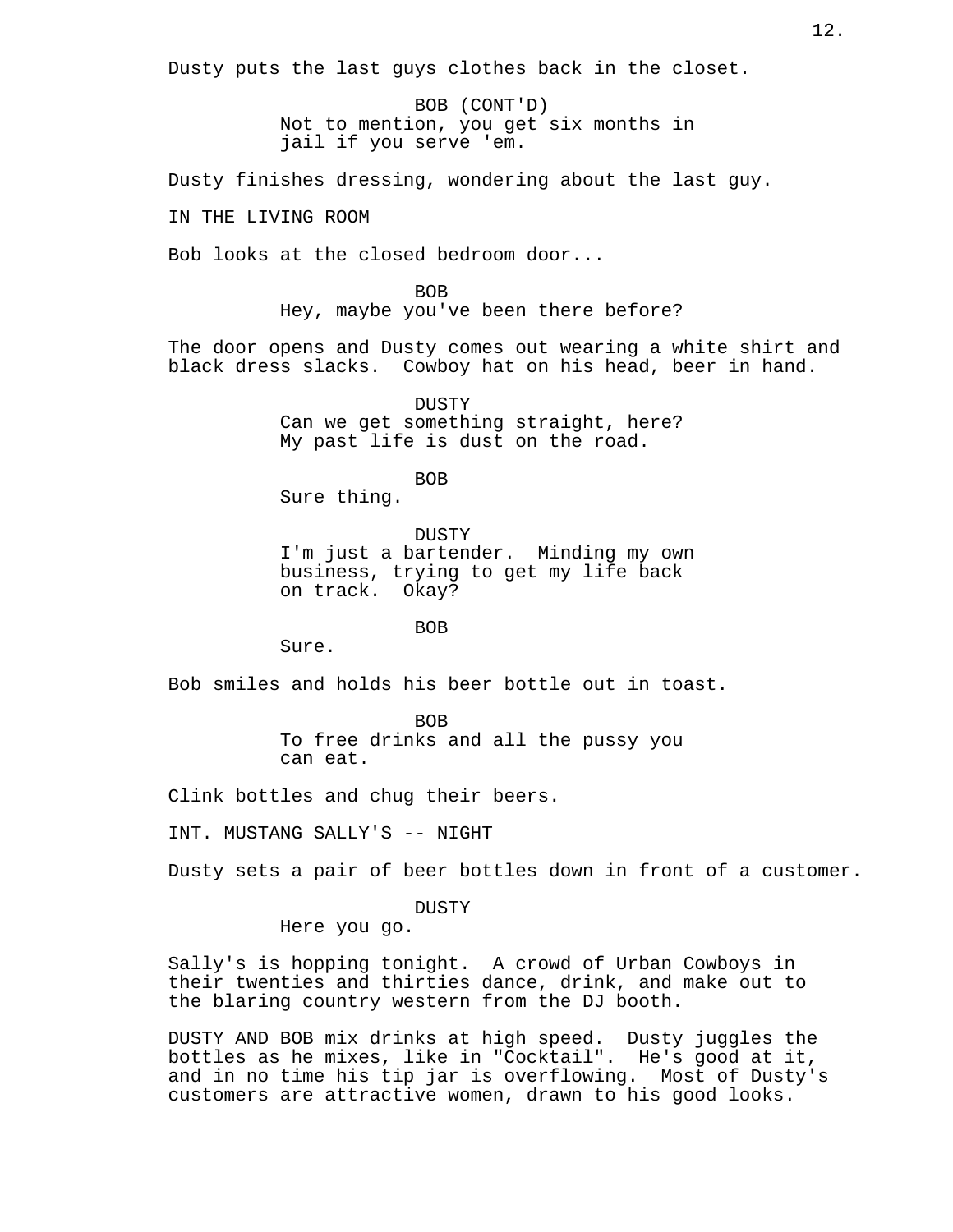Dusty puts the last guys clothes back in the closet.

BOB (CONT'D)
Not to mention, you get six months in jail if you serve 'em.

Dusty finishes dressing, wondering about the last guy.

IN THE LIVING ROOM

Bob looks at the closed bedroom door...

BOB
Hey, maybe you've been there before?

The door opens and Dusty comes out wearing a white shirt and black dress slacks. Cowboy hat on his head, beer in hand.

DUSTY
Can we get something straight, here? My past life is dust on the road.

BOB
Sure thing.

DUSTY
I'm just a bartender. Minding my own business, trying to get my life back on track. Okay?

BOB
Sure.

Bob smiles and holds his beer bottle out in toast.

BOB
To free drinks and all the pussy you can eat.

Clink bottles and chug their beers.

INT. MUSTANG SALLY'S -- NIGHT

Dusty sets a pair of beer bottles down in front of a customer.

DUSTY
Here you go.

Sally's is hopping tonight. A crowd of Urban Cowboys in their twenties and thirties dance, drink, and make out to the blaring country western from the DJ booth.

DUSTY AND BOB mix drinks at high speed. Dusty juggles the bottles as he mixes, like in "Cocktail". He's good at it, and in no time his tip jar is overflowing. Most of Dusty's customers are attractive women, drawn to his good looks.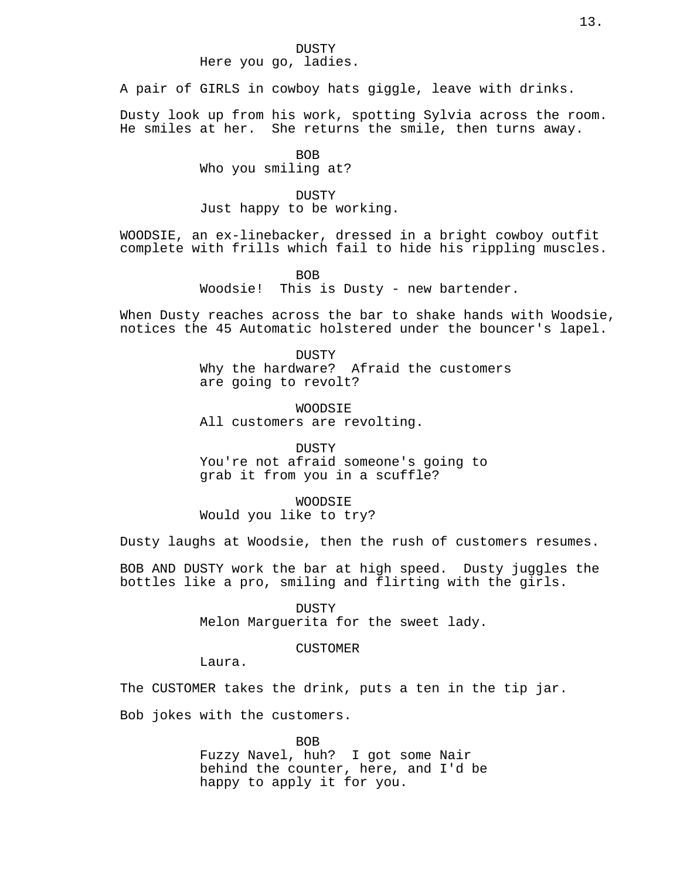DUSTY
Here you go, ladies.

A pair of GIRLS in cowboy hats giggle, leave with drinks.

Dusty look up from his work, spotting Sylvia across the room. He smiles at her. She returns the smile, then turns away.

BOB
Who you smiling at?

DUSTY
Just happy to be working.

WOODSIE, an ex-linebacker, dressed in a bright cowboy outfit complete with frills which fail to hide his rippling muscles.

BOB
Woodsie! This is Dusty - new bartender.

When Dusty reaches across the bar to shake hands with Woodsie, notices the 45 Automatic holstered under the bouncer's lapel.

DUSTY
Why the hardware? Afraid the customers are going to revolt?

WOODSIE
All customers are revolting.

DUSTY
You're not afraid someone's going to grab it from you in a scuffle?

WOODSIE
Would you like to try?

Dusty laughs at Woodsie, then the rush of customers resumes.

BOB AND DUSTY work the bar at high speed. Dusty juggles the bottles like a pro, smiling and flirting with the girls.

DUSTY
Melon Marguerita for the sweet lady.

CUSTOMER
Laura.

The CUSTOMER takes the drink, puts a ten in the tip jar.

Bob jokes with the customers.

BOB
Fuzzy Navel, huh? I got some Nair behind the counter, here, and I'd be happy to apply it for you.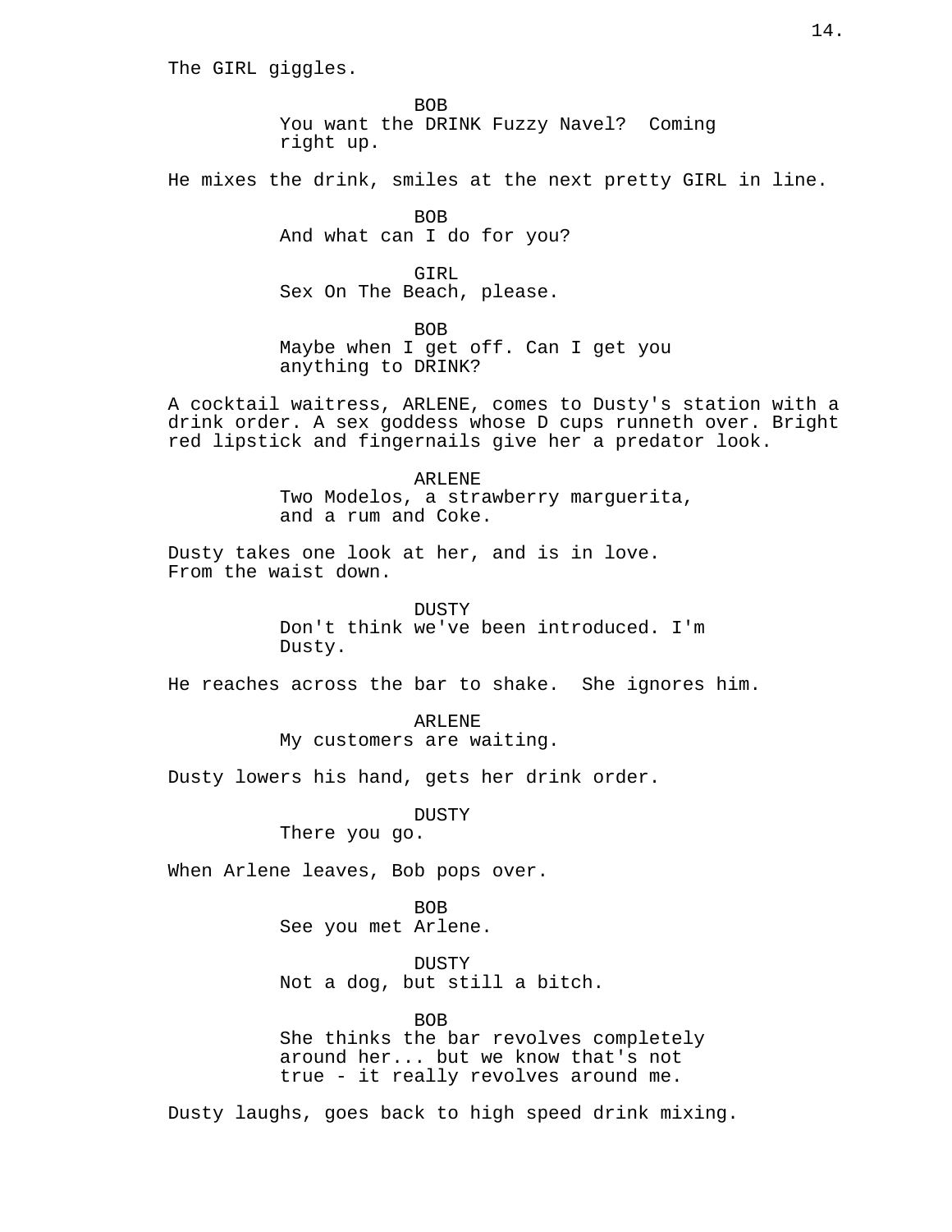The GIRL giggles.

BOB
You want the DRINK Fuzzy Navel? Coming right up.

He mixes the drink, smiles at the next pretty GIRL in line.

BOB
And what can I do for you?

GIRL
Sex On The Beach, please.

BOB
Maybe when I get off. Can I get you anything to DRINK?

A cocktail waitress, ARLENE, comes to Dusty's station with a drink order. A sex goddess whose D cups runneth over. Bright red lipstick and fingernails give her a predator look.

ARLENE
Two Modelos, a strawberry marguerita, and a rum and Coke.

Dusty takes one look at her, and is in love.
From the waist down.

DUSTY
Don't think we've been introduced. I'm Dusty.

He reaches across the bar to shake. She ignores him.

ARLENE
My customers are waiting.

Dusty lowers his hand, gets her drink order.

DUSTY
There you go.

When Arlene leaves, Bob pops over.

BOB
See you met Arlene.

DUSTY
Not a dog, but still a bitch.

BOB
She thinks the bar revolves completely around her... but we know that's not true - it really revolves around me.

Dusty laughs, goes back to high speed drink mixing.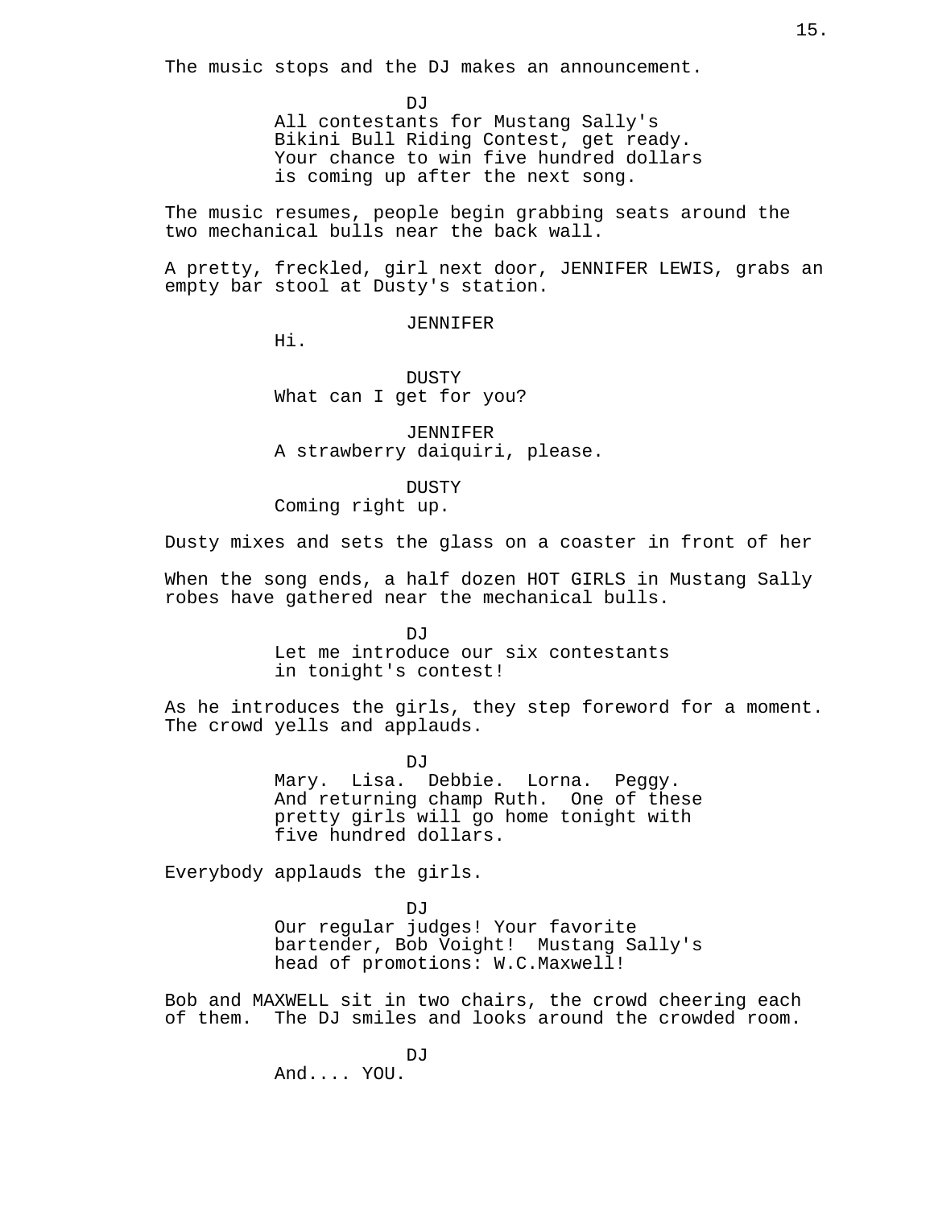The music stops and the DJ makes an announcement.

DJ
All contestants for Mustang Sally's Bikini Bull Riding Contest, get ready. Your chance to win five hundred dollars is coming up after the next song.

The music resumes, people begin grabbing seats around the two mechanical bulls near the back wall.

A pretty, freckled, girl next door, JENNIFER LEWIS, grabs an empty bar stool at Dusty's station.

JENNIFER
Hi.

DUSTY
What can I get for you?

JENNIFER
A strawberry daiquiri, please.

DUSTY
Coming right up.

Dusty mixes and sets the glass on a coaster in front of her

When the song ends, a half dozen HOT GIRLS in Mustang Sally robes have gathered near the mechanical bulls.

DJ
Let me introduce our six contestants in tonight's contest!

As he introduces the girls, they step foreword for a moment. The crowd yells and applauds.

DJ
Mary. Lisa. Debbie. Lorna. Peggy. And returning champ Ruth. One of these pretty girls will go home tonight with five hundred dollars.

Everybody applauds the girls.

DJ
Our regular judges! Your favorite bartender, Bob Voight! Mustang Sally's head of promotions: W.C.Maxwell!

Bob and MAXWELL sit in two chairs, the crowd cheering each of them. The DJ smiles and looks around the crowded room.

DJ
And.... YOU.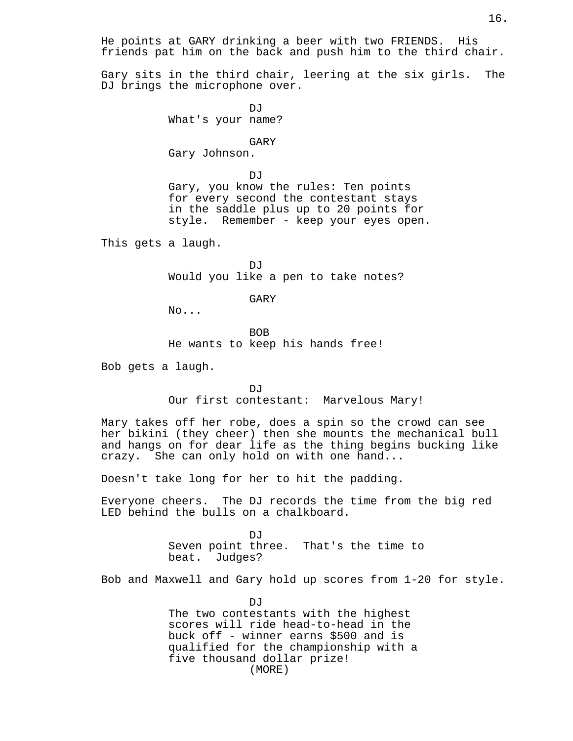He points at GARY drinking a beer with two FRIENDS. His friends pat him on the back and push him to the third chair.

Gary sits in the third chair, leering at the six girls. The DJ brings the microphone over.

DJ
What's your name?

GARY
Gary Johnson.

DJ
Gary, you know the rules: Ten points for every second the contestant stays in the saddle plus up to 20 points for style. Remember - keep your eyes open.

This gets a laugh.

DJ
Would you like a pen to take notes?

GARY
No...

BOB
He wants to keep his hands free!

Bob gets a laugh.

DJ
Our first contestant: Marvelous Mary!

Mary takes off her robe, does a spin so the crowd can see her bikini (they cheer) then she mounts the mechanical bull and hangs on for dear life as the thing begins bucking like crazy. She can only hold on with one hand...

Doesn't take long for her to hit the padding.

Everyone cheers. The DJ records the time from the big red LED behind the bulls on a chalkboard.

DJ
Seven point three. That's the time to beat. Judges?

Bob and Maxwell and Gary hold up scores from 1-20 for style.

DJ
The two contestants with the highest scores will ride head-to-head in the buck off - winner earns $500 and is qualified for the championship with a five thousand dollar prize!
(MORE)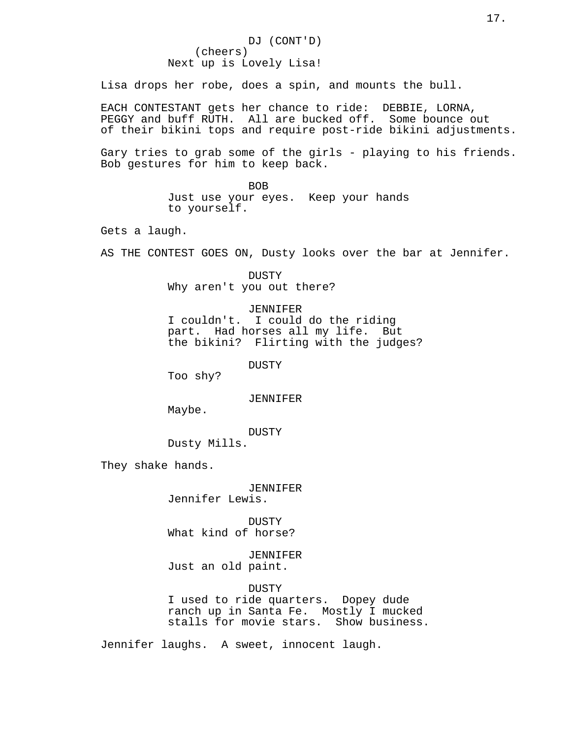DJ (CONT'D)
(cheers)
Next up is Lovely Lisa!

Lisa drops her robe, does a spin, and mounts the bull.

EACH CONTESTANT gets her chance to ride: DEBBIE, LORNA, PEGGY and buff RUTH. All are bucked off. Some bounce out of their bikini tops and require post-ride bikini adjustments.

Gary tries to grab some of the girls - playing to his friends. Bob gestures for him to keep back.

BOB
Just use your eyes. Keep your hands to yourself.

Gets a laugh.

AS THE CONTEST GOES ON, Dusty looks over the bar at Jennifer.

DUSTY
Why aren't you out there?

JENNIFER
I couldn't. I could do the riding part. Had horses all my life. But the bikini? Flirting with the judges?

DUSTY
Too shy?

JENNIFER
Maybe.

DUSTY
Dusty Mills.

They shake hands.

JENNIFER
Jennifer Lewis.

DUSTY
What kind of horse?

JENNIFER
Just an old paint.

DUSTY
I used to ride quarters. Dopey dude ranch up in Santa Fe. Mostly I mucked stalls for movie stars. Show business.

Jennifer laughs. A sweet, innocent laugh.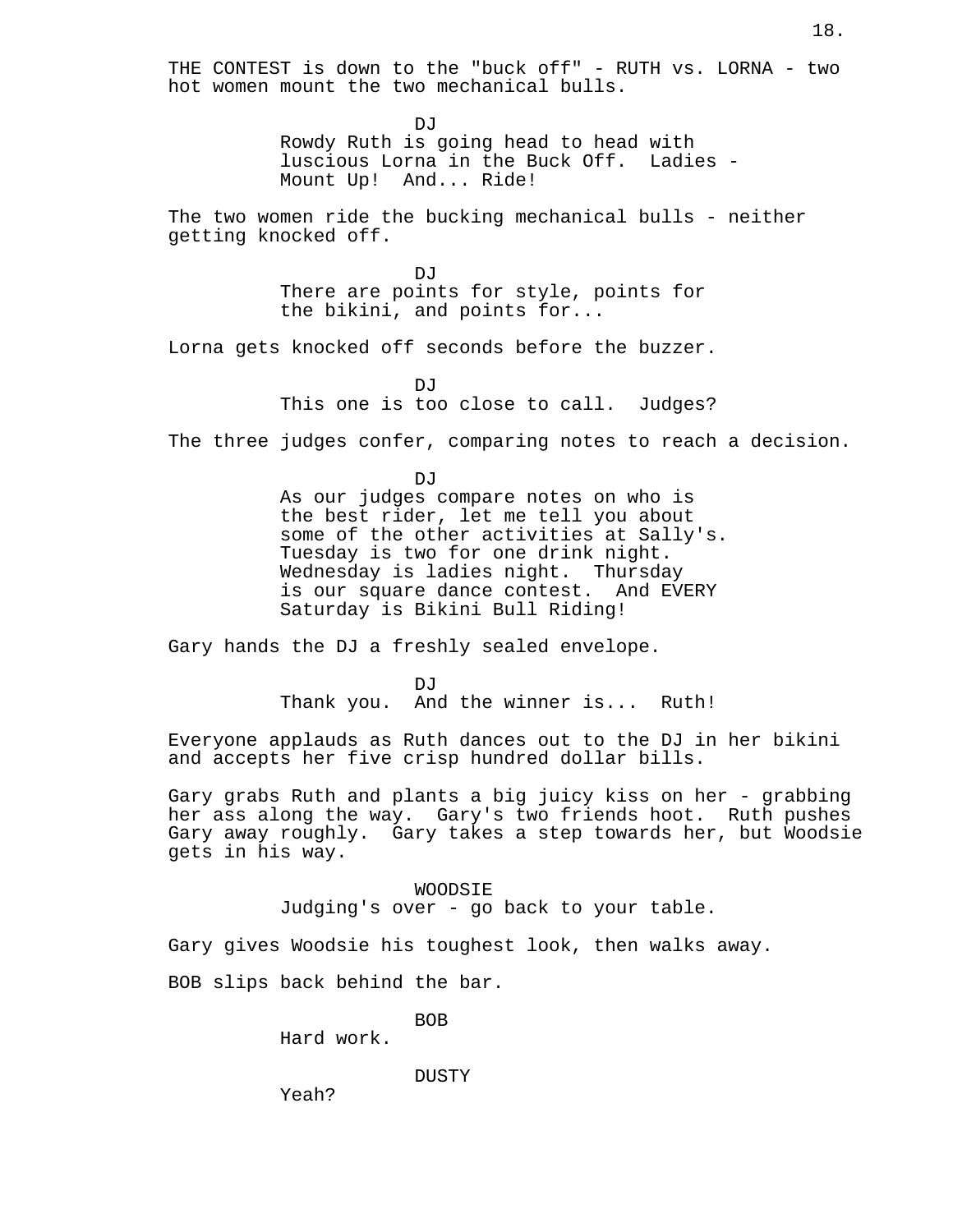THE CONTEST is down to the "buck off" - RUTH vs. LORNA - two hot women mount the two mechanical bulls.

DJ
Rowdy Ruth is going head to head with luscious Lorna in the Buck Off. Ladies - Mount Up! And... Ride!

The two women ride the bucking mechanical bulls - neither getting knocked off.

DJ
There are points for style, points for the bikini, and points for...

Lorna gets knocked off seconds before the buzzer.

DJ
This one is too close to call. Judges?

The three judges confer, comparing notes to reach a decision.

DJ
As our judges compare notes on who is the best rider, let me tell you about some of the other activities at Sally's. Tuesday is two for one drink night. Wednesday is ladies night. Thursday is our square dance contest. And EVERY Saturday is Bikini Bull Riding!

Gary hands the DJ a freshly sealed envelope.

DJ
Thank you. And the winner is... Ruth!

Everyone applauds as Ruth dances out to the DJ in her bikini and accepts her five crisp hundred dollar bills.

Gary grabs Ruth and plants a big juicy kiss on her - grabbing her ass along the way. Gary's two friends hoot. Ruth pushes Gary away roughly. Gary takes a step towards her, but Woodsie gets in his way.

WOODSIE
Judging's over - go back to your table.

Gary gives Woodsie his toughest look, then walks away.

BOB slips back behind the bar.

BOB
Hard work.

DUSTY
Yeah?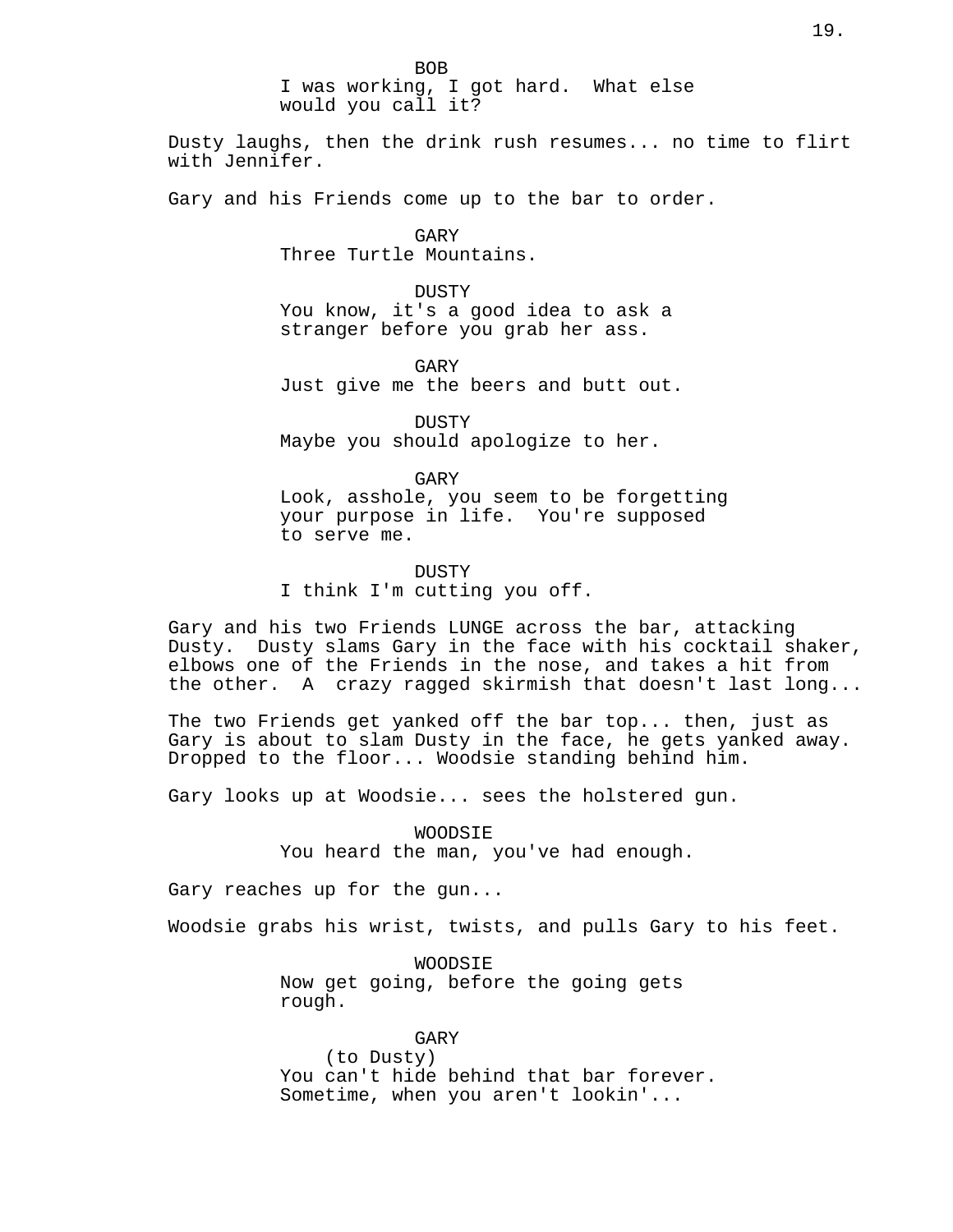BOB
I was working, I got hard. What else would you call it?

Dusty laughs, then the drink rush resumes... no time to flirt with Jennifer.

Gary and his Friends come up to the bar to order.

GARY
Three Turtle Mountains.

DUSTY
You know, it's a good idea to ask a stranger before you grab her ass.

GARY
Just give me the beers and butt out.

DUSTY
Maybe you should apologize to her.

GARY
Look, asshole, you seem to be forgetting your purpose in life. You're supposed to serve me.

DUSTY
I think I'm cutting you off.

Gary and his two Friends LUNGE across the bar, attacking Dusty. Dusty slams Gary in the face with his cocktail shaker, elbows one of the Friends in the nose, and takes a hit from the other. A crazy ragged skirmish that doesn't last long...

The two Friends get yanked off the bar top... then, just as Gary is about to slam Dusty in the face, he gets yanked away. Dropped to the floor... Woodsie standing behind him.

Gary looks up at Woodsie... sees the holstered gun.

WOODSIE
You heard the man, you've had enough.

Gary reaches up for the gun...

Woodsie grabs his wrist, twists, and pulls Gary to his feet.

WOODSIE
Now get going, before the going gets rough.

GARY
(to Dusty)
You can't hide behind that bar forever. Sometime, when you aren't lookin'...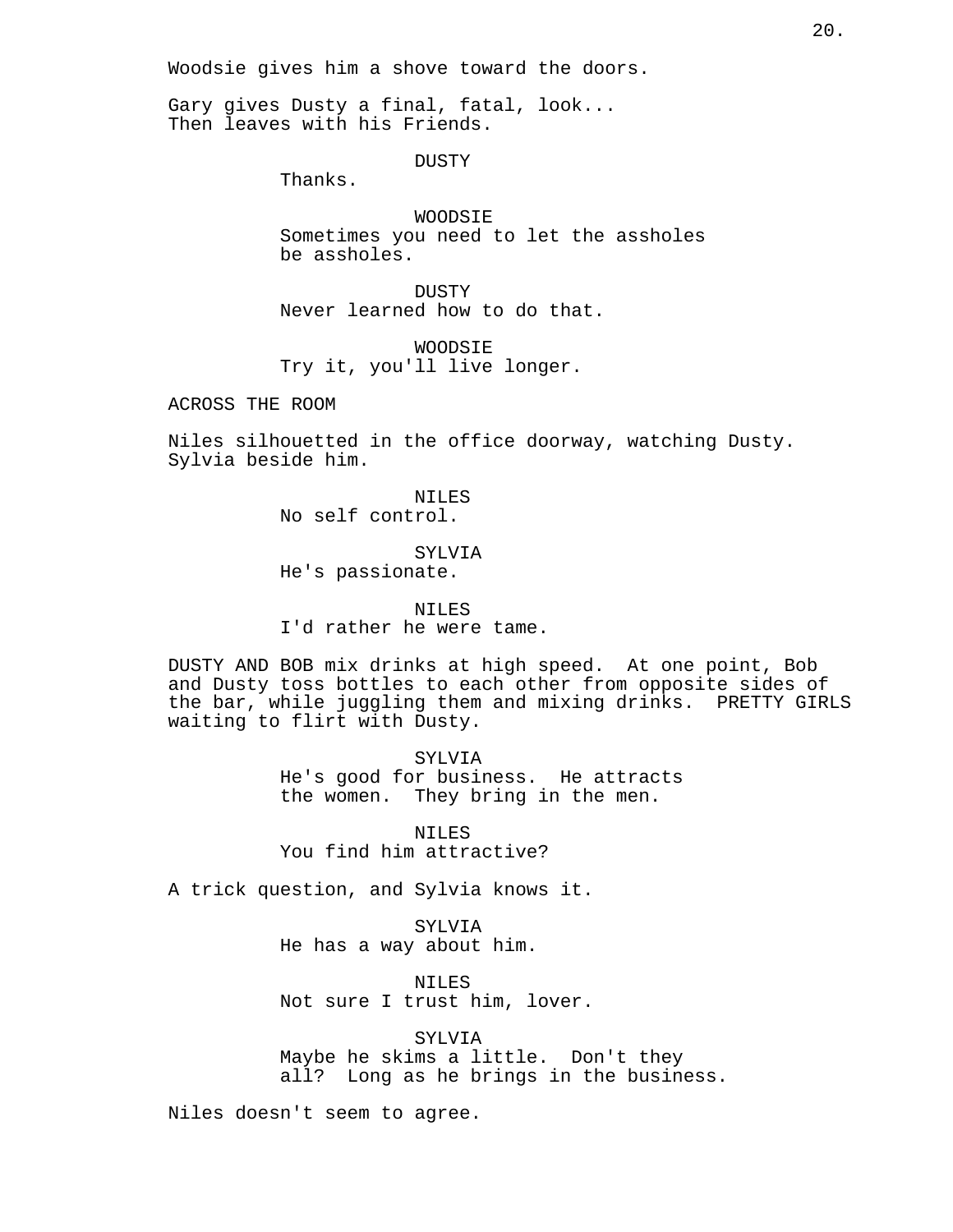Woodsie gives him a shove toward the doors.

Gary gives Dusty a final, fatal, look...
Then leaves with his Friends.

DUSTY
Thanks.

WOODSIE
Sometimes you need to let the assholes be assholes.

DUSTY
Never learned how to do that.

WOODSIE
Try it, you'll live longer.

ACROSS THE ROOM

Niles silhouetted in the office doorway, watching Dusty. Sylvia beside him.

NILES
No self control.

SYLVIA
He's passionate.

NILES
I'd rather he were tame.

DUSTY AND BOB mix drinks at high speed. At one point, Bob and Dusty toss bottles to each other from opposite sides of the bar, while juggling them and mixing drinks. PRETTY GIRLS waiting to flirt with Dusty.

SYLVIA
He's good for business. He attracts the women. They bring in the men.

NILES
You find him attractive?

A trick question, and Sylvia knows it.

SYLVIA
He has a way about him.

NILES
Not sure I trust him, lover.

SYLVIA
Maybe he skims a little. Don't they all? Long as he brings in the business.

Niles doesn't seem to agree.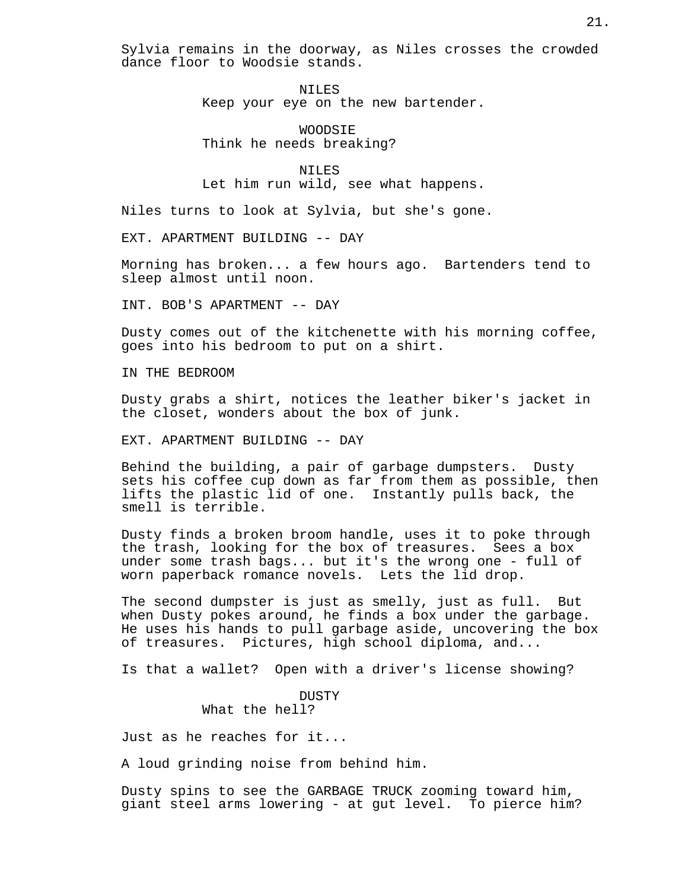Sylvia remains in the doorway, as Niles crosses the crowded dance floor to Woodsie stands.

NILES
Keep your eye on the new bartender.

WOODSIE
Think he needs breaking?

NILES
Let him run wild, see what happens.

Niles turns to look at Sylvia, but she's gone.

EXT. APARTMENT BUILDING -- DAY

Morning has broken... a few hours ago. Bartenders tend to sleep almost until noon.

INT. BOB'S APARTMENT -- DAY

Dusty comes out of the kitchenette with his morning coffee, goes into his bedroom to put on a shirt.

IN THE BEDROOM

Dusty grabs a shirt, notices the leather biker's jacket in the closet, wonders about the box of junk.

EXT. APARTMENT BUILDING -- DAY

Behind the building, a pair of garbage dumpsters. Dusty sets his coffee cup down as far from them as possible, then lifts the plastic lid of one. Instantly pulls back, the smell is terrible.

Dusty finds a broken broom handle, uses it to poke through the trash, looking for the box of treasures. Sees a box under some trash bags... but it's the wrong one - full of worn paperback romance novels. Lets the lid drop.

The second dumpster is just as smelly, just as full. But when Dusty pokes around, he finds a box under the garbage. He uses his hands to pull garbage aside, uncovering the box of treasures. Pictures, high school diploma, and...

Is that a wallet? Open with a driver's license showing?

DUSTY
What the hell?

Just as he reaches for it...

A loud grinding noise from behind him.

Dusty spins to see the GARBAGE TRUCK zooming toward him, giant steel arms lowering - at gut level. To pierce him?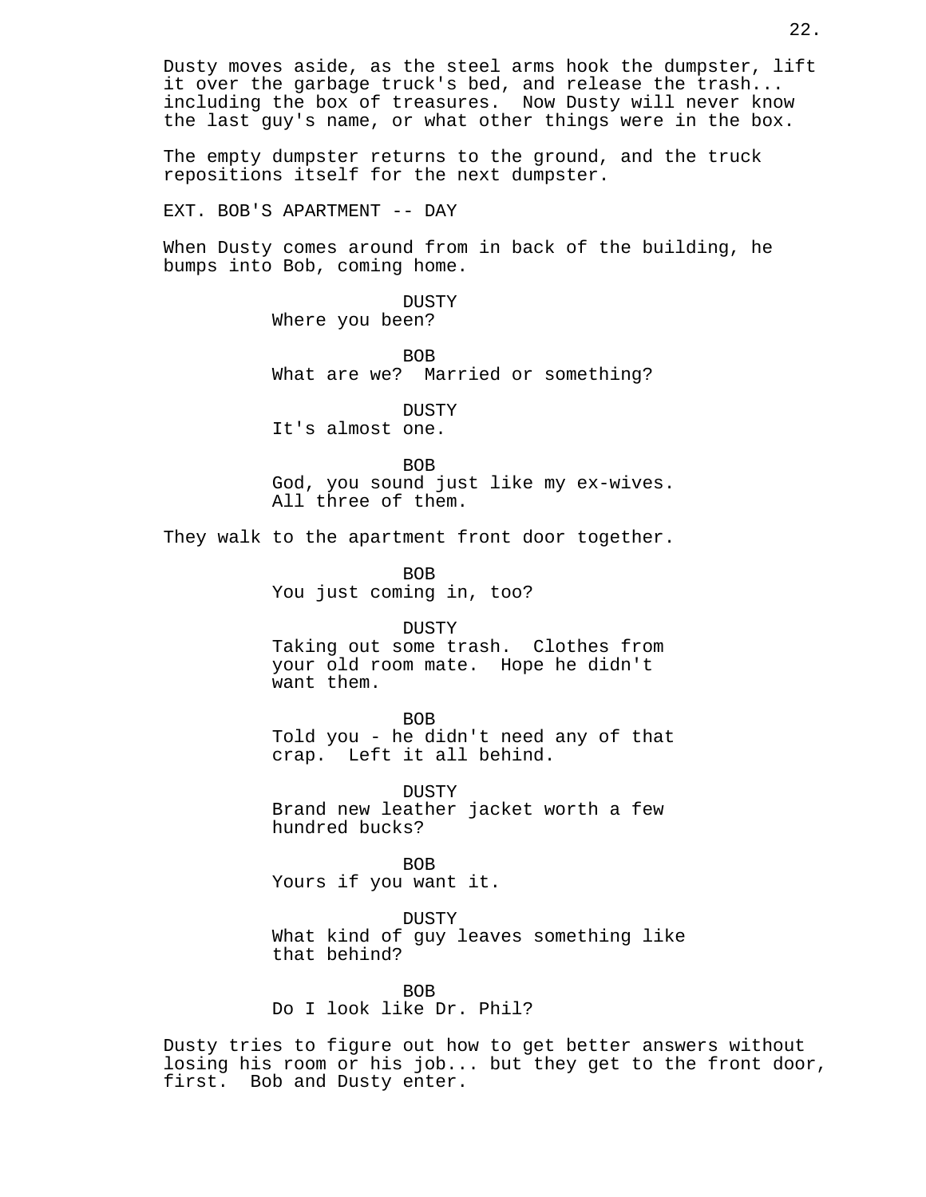Dusty moves aside, as the steel arms hook the dumpster, lift it over the garbage truck's bed, and release the trash... including the box of treasures. Now Dusty will never know the last guy's name, or what other things were in the box.

The empty dumpster returns to the ground, and the truck repositions itself for the next dumpster.

EXT. BOB'S APARTMENT -- DAY

When Dusty comes around from in back of the building, he bumps into Bob, coming home.

DUSTY
Where you been?

BOB
What are we? Married or something?

DUSTY
It's almost one.

BOB
God, you sound just like my ex-wives. All three of them.

They walk to the apartment front door together.

BOB
You just coming in, too?

DUSTY
Taking out some trash. Clothes from your old room mate. Hope he didn't want them.

BOB
Told you - he didn't need any of that crap. Left it all behind.

DUSTY
Brand new leather jacket worth a few hundred bucks?

BOB
Yours if you want it.

DUSTY
What kind of guy leaves something like that behind?

BOB
Do I look like Dr. Phil?

Dusty tries to figure out how to get better answers without losing his room or his job... but they get to the front door, first. Bob and Dusty enter.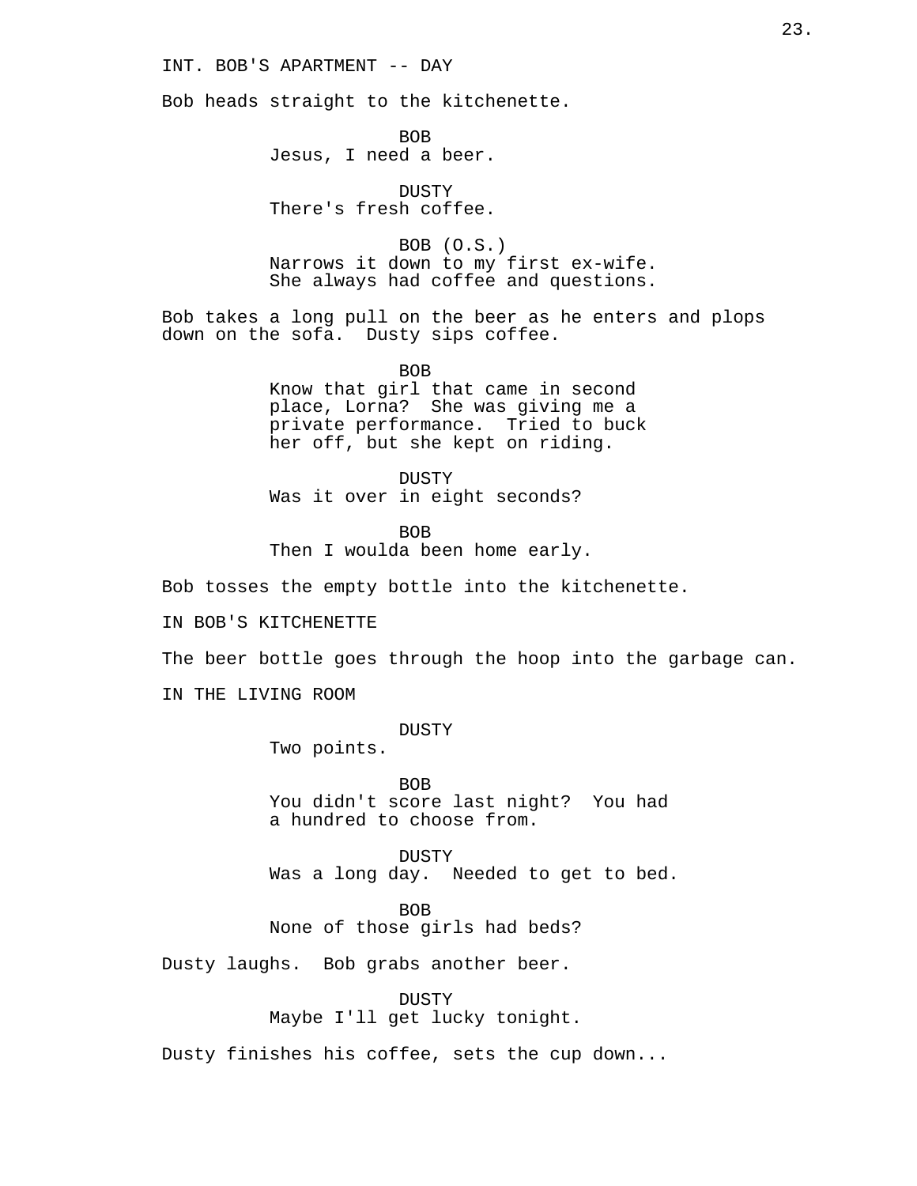INT. BOB'S APARTMENT -- DAY

Bob heads straight to the kitchenette.

BOB
Jesus, I need a beer.

DUSTY
There's fresh coffee.

BOB (O.S.)
Narrows it down to my first ex-wife. She always had coffee and questions.

Bob takes a long pull on the beer as he enters and plops down on the sofa. Dusty sips coffee.

BOB
Know that girl that came in second place, Lorna? She was giving me a private performance. Tried to buck her off, but she kept on riding.

DUSTY
Was it over in eight seconds?

BOB
Then I woulda been home early.

Bob tosses the empty bottle into the kitchenette.

IN BOB'S KITCHENETTE

The beer bottle goes through the hoop into the garbage can.

IN THE LIVING ROOM

DUSTY
Two points.

BOB
You didn't score last night? You had a hundred to choose from.

DUSTY
Was a long day. Needed to get to bed.

BOB
None of those girls had beds?

Dusty laughs. Bob grabs another beer.

DUSTY
Maybe I'll get lucky tonight.

Dusty finishes his coffee, sets the cup down...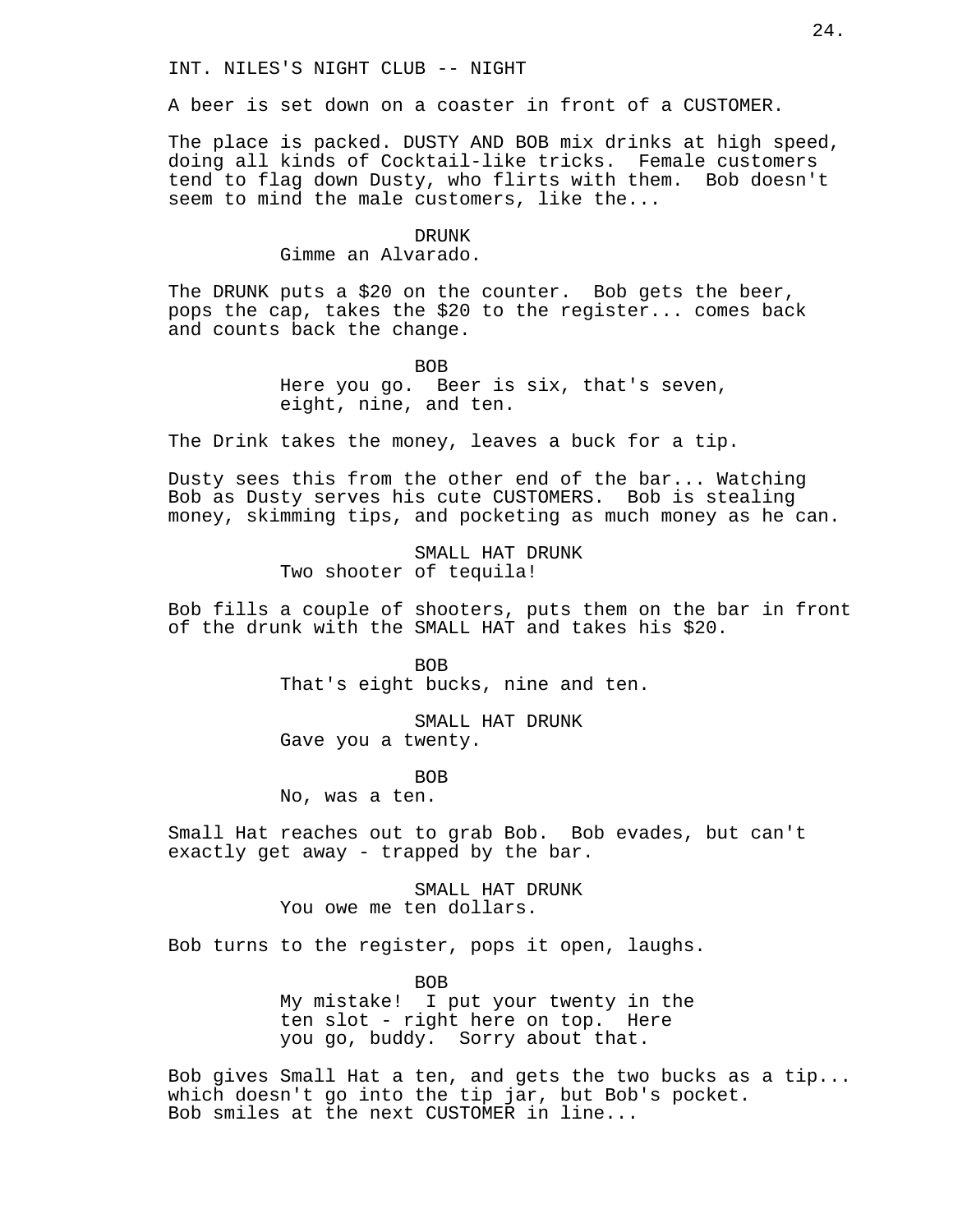INT. NILES'S NIGHT CLUB -- NIGHT

A beer is set down on a coaster in front of a CUSTOMER.

The place is packed. DUSTY AND BOB mix drinks at high speed, doing all kinds of Cocktail-like tricks. Female customers tend to flag down Dusty, who flirts with them. Bob doesn't seem to mind the male customers, like the...

DRUNK
Gimme an Alvarado.

The DRUNK puts a $20 on the counter. Bob gets the beer, pops the cap, takes the $20 to the register... comes back and counts back the change.

BOB
Here you go. Beer is six, that's seven, eight, nine, and ten.

The Drink takes the money, leaves a buck for a tip.

Dusty sees this from the other end of the bar... Watching Bob as Dusty serves his cute CUSTOMERS. Bob is stealing money, skimming tips, and pocketing as much money as he can.

SMALL HAT DRUNK
Two shooter of tequila!

Bob fills a couple of shooters, puts them on the bar in front of the drunk with the SMALL HAT and takes his $20.

BOB
That's eight bucks, nine and ten.

SMALL HAT DRUNK
Gave you a twenty.

BOB
No, was a ten.

Small Hat reaches out to grab Bob. Bob evades, but can't exactly get away - trapped by the bar.

SMALL HAT DRUNK
You owe me ten dollars.

Bob turns to the register, pops it open, laughs.

BOB
My mistake! I put your twenty in the ten slot - right here on top. Here you go, buddy. Sorry about that.

Bob gives Small Hat a ten, and gets the two bucks as a tip... which doesn't go into the tip jar, but Bob's pocket. Bob smiles at the next CUSTOMER in line...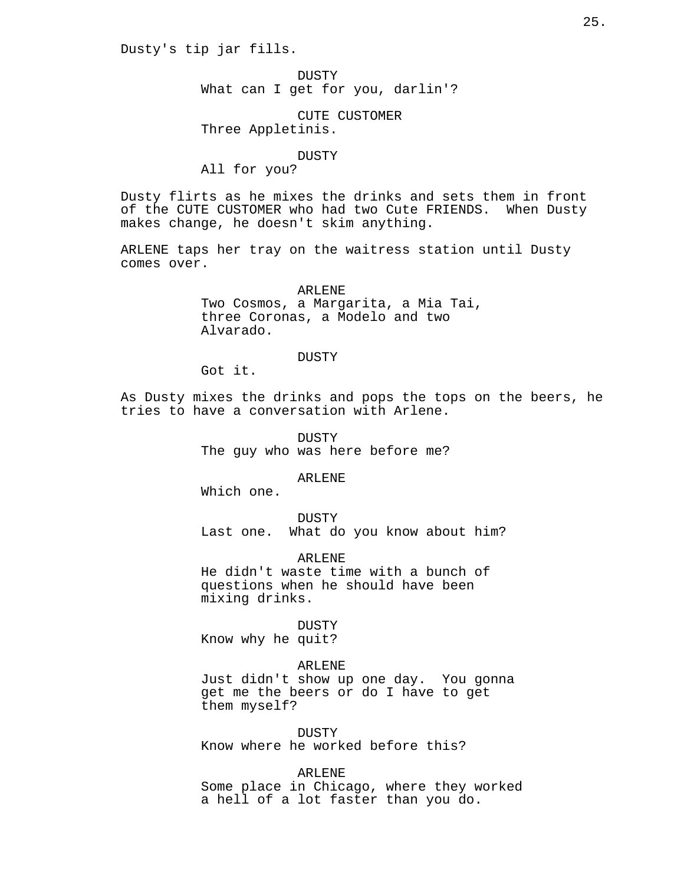Dusty's tip jar fills.

DUSTY
What can I get for you, darlin'?

CUTE CUSTOMER
Three Appletinis.

DUSTY
All for you?

Dusty flirts as he mixes the drinks and sets them in front of the CUTE CUSTOMER who had two Cute FRIENDS. When Dusty makes change, he doesn't skim anything.

ARLENE taps her tray on the waitress station until Dusty comes over.

ARLENE
Two Cosmos, a Margarita, a Mia Tai, three Coronas, a Modelo and two Alvarado.

DUSTY
Got it.

As Dusty mixes the drinks and pops the tops on the beers, he tries to have a conversation with Arlene.

DUSTY
The guy who was here before me?

ARLENE
Which one.

DUSTY
Last one. What do you know about him?

ARLENE
He didn't waste time with a bunch of questions when he should have been mixing drinks.

DUSTY
Know why he quit?

ARLENE
Just didn't show up one day. You gonna get me the beers or do I have to get them myself?

DUSTY
Know where he worked before this?

ARLENE
Some place in Chicago, where they worked a hell of a lot faster than you do.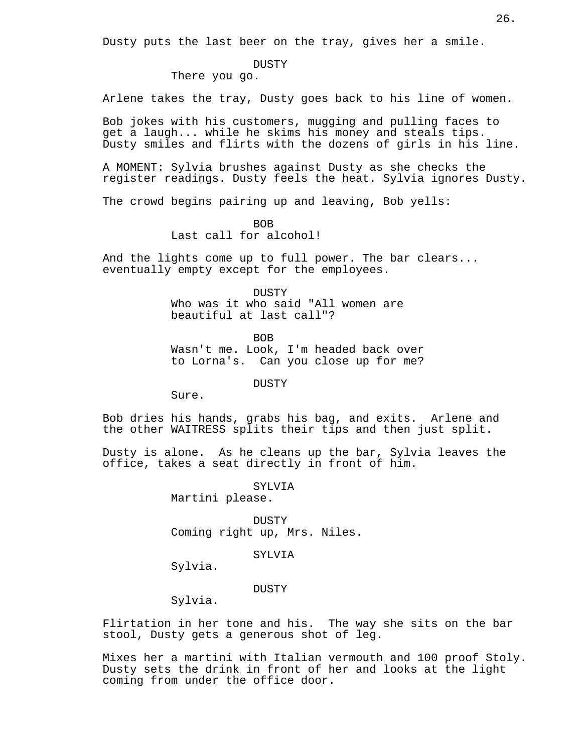Dusty puts the last beer on the tray, gives her a smile.

DUSTY
There you go.

Arlene takes the tray, Dusty goes back to his line of women.

Bob jokes with his customers, mugging and pulling faces to get a laugh... while he skims his money and steals tips. Dusty smiles and flirts with the dozens of girls in his line.

A MOMENT: Sylvia brushes against Dusty as she checks the register readings. Dusty feels the heat. Sylvia ignores Dusty.

The crowd begins pairing up and leaving, Bob yells:

BOB
Last call for alcohol!

And the lights come up to full power. The bar clears... eventually empty except for the employees.

DUSTY
Who was it who said "All women are beautiful at last call"?

BOB
Wasn't me. Look, I'm headed back over to Lorna's. Can you close up for me?

DUSTY
Sure.

Bob dries his hands, grabs his bag, and exits. Arlene and the other WAITRESS splits their tips and then just split.

Dusty is alone. As he cleans up the bar, Sylvia leaves the office, takes a seat directly in front of him.

SYLVIA
Martini please.

DUSTY
Coming right up, Mrs. Niles.

SYLVIA
Sylvia.

DUSTY
Sylvia.

Flirtation in her tone and his. The way she sits on the bar stool, Dusty gets a generous shot of leg.

Mixes her a martini with Italian vermouth and 100 proof Stoly. Dusty sets the drink in front of her and looks at the light coming from under the office door.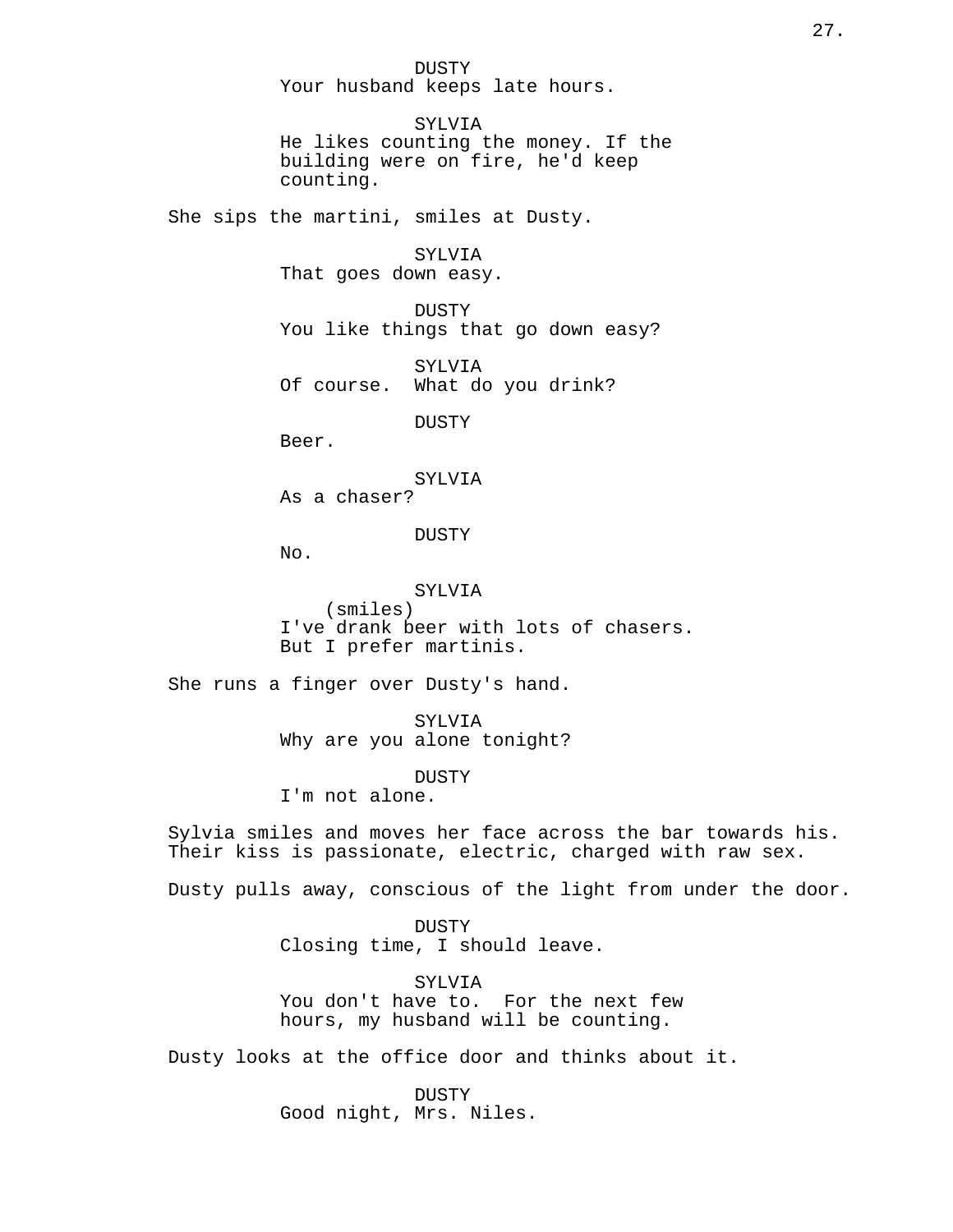DUSTY
Your husband keeps late hours.

SYLVIA
He likes counting the money. If the building were on fire, he'd keep counting.

She sips the martini, smiles at Dusty.

SYLVIA
That goes down easy.

DUSTY
You like things that go down easy?

SYLVIA
Of course.  What do you drink?

DUSTY
Beer.

SYLVIA
As a chaser?

DUSTY
No.

SYLVIA
(smiles)
I've drank beer with lots of chasers. But I prefer martinis.

She runs a finger over Dusty's hand.

SYLVIA
Why are you alone tonight?

DUSTY
I'm not alone.

Sylvia smiles and moves her face across the bar towards his. Their kiss is passionate, electric, charged with raw sex.

Dusty pulls away, conscious of the light from under the door.

DUSTY
Closing time, I should leave.

SYLVIA
You don't have to.  For the next few hours, my husband will be counting.

Dusty looks at the office door and thinks about it.

DUSTY
Good night, Mrs. Niles.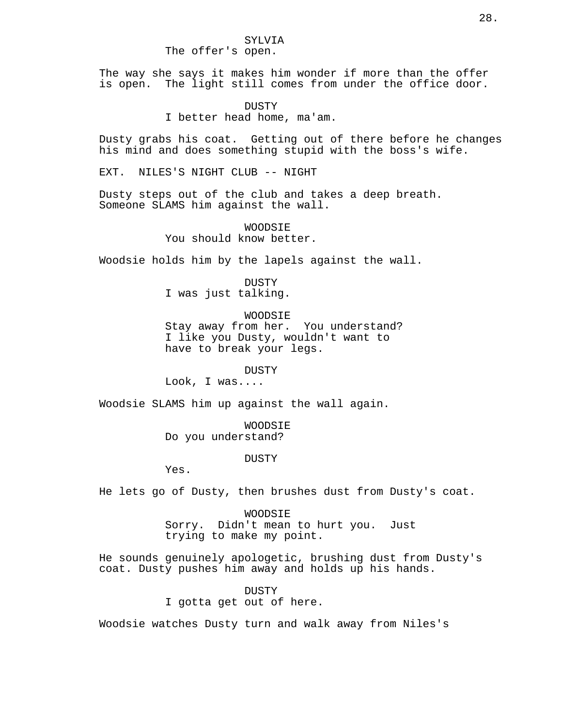SYLVIA
The offer's open.

The way she says it makes him wonder if more than the offer is open. The light still comes from under the office door.

DUSTY
I better head home, ma'am.

Dusty grabs his coat. Getting out of there before he changes his mind and does something stupid with the boss's wife.

EXT. NILES'S NIGHT CLUB -- NIGHT

Dusty steps out of the club and takes a deep breath. Someone SLAMS him against the wall.

WOODSIE
You should know better.

Woodsie holds him by the lapels against the wall.

DUSTY
I was just talking.

WOODSIE
Stay away from her. You understand? I like you Dusty, wouldn't want to have to break your legs.

DUSTY
Look, I was....

Woodsie SLAMS him up against the wall again.

WOODSIE
Do you understand?

DUSTY
Yes.

He lets go of Dusty, then brushes dust from Dusty's coat.

WOODSIE
Sorry. Didn't mean to hurt you. Just trying to make my point.

He sounds genuinely apologetic, brushing dust from Dusty's coat. Dusty pushes him away and holds up his hands.

DUSTY
I gotta get out of here.

Woodsie watches Dusty turn and walk away from Niles's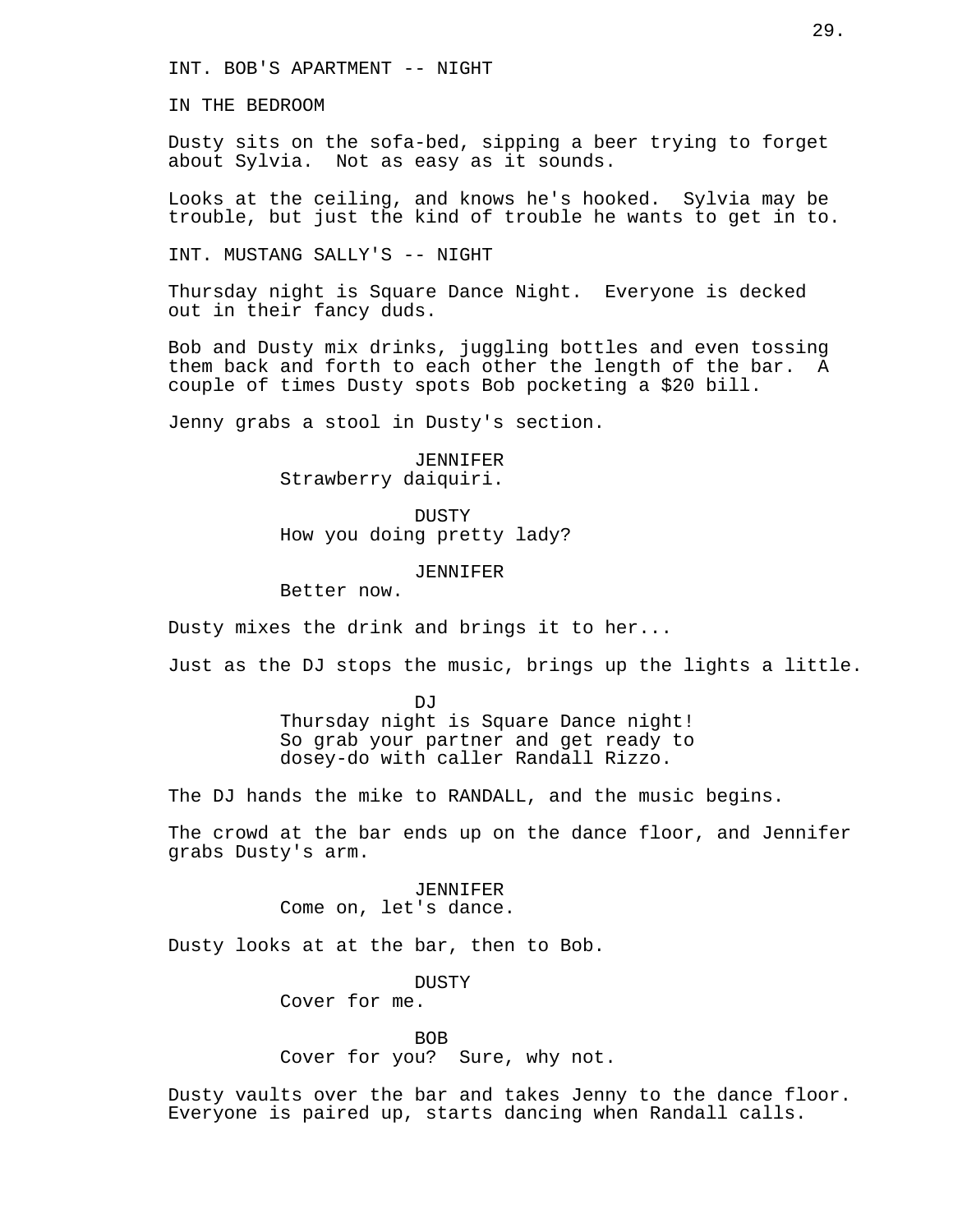INT. BOB'S APARTMENT -- NIGHT

IN THE BEDROOM

Dusty sits on the sofa-bed, sipping a beer trying to forget about Sylvia. Not as easy as it sounds.

Looks at the ceiling, and knows he's hooked. Sylvia may be trouble, but just the kind of trouble he wants to get in to.

INT. MUSTANG SALLY'S -- NIGHT

Thursday night is Square Dance Night. Everyone is decked out in their fancy duds.

Bob and Dusty mix drinks, juggling bottles and even tossing them back and forth to each other the length of the bar. A couple of times Dusty spots Bob pocketing a $20 bill.

Jenny grabs a stool in Dusty's section.

JENNIFER
Strawberry daiquiri.

DUSTY
How you doing pretty lady?

JENNIFER
Better now.

Dusty mixes the drink and brings it to her...

Just as the DJ stops the music, brings up the lights a little.

DJ
Thursday night is Square Dance night! So grab your partner and get ready to dosey-do with caller Randall Rizzo.

The DJ hands the mike to RANDALL, and the music begins.

The crowd at the bar ends up on the dance floor, and Jennifer grabs Dusty's arm.

JENNIFER
Come on, let's dance.

Dusty looks at at the bar, then to Bob.

DUSTY
Cover for me.

BOB
Cover for you? Sure, why not.

Dusty vaults over the bar and takes Jenny to the dance floor. Everyone is paired up, starts dancing when Randall calls.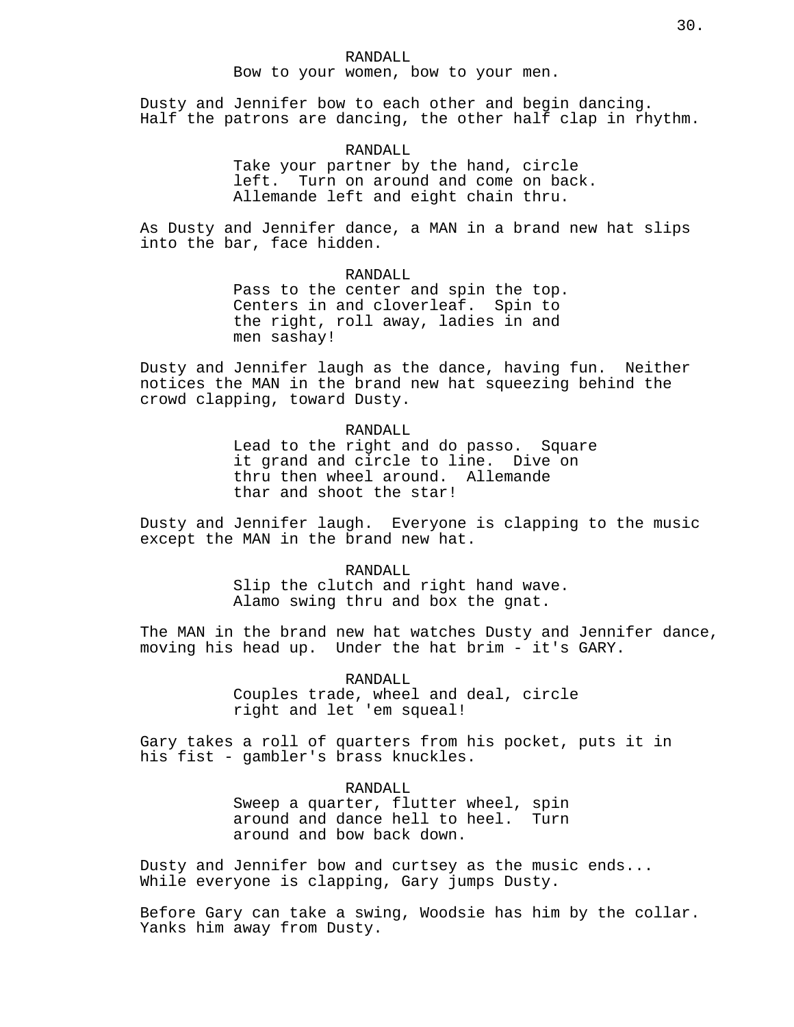RANDALL

Bow to your women, bow to your men.

Dusty and Jennifer bow to each other and begin dancing. Half the patrons are dancing, the other half clap in rhythm.

RANDALL

Take your partner by the hand, circle left. Turn on around and come on back. Allemande left and eight chain thru.

As Dusty and Jennifer dance, a MAN in a brand new hat slips into the bar, face hidden.

RANDALL

Pass to the center and spin the top. Centers in and cloverleaf. Spin to the right, roll away, ladies in and men sashay!

Dusty and Jennifer laugh as the dance, having fun. Neither notices the MAN in the brand new hat squeezing behind the crowd clapping, toward Dusty.

RANDALL

Lead to the right and do passo. Square it grand and circle to line. Dive on thru then wheel around. Allemande thar and shoot the star!

Dusty and Jennifer laugh. Everyone is clapping to the music except the MAN in the brand new hat.

RANDALL

Slip the clutch and right hand wave. Alamo swing thru and box the gnat.

The MAN in the brand new hat watches Dusty and Jennifer dance, moving his head up. Under the hat brim - it's GARY.

RANDALL

Couples trade, wheel and deal, circle right and let 'em squeal!

Gary takes a roll of quarters from his pocket, puts it in his fist - gambler's brass knuckles.

RANDALL

Sweep a quarter, flutter wheel, spin around and dance hell to heel. Turn around and bow back down.

Dusty and Jennifer bow and curtsey as the music ends... While everyone is clapping, Gary jumps Dusty.

Before Gary can take a swing, Woodsie has him by the collar. Yanks him away from Dusty.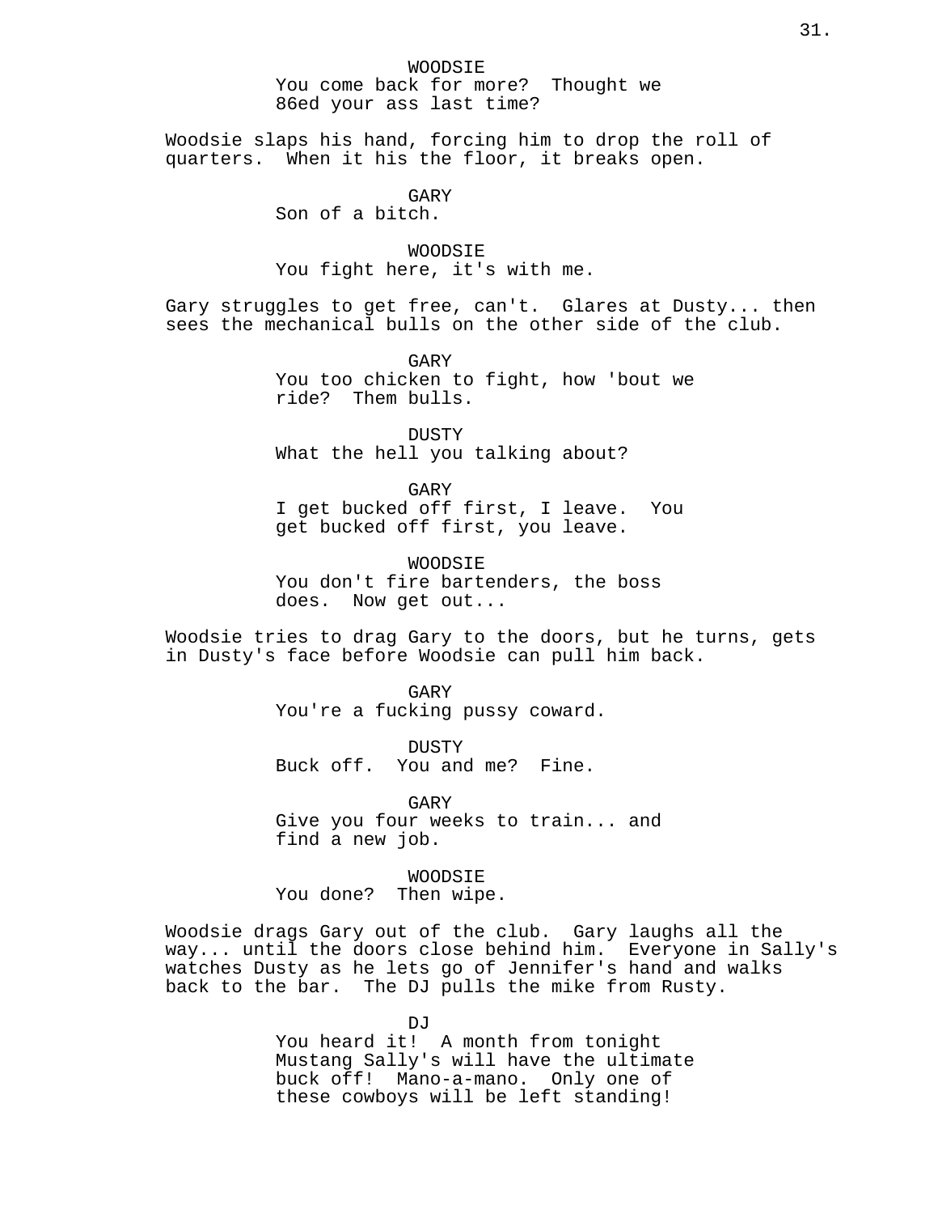WOODSIE
You come back for more? Thought we 86ed your ass last time?

Woodsie slaps his hand, forcing him to drop the roll of quarters. When it his the floor, it breaks open.

GARY
Son of a bitch.

WOODSIE
You fight here, it's with me.

Gary struggles to get free, can't. Glares at Dusty... then sees the mechanical bulls on the other side of the club.

GARY
You too chicken to fight, how 'bout we ride? Them bulls.

DUSTY
What the hell you talking about?

GARY
I get bucked off first, I leave. You get bucked off first, you leave.

WOODSIE
You don't fire bartenders, the boss does. Now get out...

Woodsie tries to drag Gary to the doors, but he turns, gets in Dusty's face before Woodsie can pull him back.

GARY
You're a fucking pussy coward.

DUSTY
Buck off. You and me? Fine.

GARY
Give you four weeks to train... and find a new job.

WOODSIE
You done? Then wipe.

Woodsie drags Gary out of the club. Gary laughs all the way... until the doors close behind him. Everyone in Sally's watches Dusty as he lets go of Jennifer's hand and walks back to the bar. The DJ pulls the mike from Rusty.

DJ
You heard it! A month from tonight Mustang Sally's will have the ultimate buck off! Mano-a-mano. Only one of these cowboys will be left standing!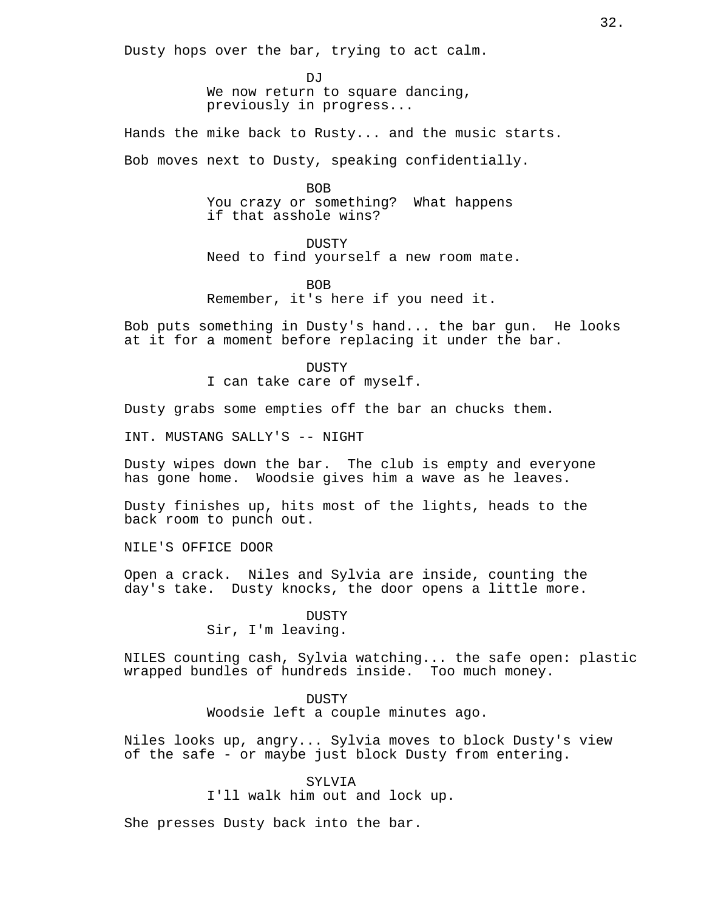Dusty hops over the bar, trying to act calm.

DJ
We now return to square dancing, previously in progress...

Hands the mike back to Rusty... and the music starts.

Bob moves next to Dusty, speaking confidentially.

BOB
You crazy or something? What happens if that asshole wins?

DUSTY
Need to find yourself a new room mate.

BOB
Remember, it's here if you need it.

Bob puts something in Dusty's hand... the bar gun. He looks at it for a moment before replacing it under the bar.

DUSTY
I can take care of myself.

Dusty grabs some empties off the bar an chucks them.

INT. MUSTANG SALLY'S -- NIGHT

Dusty wipes down the bar. The club is empty and everyone has gone home. Woodsie gives him a wave as he leaves.

Dusty finishes up, hits most of the lights, heads to the back room to punch out.

NILE'S OFFICE DOOR

Open a crack. Niles and Sylvia are inside, counting the day's take. Dusty knocks, the door opens a little more.

DUSTY
Sir, I'm leaving.

NILES counting cash, Sylvia watching... the safe open: plastic wrapped bundles of hundreds inside. Too much money.

DUSTY
Woodsie left a couple minutes ago.

Niles looks up, angry... Sylvia moves to block Dusty's view of the safe - or maybe just block Dusty from entering.

SYLVIA
I'll walk him out and lock up.

She presses Dusty back into the bar.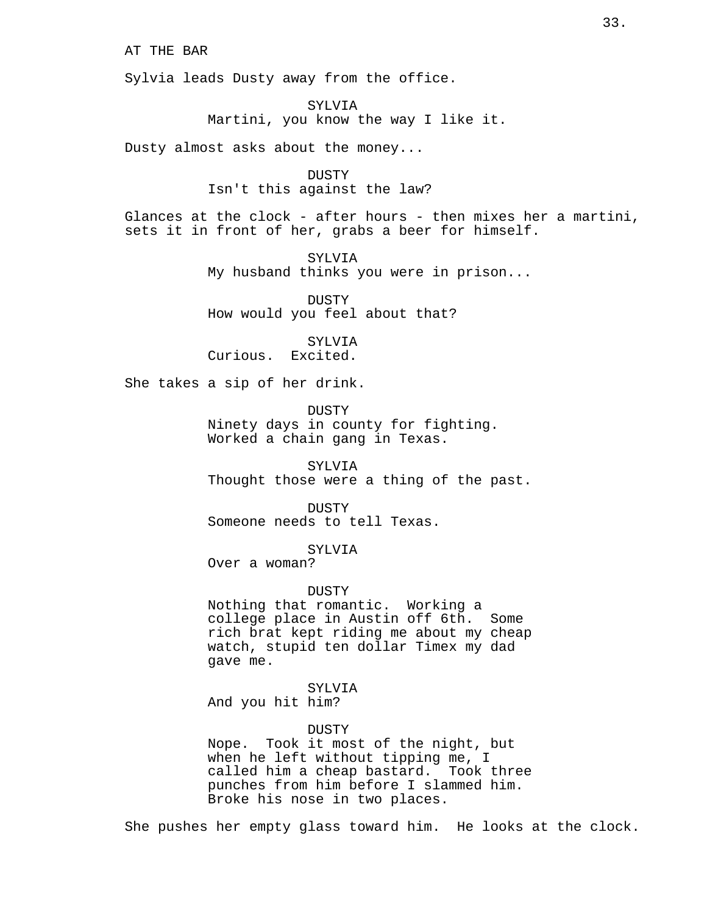AT THE BAR

Sylvia leads Dusty away from the office.

SYLVIA
Martini, you know the way I like it.

Dusty almost asks about the money...

DUSTY
Isn't this against the law?

Glances at the clock - after hours - then mixes her a martini, sets it in front of her, grabs a beer for himself.

SYLVIA
My husband thinks you were in prison...

DUSTY
How would you feel about that?

SYLVIA
Curious.  Excited.

She takes a sip of her drink.

DUSTY
Ninety days in county for fighting.
Worked a chain gang in Texas.

SYLVIA
Thought those were a thing of the past.

DUSTY
Someone needs to tell Texas.

SYLVIA
Over a woman?

DUSTY
Nothing that romantic.  Working a college place in Austin off 6th.  Some rich brat kept riding me about my cheap watch, stupid ten dollar Timex my dad gave me.

SYLVIA
And you hit him?

DUSTY
Nope.  Took it most of the night, but when he left without tipping me, I called him a cheap bastard.  Took three punches from him before I slammed him.
Broke his nose in two places.

She pushes her empty glass toward him.  He looks at the clock.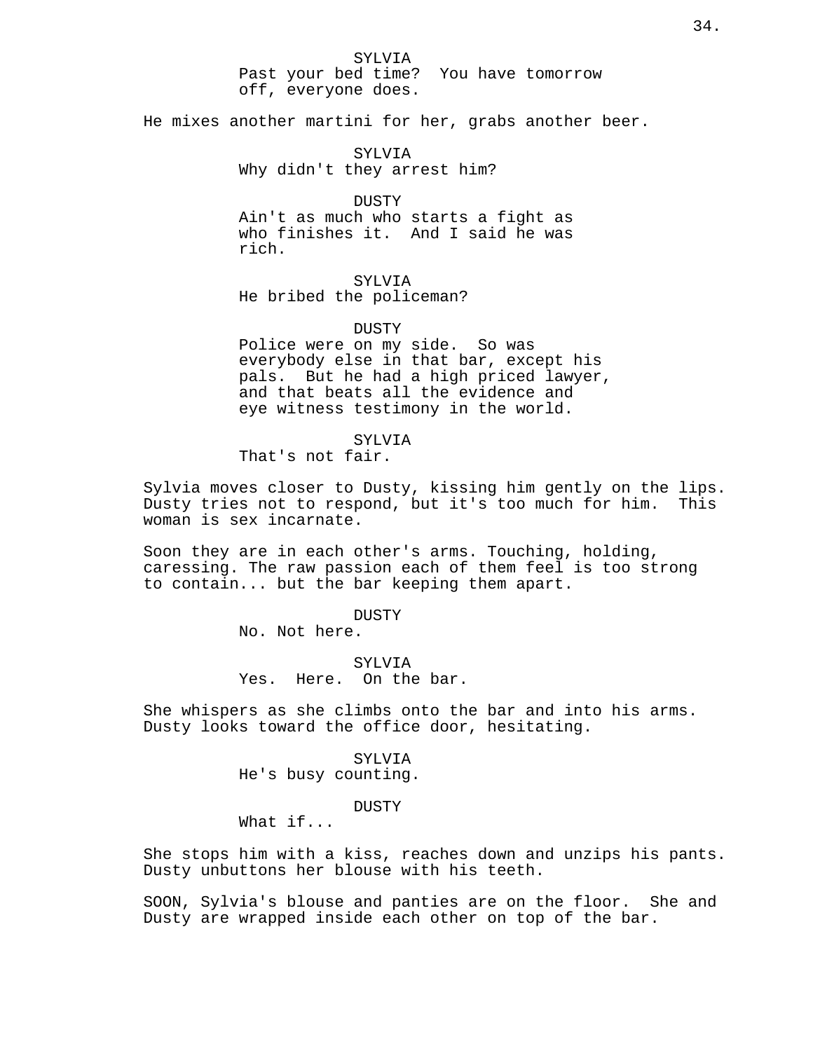SYLVIA
Past your bed time?  You have tomorrow off, everyone does.

He mixes another martini for her, grabs another beer.

SYLVIA
Why didn't they arrest him?

DUSTY
Ain't as much who starts a fight as who finishes it.  And I said he was rich.

SYLVIA
He bribed the policeman?

DUSTY
Police were on my side.  So was everybody else in that bar, except his pals.  But he had a high priced lawyer, and that beats all the evidence and eye witness testimony in the world.

SYLVIA
That's not fair.

Sylvia moves closer to Dusty, kissing him gently on the lips. Dusty tries not to respond, but it's too much for him.  This woman is sex incarnate.

Soon they are in each other's arms. Touching, holding, caressing. The raw passion each of them feel is too strong to contain... but the bar keeping them apart.

DUSTY
No. Not here.

SYLVIA
Yes.  Here.  On the bar.

She whispers as she climbs onto the bar and into his arms. Dusty looks toward the office door, hesitating.

SYLVIA
He's busy counting.

DUSTY
What if...

She stops him with a kiss, reaches down and unzips his pants. Dusty unbuttons her blouse with his teeth.

SOON, Sylvia's blouse and panties are on the floor.  She and Dusty are wrapped inside each other on top of the bar.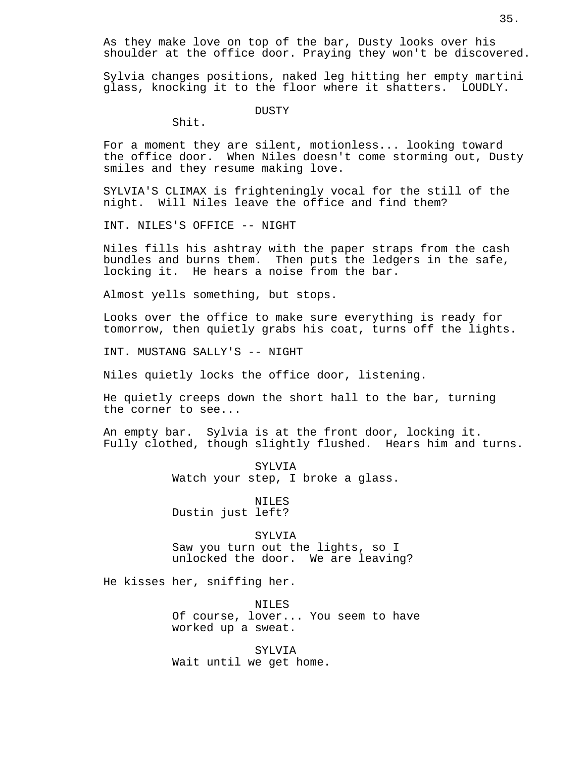As they make love on top of the bar, Dusty looks over his shoulder at the office door. Praying they won't be discovered.

Sylvia changes positions, naked leg hitting her empty martini glass, knocking it to the floor where it shatters.  LOUDLY.

DUSTY
Shit.

For a moment they are silent, motionless... looking toward the office door.  When Niles doesn't come storming out, Dusty smiles and they resume making love.

SYLVIA'S CLIMAX is frighteningly vocal for the still of the night.  Will Niles leave the office and find them?

INT. NILES'S OFFICE -- NIGHT

Niles fills his ashtray with the paper straps from the cash bundles and burns them.  Then puts the ledgers in the safe, locking it.  He hears a noise from the bar.

Almost yells something, but stops.

Looks over the office to make sure everything is ready for tomorrow, then quietly grabs his coat, turns off the lights.

INT. MUSTANG SALLY'S -- NIGHT

Niles quietly locks the office door, listening.

He quietly creeps down the short hall to the bar, turning the corner to see...

An empty bar.  Sylvia is at the front door, locking it. Fully clothed, though slightly flushed.  Hears him and turns.

SYLVIA
Watch your step, I broke a glass.

NILES
Dustin just left?

SYLVIA
Saw you turn out the lights, so I unlocked the door.  We are leaving?

He kisses her, sniffing her.

NILES
Of course, lover... You seem to have worked up a sweat.

SYLVIA
Wait until we get home.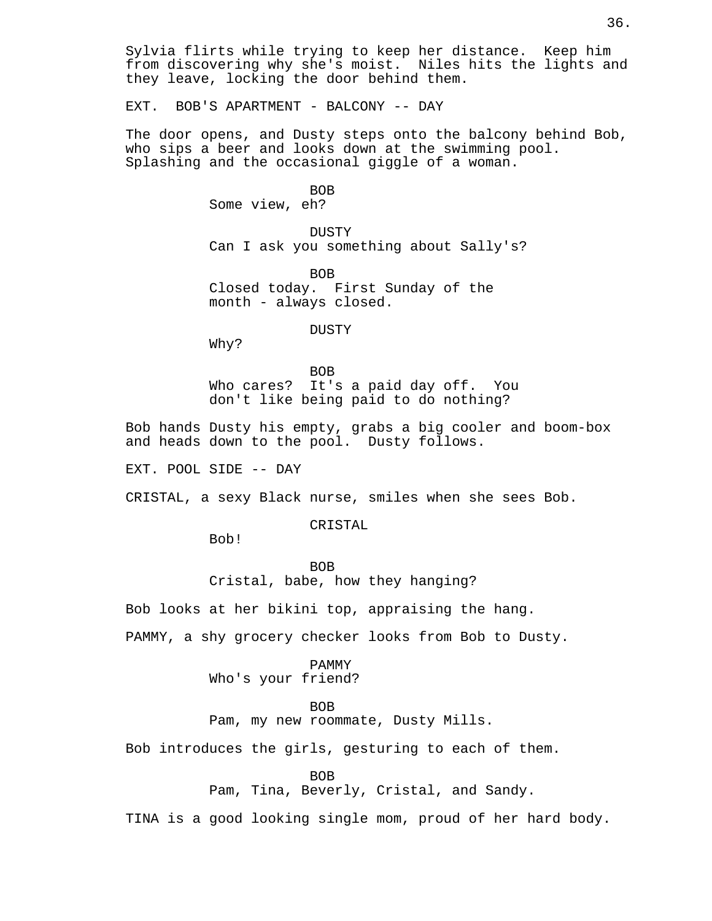Sylvia flirts while trying to keep her distance. Keep him from discovering why she's moist. Niles hits the lights and they leave, locking the door behind them.

EXT. BOB'S APARTMENT - BALCONY -- DAY

The door opens, and Dusty steps onto the balcony behind Bob, who sips a beer and looks down at the swimming pool. Splashing and the occasional giggle of a woman.

BOB
Some view, eh?

DUSTY
Can I ask you something about Sally's?

BOB
Closed today. First Sunday of the month - always closed.

DUSTY
Why?

BOB
Who cares? It's a paid day off. You don't like being paid to do nothing?

Bob hands Dusty his empty, grabs a big cooler and boom-box and heads down to the pool. Dusty follows.

EXT. POOL SIDE -- DAY

CRISTAL, a sexy Black nurse, smiles when she sees Bob.

CRISTAL
Bob!

BOB
Cristal, babe, how they hanging?

Bob looks at her bikini top, appraising the hang.

PAMMY, a shy grocery checker looks from Bob to Dusty.

PAMMY
Who's your friend?

BOB
Pam, my new roommate, Dusty Mills.

Bob introduces the girls, gesturing to each of them.

BOB
Pam, Tina, Beverly, Cristal, and Sandy.

TINA is a good looking single mom, proud of her hard body.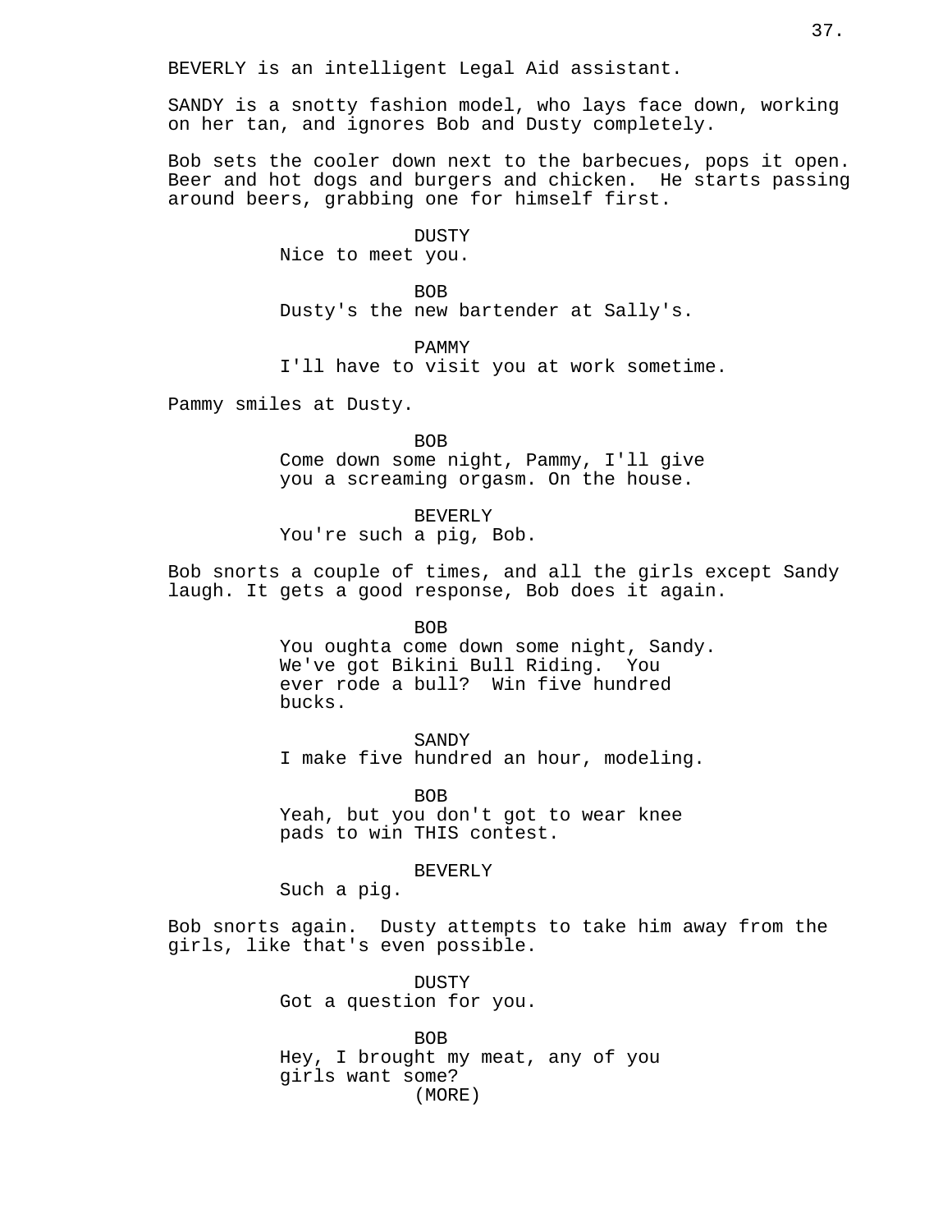BEVERLY is an intelligent Legal Aid assistant.

SANDY is a snotty fashion model, who lays face down, working on her tan, and ignores Bob and Dusty completely.

Bob sets the cooler down next to the barbecues, pops it open. Beer and hot dogs and burgers and chicken. He starts passing around beers, grabbing one for himself first.

DUSTY
Nice to meet you.

BOB
Dusty's the new bartender at Sally's.

PAMMY
I'll have to visit you at work sometime.

Pammy smiles at Dusty.

BOB
Come down some night, Pammy, I'll give you a screaming orgasm. On the house.

BEVERLY
You're such a pig, Bob.

Bob snorts a couple of times, and all the girls except Sandy laugh. It gets a good response, Bob does it again.

BOB
You oughta come down some night, Sandy. We've got Bikini Bull Riding. You ever rode a bull? Win five hundred bucks.

SANDY
I make five hundred an hour, modeling.

BOB
Yeah, but you don't got to wear knee pads to win THIS contest.

BEVERLY
Such a pig.

Bob snorts again. Dusty attempts to take him away from the girls, like that's even possible.

DUSTY
Got a question for you.

BOB
Hey, I brought my meat, any of you girls want some?
(MORE)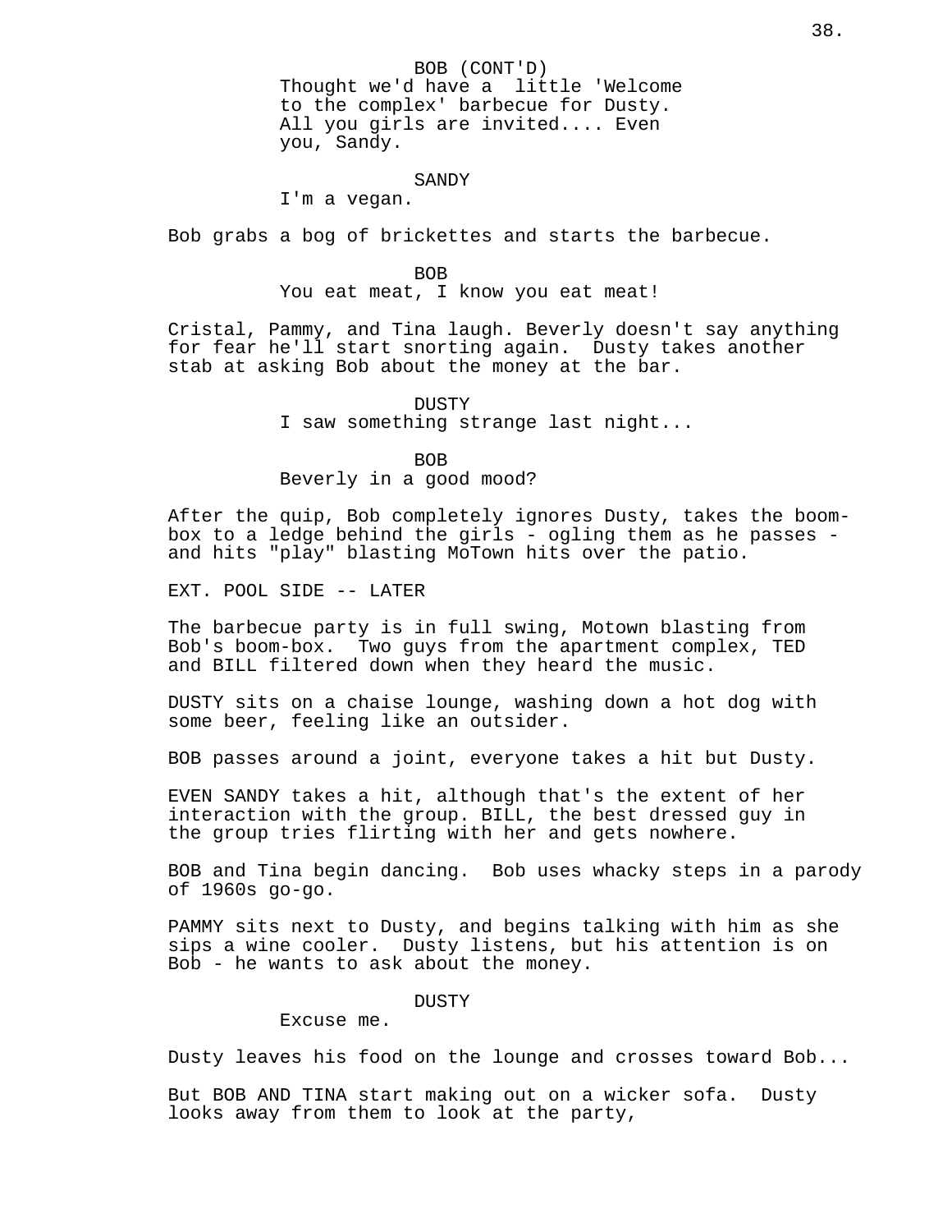BOB (CONT'D)
Thought we'd have a little 'Welcome to the complex' barbecue for Dusty. All you girls are invited.... Even you, Sandy.

SANDY
I'm a vegan.

Bob grabs a bog of brickettes and starts the barbecue.

BOB
You eat meat, I know you eat meat!

Cristal, Pammy, and Tina laugh. Beverly doesn't say anything for fear he'll start snorting again. Dusty takes another stab at asking Bob about the money at the bar.

DUSTY
I saw something strange last night...

BOB
Beverly in a good mood?

After the quip, Bob completely ignores Dusty, takes the boom-box to a ledge behind the girls - ogling them as he passes - and hits "play" blasting MoTown hits over the patio.

EXT. POOL SIDE -- LATER

The barbecue party is in full swing, Motown blasting from Bob's boom-box. Two guys from the apartment complex, TED and BILL filtered down when they heard the music.

DUSTY sits on a chaise lounge, washing down a hot dog with some beer, feeling like an outsider.

BOB passes around a joint, everyone takes a hit but Dusty.

EVEN SANDY takes a hit, although that's the extent of her interaction with the group. BILL, the best dressed guy in the group tries flirting with her and gets nowhere.

BOB and Tina begin dancing. Bob uses whacky steps in a parody of 1960s go-go.

PAMMY sits next to Dusty, and begins talking with him as she sips a wine cooler. Dusty listens, but his attention is on Bob - he wants to ask about the money.

DUSTY
Excuse me.

Dusty leaves his food on the lounge and crosses toward Bob...

But BOB AND TINA start making out on a wicker sofa. Dusty looks away from them to look at the party,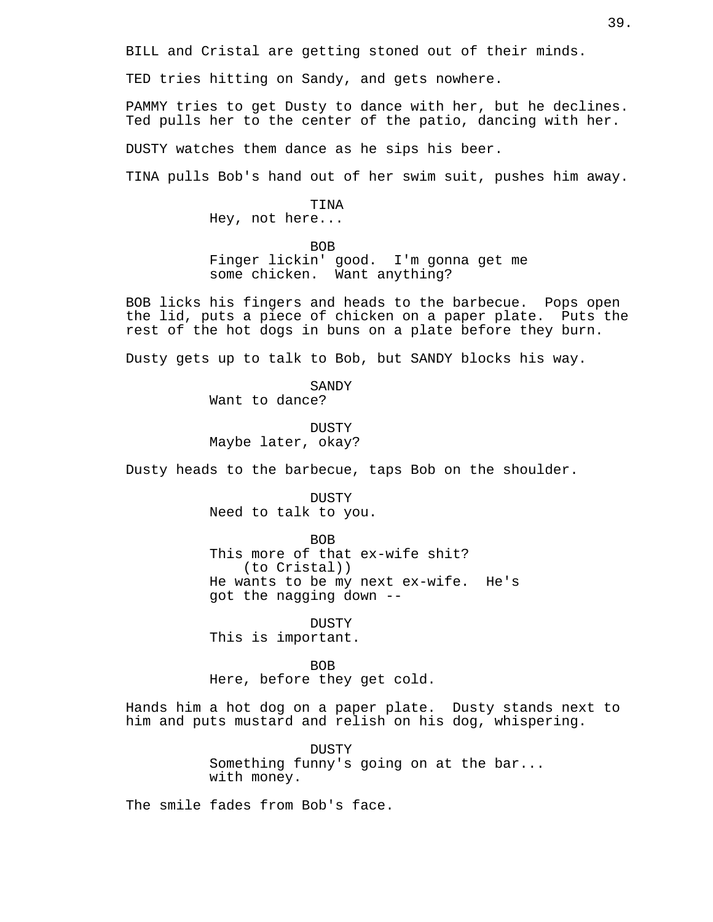BILL and Cristal are getting stoned out of their minds.

TED tries hitting on Sandy, and gets nowhere.

PAMMY tries to get Dusty to dance with her, but he declines. Ted pulls her to the center of the patio, dancing with her.

DUSTY watches them dance as he sips his beer.

TINA pulls Bob's hand out of her swim suit, pushes him away.

TINA
Hey, not here...

BOB
Finger lickin' good. I'm gonna get me some chicken. Want anything?

BOB licks his fingers and heads to the barbecue. Pops open the lid, puts a piece of chicken on a paper plate. Puts the rest of the hot dogs in buns on a plate before they burn.

Dusty gets up to talk to Bob, but SANDY blocks his way.

SANDY
Want to dance?

DUSTY
Maybe later, okay?

Dusty heads to the barbecue, taps Bob on the shoulder.

DUSTY
Need to talk to you.

BOB
This more of that ex-wife shit?
(to Cristal))
He wants to be my next ex-wife. He's got the nagging down --

DUSTY
This is important.

BOB
Here, before they get cold.

Hands him a hot dog on a paper plate. Dusty stands next to him and puts mustard and relish on his dog, whispering.

DUSTY
Something funny's going on at the bar... with money.

The smile fades from Bob's face.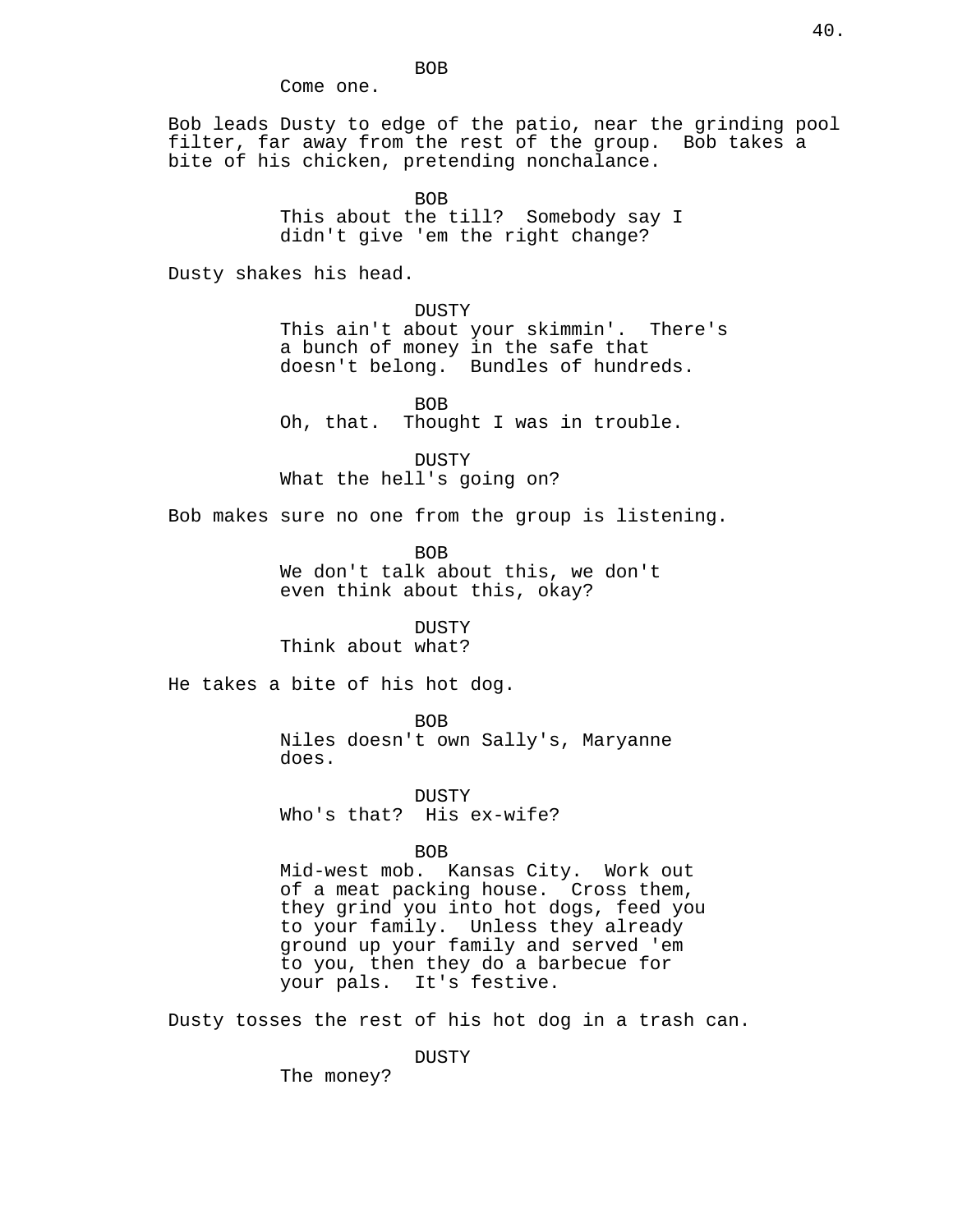BOB

Come one.

Bob leads Dusty to edge of the patio, near the grinding pool filter, far away from the rest of the group. Bob takes a bite of his chicken, pretending nonchalance.

BOB

This about the till? Somebody say I didn't give 'em the right change?

Dusty shakes his head.

DUSTY

This ain't about your skimmin'. There's a bunch of money in the safe that doesn't belong. Bundles of hundreds.

BOB

Oh, that. Thought I was in trouble.

DUSTY

What the hell's going on?

Bob makes sure no one from the group is listening.

BOB

We don't talk about this, we don't even think about this, okay?

DUSTY

Think about what?

He takes a bite of his hot dog.

BOB

Niles doesn't own Sally's, Maryanne does.

DUSTY

Who's that? His ex-wife?

BOB

Mid-west mob. Kansas City. Work out of a meat packing house. Cross them, they grind you into hot dogs, feed you to your family. Unless they already ground up your family and served 'em to you, then they do a barbecue for your pals. It's festive.

Dusty tosses the rest of his hot dog in a trash can.

DUSTY

The money?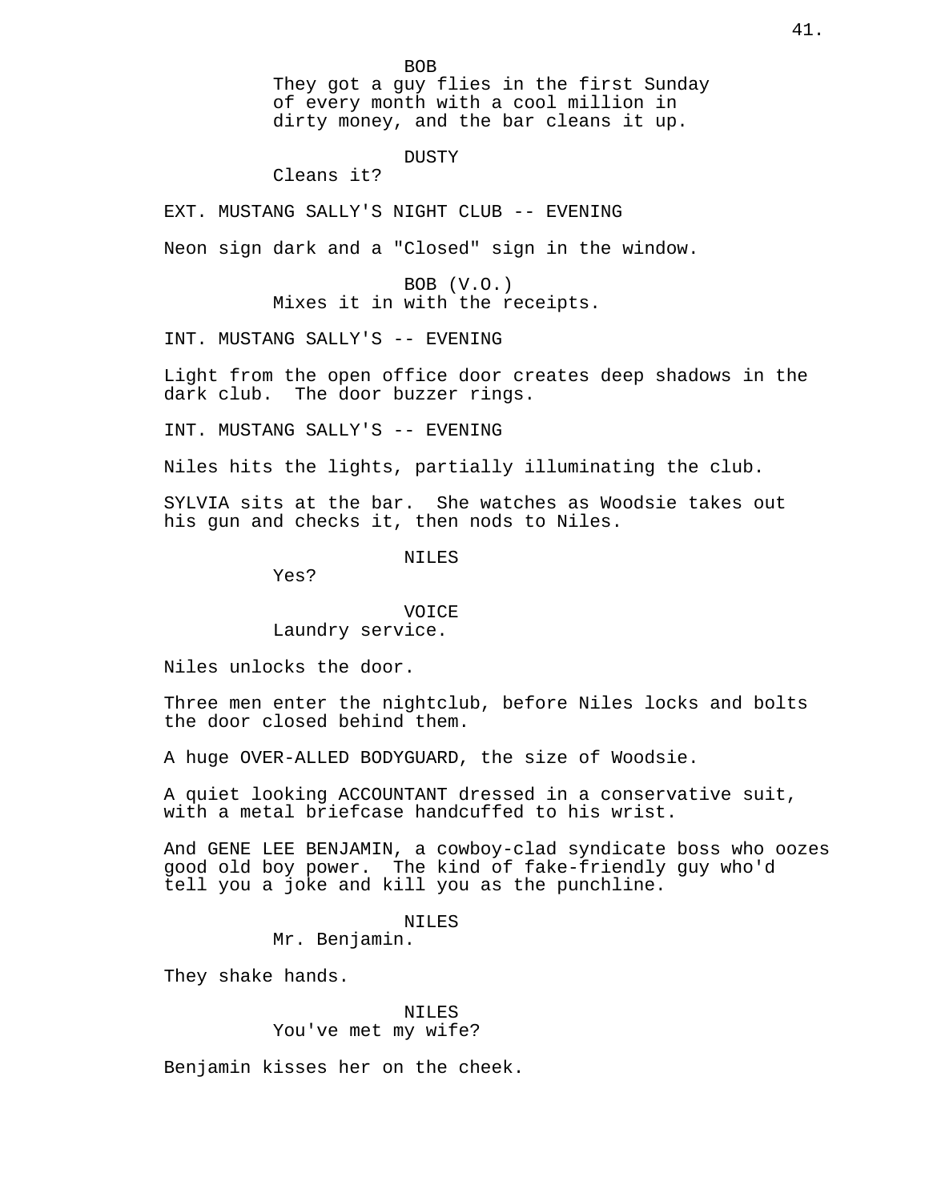BOB
They got a guy flies in the first Sunday of every month with a cool million in dirty money, and the bar cleans it up.

DUSTY
Cleans it?

EXT. MUSTANG SALLY'S NIGHT CLUB -- EVENING

Neon sign dark and a "Closed" sign in the window.

BOB (V.O.)
Mixes it in with the receipts.

INT. MUSTANG SALLY'S -- EVENING

Light from the open office door creates deep shadows in the dark club. The door buzzer rings.

INT. MUSTANG SALLY'S -- EVENING

Niles hits the lights, partially illuminating the club.

SYLVIA sits at the bar. She watches as Woodsie takes out his gun and checks it, then nods to Niles.

NILES
Yes?

VOICE
Laundry service.

Niles unlocks the door.

Three men enter the nightclub, before Niles locks and bolts the door closed behind them.

A huge OVER-ALLED BODYGUARD, the size of Woodsie.

A quiet looking ACCOUNTANT dressed in a conservative suit, with a metal briefcase handcuffed to his wrist.

And GENE LEE BENJAMIN, a cowboy-clad syndicate boss who oozes good old boy power. The kind of fake-friendly guy who'd tell you a joke and kill you as the punchline.

NILES
Mr. Benjamin.

They shake hands.

NILES
You've met my wife?

Benjamin kisses her on the cheek.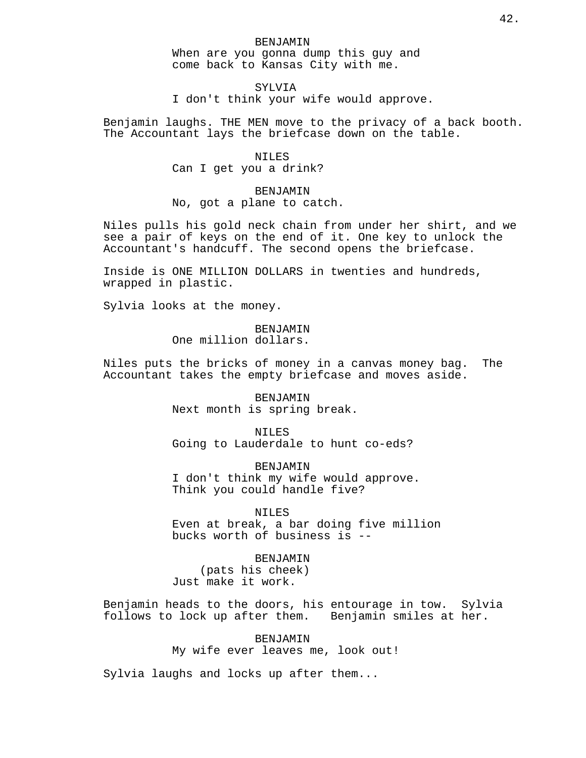BENJAMIN
When are you gonna dump this guy and come back to Kansas City with me.

SYLVIA
I don't think your wife would approve.

Benjamin laughs. THE MEN move to the privacy of a back booth. The Accountant lays the briefcase down on the table.

NILES
Can I get you a drink?

BENJAMIN
No, got a plane to catch.

Niles pulls his gold neck chain from under her shirt, and we see a pair of keys on the end of it. One key to unlock the Accountant's handcuff. The second opens the briefcase.

Inside is ONE MILLION DOLLARS in twenties and hundreds, wrapped in plastic.

Sylvia looks at the money.

BENJAMIN
One million dollars.

Niles puts the bricks of money in a canvas money bag. The Accountant takes the empty briefcase and moves aside.

BENJAMIN
Next month is spring break.

NILES
Going to Lauderdale to hunt co-eds?

BENJAMIN
I don't think my wife would approve. Think you could handle five?

NILES
Even at break, a bar doing five million bucks worth of business is --

BENJAMIN
(pats his cheek)
Just make it work.

Benjamin heads to the doors, his entourage in tow. Sylvia follows to lock up after them. Benjamin smiles at her.

BENJAMIN
My wife ever leaves me, look out!

Sylvia laughs and locks up after them...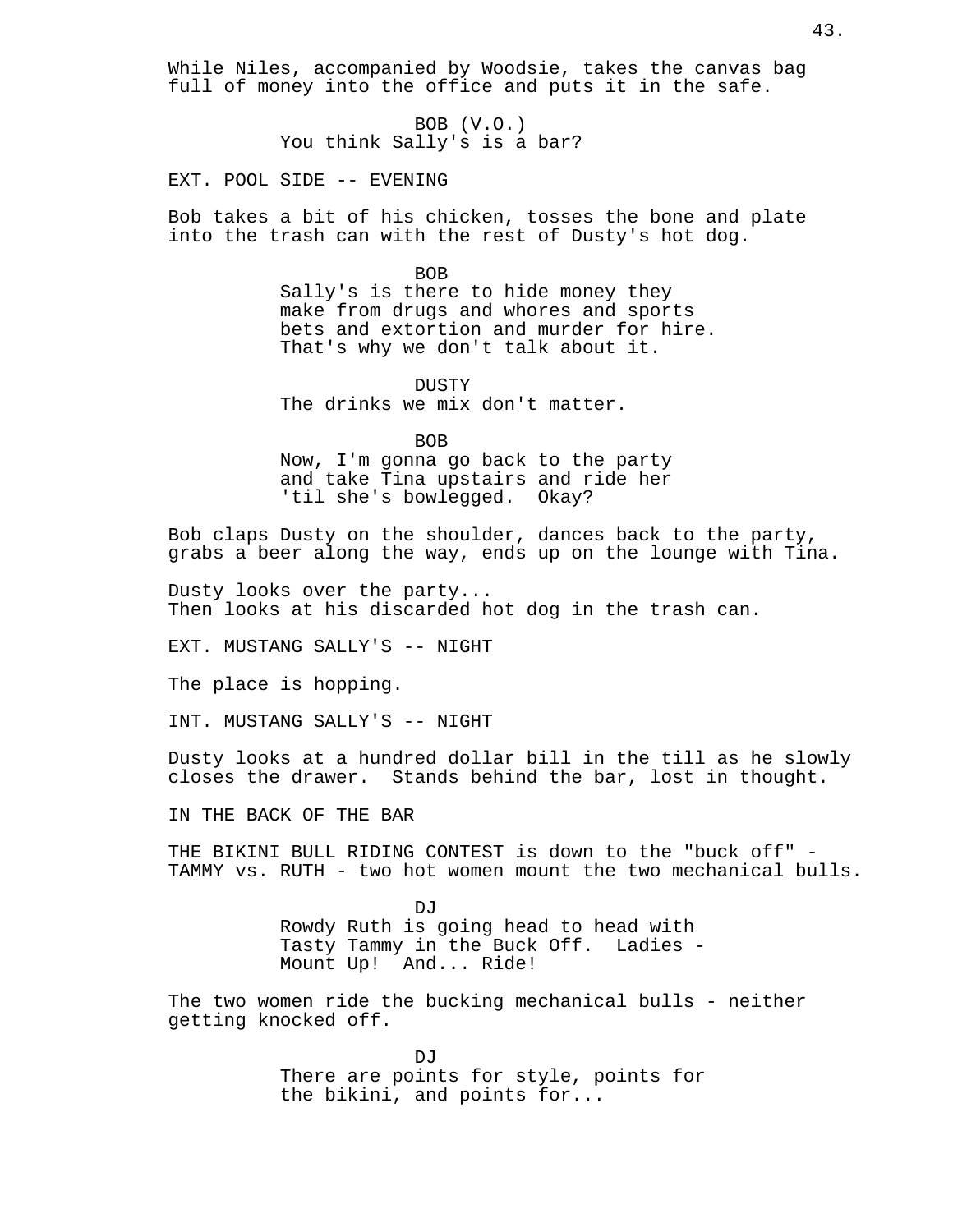While Niles, accompanied by Woodsie, takes the canvas bag full of money into the office and puts it in the safe.

BOB (V.O.)
You think Sally's is a bar?

EXT. POOL SIDE -- EVENING

Bob takes a bit of his chicken, tosses the bone and plate into the trash can with the rest of Dusty's hot dog.

BOB
Sally's is there to hide money they make from drugs and whores and sports bets and extortion and murder for hire. That's why we don't talk about it.

DUSTY
The drinks we mix don't matter.

BOB
Now, I'm gonna go back to the party and take Tina upstairs and ride her 'til she's bowlegged. Okay?

Bob claps Dusty on the shoulder, dances back to the party, grabs a beer along the way, ends up on the lounge with Tina.

Dusty looks over the party...
Then looks at his discarded hot dog in the trash can.

EXT. MUSTANG SALLY'S -- NIGHT

The place is hopping.

INT. MUSTANG SALLY'S -- NIGHT

Dusty looks at a hundred dollar bill in the till as he slowly closes the drawer. Stands behind the bar, lost in thought.

IN THE BACK OF THE BAR

THE BIKINI BULL RIDING CONTEST is down to the "buck off" - TAMMY vs. RUTH - two hot women mount the two mechanical bulls.

DJ
Rowdy Ruth is going head to head with Tasty Tammy in the Buck Off. Ladies - Mount Up! And... Ride!

The two women ride the bucking mechanical bulls - neither getting knocked off.

DJ
There are points for style, points for the bikini, and points for...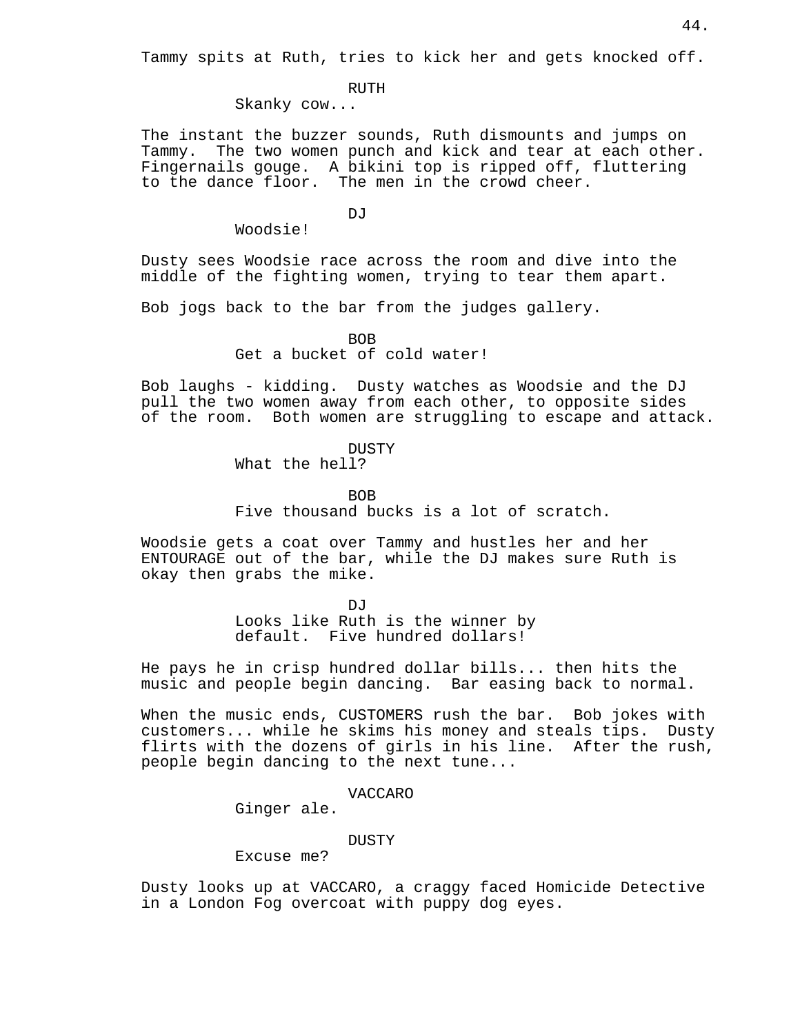Tammy spits at Ruth, tries to kick her and gets knocked off.

RUTH
Skanky cow...

The instant the buzzer sounds, Ruth dismounts and jumps on Tammy. The two women punch and kick and tear at each other. Fingernails gouge. A bikini top is ripped off, fluttering to the dance floor. The men in the crowd cheer.

DJ
Woodsie!

Dusty sees Woodsie race across the room and dive into the middle of the fighting women, trying to tear them apart.

Bob jogs back to the bar from the judges gallery.

BOB
Get a bucket of cold water!

Bob laughs - kidding. Dusty watches as Woodsie and the DJ pull the two women away from each other, to opposite sides of the room. Both women are struggling to escape and attack.

DUSTY
What the hell?

BOB
Five thousand bucks is a lot of scratch.

Woodsie gets a coat over Tammy and hustles her and her ENTOURAGE out of the bar, while the DJ makes sure Ruth is okay then grabs the mike.

DJ
Looks like Ruth is the winner by default. Five hundred dollars!

He pays he in crisp hundred dollar bills... then hits the music and people begin dancing. Bar easing back to normal.

When the music ends, CUSTOMERS rush the bar. Bob jokes with customers... while he skims his money and steals tips. Dusty flirts with the dozens of girls in his line. After the rush, people begin dancing to the next tune...

VACCARO
Ginger ale.

DUSTY
Excuse me?

Dusty looks up at VACCARO, a craggy faced Homicide Detective in a London Fog overcoat with puppy dog eyes.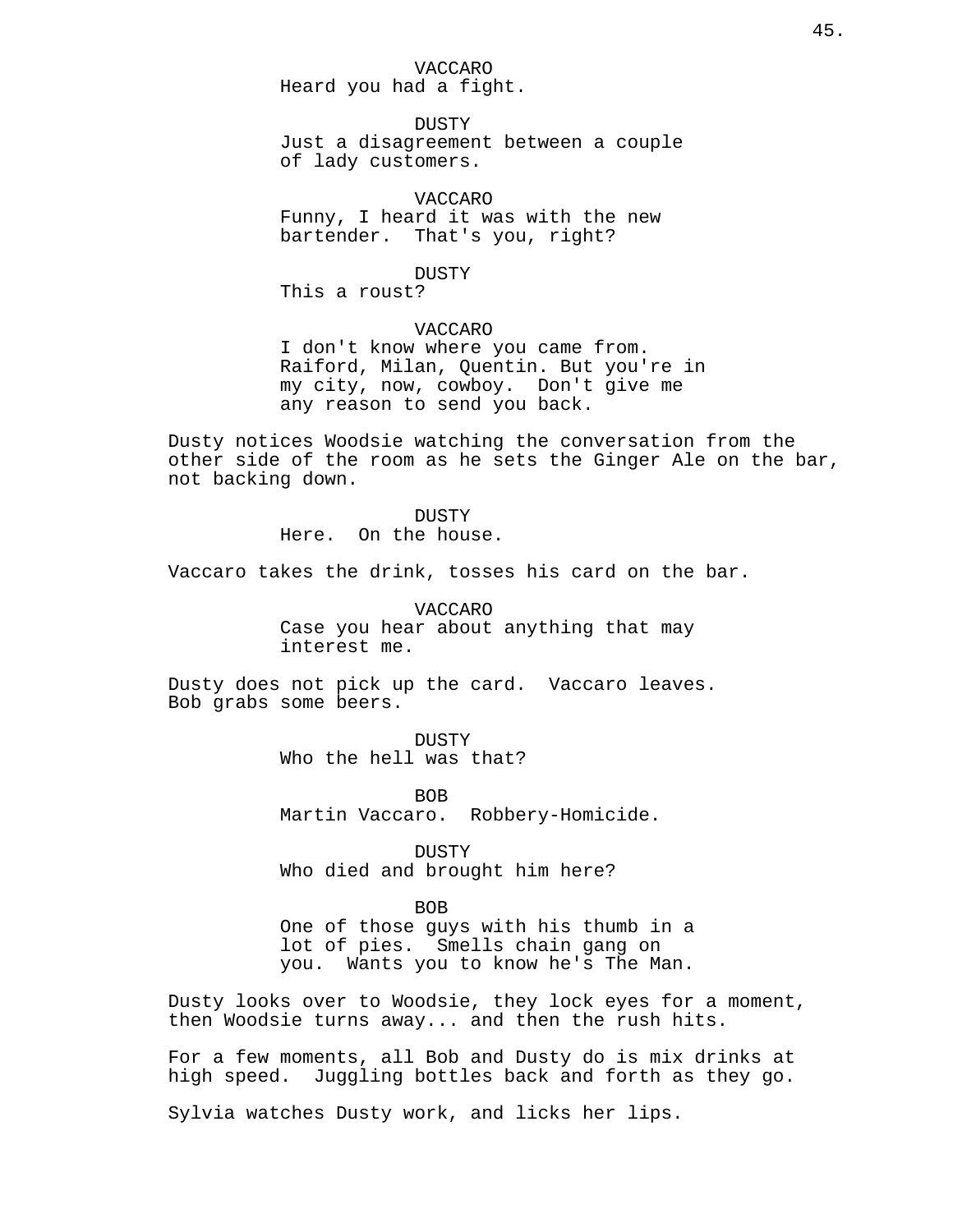VACCARO
Heard you had a fight.

DUSTY
Just a disagreement between a couple
of lady customers.

VACCARO
Funny, I heard it was with the new
bartender. That's you, right?

DUSTY
This a roust?

VACCARO
I don't know where you came from.
Raiford, Milan, Quentin. But you're in
my city, now, cowboy. Don't give me
any reason to send you back.

Dusty notices Woodsie watching the conversation from the other side of the room as he sets the Ginger Ale on the bar, not backing down.

DUSTY
Here. On the house.

Vaccaro takes the drink, tosses his card on the bar.

VACCARO
Case you hear about anything that may
interest me.

Dusty does not pick up the card. Vaccaro leaves.
Bob grabs some beers.

DUSTY
Who the hell was that?

BOB
Martin Vaccaro. Robbery-Homicide.

DUSTY
Who died and brought him here?

BOB
One of those guys with his thumb in a
lot of pies. Smells chain gang on
you. Wants you to know he's The Man.

Dusty looks over to Woodsie, they lock eyes for a moment, then Woodsie turns away... and then the rush hits.

For a few moments, all Bob and Dusty do is mix drinks at high speed. Juggling bottles back and forth as they go.

Sylvia watches Dusty work, and licks her lips.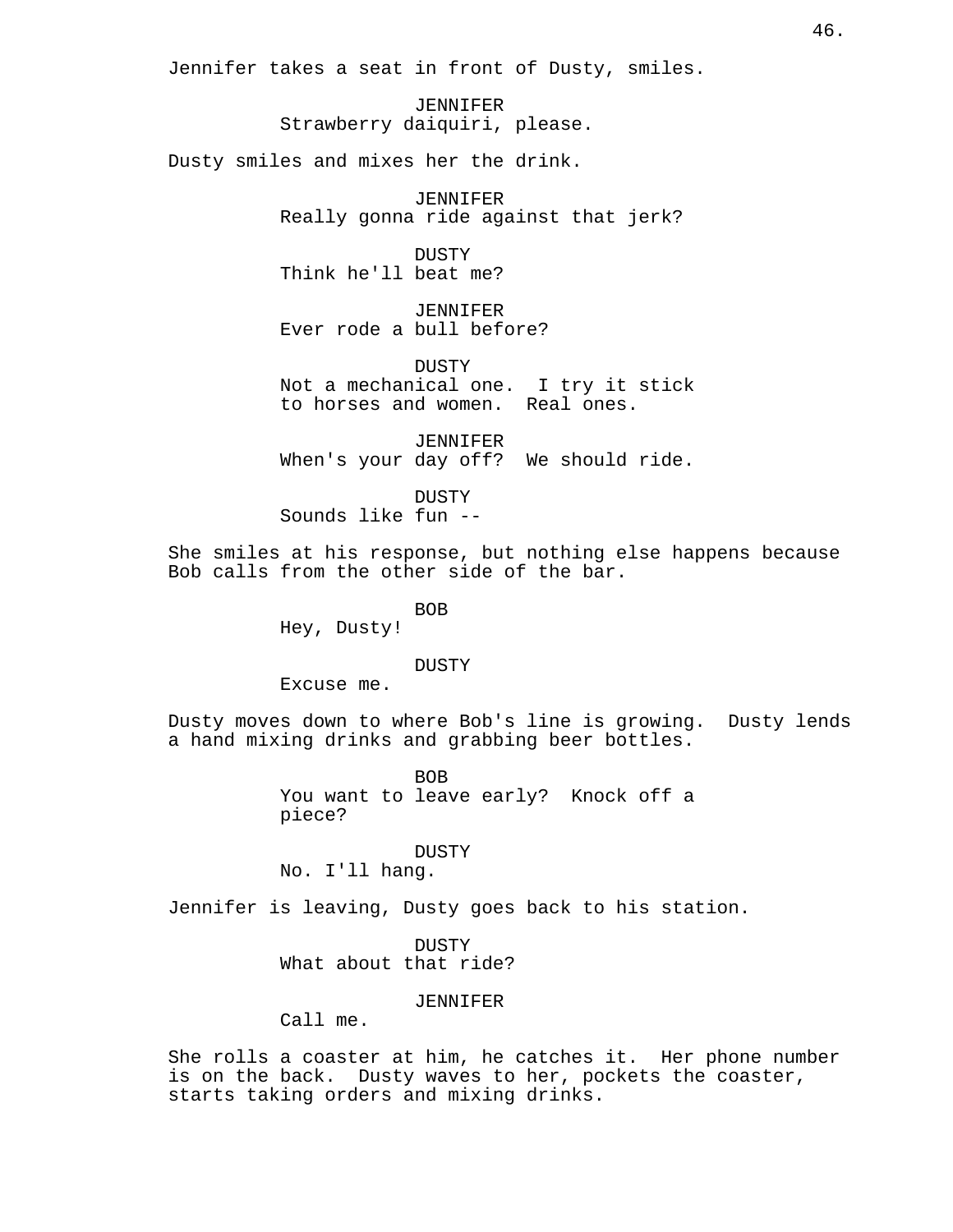Jennifer takes a seat in front of Dusty, smiles.

JENNIFER
Strawberry daiquiri, please.

Dusty smiles and mixes her the drink.

JENNIFER
Really gonna ride against that jerk?

DUSTY
Think he'll beat me?

JENNIFER
Ever rode a bull before?

DUSTY
Not a mechanical one. I try it stick to horses and women. Real ones.

JENNIFER
When's your day off? We should ride.

DUSTY
Sounds like fun --

She smiles at his response, but nothing else happens because Bob calls from the other side of the bar.

BOB
Hey, Dusty!

DUSTY
Excuse me.

Dusty moves down to where Bob's line is growing. Dusty lends a hand mixing drinks and grabbing beer bottles.

BOB
You want to leave early? Knock off a piece?

DUSTY
No. I'll hang.

Jennifer is leaving, Dusty goes back to his station.

DUSTY
What about that ride?

JENNIFER
Call me.

She rolls a coaster at him, he catches it. Her phone number is on the back. Dusty waves to her, pockets the coaster, starts taking orders and mixing drinks.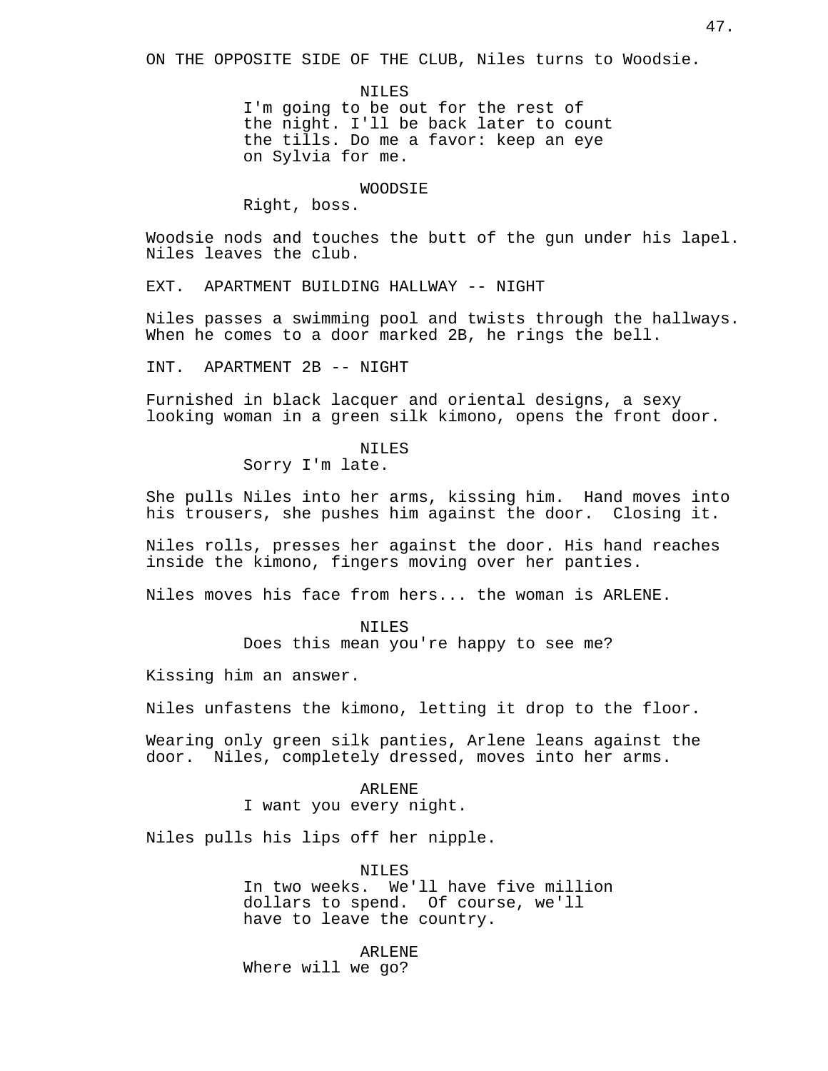ON THE OPPOSITE SIDE OF THE CLUB, Niles turns to Woodsie.

NILES
I'm going to be out for the rest of the night. I'll be back later to count the tills. Do me a favor: keep an eye on Sylvia for me.

WOODSIE
Right, boss.

Woodsie nods and touches the butt of the gun under his lapel. Niles leaves the club.

EXT. APARTMENT BUILDING HALLWAY -- NIGHT

Niles passes a swimming pool and twists through the hallways. When he comes to a door marked 2B, he rings the bell.

INT. APARTMENT 2B -- NIGHT

Furnished in black lacquer and oriental designs, a sexy looking woman in a green silk kimono, opens the front door.

NILES
Sorry I'm late.

She pulls Niles into her arms, kissing him. Hand moves into his trousers, she pushes him against the door. Closing it.

Niles rolls, presses her against the door. His hand reaches inside the kimono, fingers moving over her panties.

Niles moves his face from hers... the woman is ARLENE.

NILES
Does this mean you're happy to see me?

Kissing him an answer.

Niles unfastens the kimono, letting it drop to the floor.

Wearing only green silk panties, Arlene leans against the door. Niles, completely dressed, moves into her arms.

ARLENE
I want you every night.

Niles pulls his lips off her nipple.

NILES
In two weeks. We'll have five million dollars to spend. Of course, we'll have to leave the country.

ARLENE
Where will we go?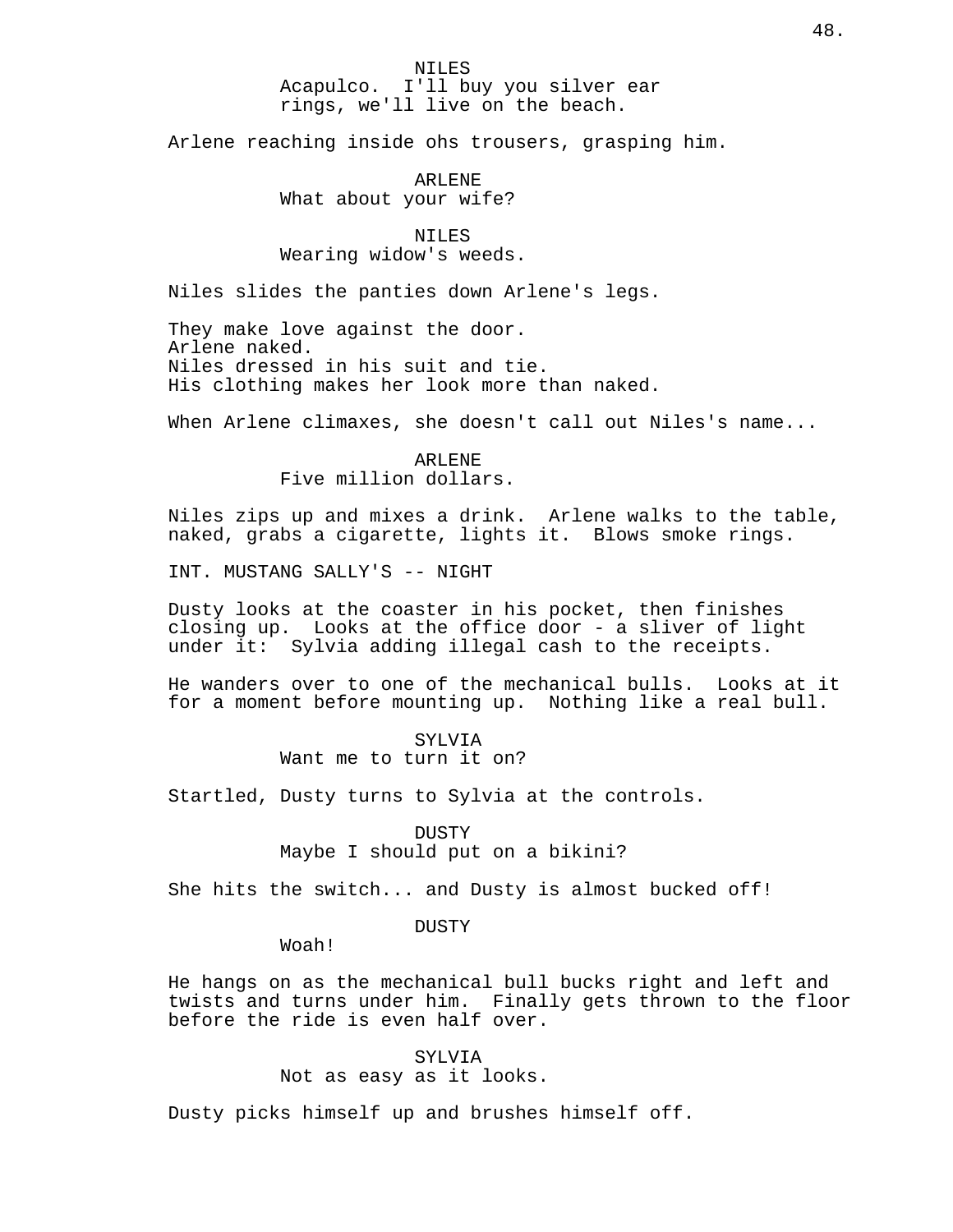NILES
Acapulco.  I'll buy you silver ear rings, we'll live on the beach.

Arlene reaching inside ohs trousers, grasping him.

ARLENE
What about your wife?

NILES
Wearing widow's weeds.

Niles slides the panties down Arlene's legs.

They make love against the door.
Arlene naked.
Niles dressed in his suit and tie.
His clothing makes her look more than naked.

When Arlene climaxes, she doesn't call out Niles's name...

ARLENE
Five million dollars.

Niles zips up and mixes a drink.  Arlene walks to the table, naked, grabs a cigarette, lights it.  Blows smoke rings.

INT. MUSTANG SALLY'S -- NIGHT

Dusty looks at the coaster in his pocket, then finishes closing up.  Looks at the office door - a sliver of light under it:  Sylvia adding illegal cash to the receipts.

He wanders over to one of the mechanical bulls.  Looks at it for a moment before mounting up.  Nothing like a real bull.

SYLVIA
Want me to turn it on?

Startled, Dusty turns to Sylvia at the controls.

DUSTY
Maybe I should put on a bikini?

She hits the switch... and Dusty is almost bucked off!

DUSTY
Woah!

He hangs on as the mechanical bull bucks right and left and twists and turns under him.  Finally gets thrown to the floor before the ride is even half over.

SYLVIA
Not as easy as it looks.

Dusty picks himself up and brushes himself off.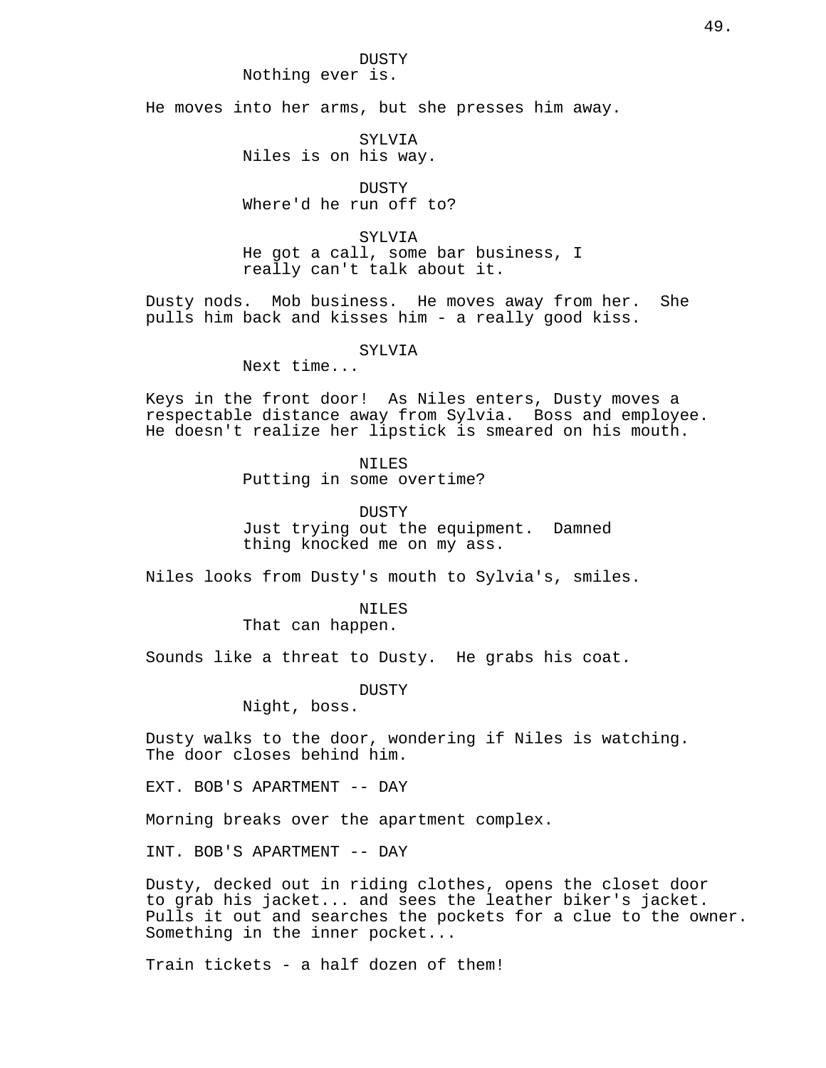DUSTY
Nothing ever is.

He moves into her arms, but she presses him away.

SYLVIA
Niles is on his way.

DUSTY
Where'd he run off to?

SYLVIA
He got a call, some bar business, I really can't talk about it.

Dusty nods. Mob business. He moves away from her. She pulls him back and kisses him - a really good kiss.

SYLVIA
Next time...

Keys in the front door! As Niles enters, Dusty moves a respectable distance away from Sylvia. Boss and employee. He doesn't realize her lipstick is smeared on his mouth.

NILES
Putting in some overtime?

DUSTY
Just trying out the equipment. Damned thing knocked me on my ass.

Niles looks from Dusty's mouth to Sylvia's, smiles.

NILES
That can happen.

Sounds like a threat to Dusty. He grabs his coat.

DUSTY
Night, boss.

Dusty walks to the door, wondering if Niles is watching. The door closes behind him.

EXT. BOB'S APARTMENT -- DAY

Morning breaks over the apartment complex.

INT. BOB'S APARTMENT -- DAY

Dusty, decked out in riding clothes, opens the closet door to grab his jacket... and sees the leather biker's jacket. Pulls it out and searches the pockets for a clue to the owner. Something in the inner pocket...

Train tickets - a half dozen of them!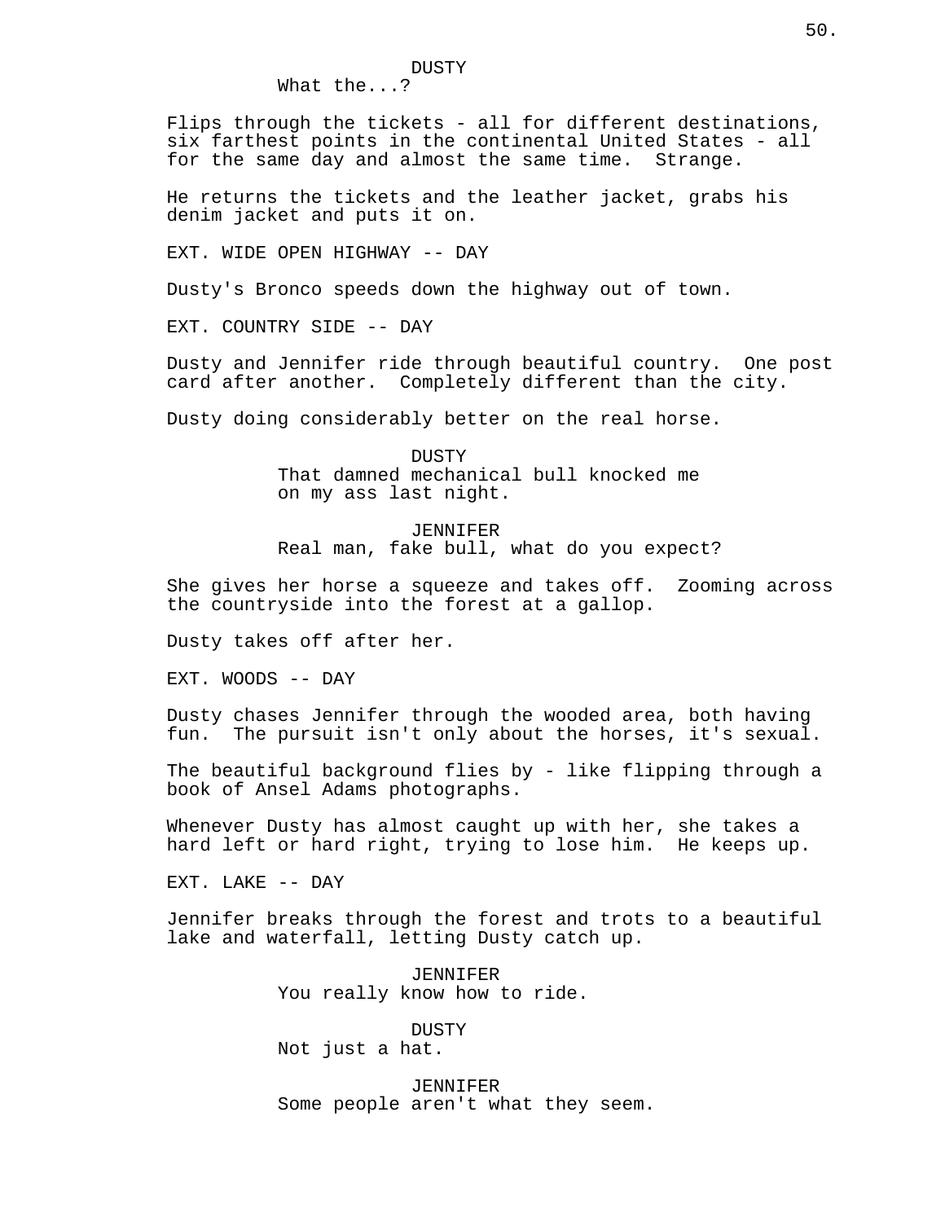DUSTY
What the...?

Flips through the tickets - all for different destinations, six farthest points in the continental United States - all for the same day and almost the same time.  Strange.

He returns the tickets and the leather jacket, grabs his denim jacket and puts it on.

EXT. WIDE OPEN HIGHWAY -- DAY

Dusty's Bronco speeds down the highway out of town.

EXT. COUNTRY SIDE -- DAY

Dusty and Jennifer ride through beautiful country.  One post card after another.  Completely different than the city.

Dusty doing considerably better on the real horse.

DUSTY
That damned mechanical bull knocked me on my ass last night.

JENNIFER
Real man, fake bull, what do you expect?

She gives her horse a squeeze and takes off.  Zooming across the countryside into the forest at a gallop.

Dusty takes off after her.

EXT. WOODS -- DAY

Dusty chases Jennifer through the wooded area, both having fun.  The pursuit isn't only about the horses, it's sexual.

The beautiful background flies by - like flipping through a book of Ansel Adams photographs.

Whenever Dusty has almost caught up with her, she takes a hard left or hard right, trying to lose him.  He keeps up.

EXT. LAKE -- DAY

Jennifer breaks through the forest and trots to a beautiful lake and waterfall, letting Dusty catch up.

JENNIFER
You really know how to ride.

DUSTY
Not just a hat.

JENNIFER
Some people aren't what they seem.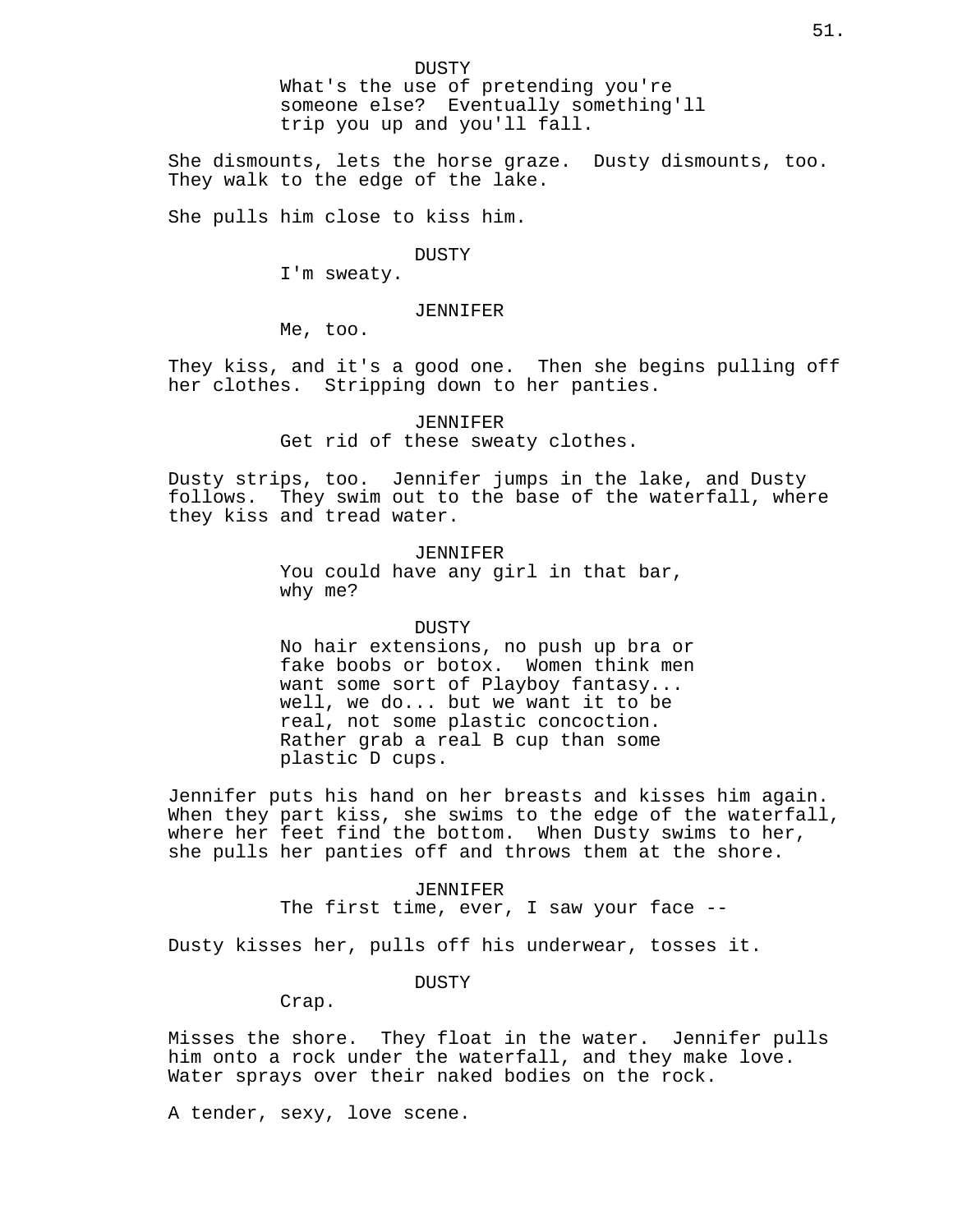DUSTY
What's the use of pretending you're someone else? Eventually something'll trip you up and you'll fall.

She dismounts, lets the horse graze. Dusty dismounts, too. They walk to the edge of the lake.

She pulls him close to kiss him.

DUSTY
I'm sweaty.

JENNIFER
Me, too.

They kiss, and it's a good one. Then she begins pulling off her clothes. Stripping down to her panties.

JENNIFER
Get rid of these sweaty clothes.

Dusty strips, too. Jennifer jumps in the lake, and Dusty follows. They swim out to the base of the waterfall, where they kiss and tread water.

JENNIFER
You could have any girl in that bar, why me?

DUSTY
No hair extensions, no push up bra or fake boobs or botox. Women think men want some sort of Playboy fantasy... well, we do... but we want it to be real, not some plastic concoction. Rather grab a real B cup than some plastic D cups.

Jennifer puts his hand on her breasts and kisses him again. When they part kiss, she swims to the edge of the waterfall, where her feet find the bottom. When Dusty swims to her, she pulls her panties off and throws them at the shore.

JENNIFER
The first time, ever, I saw your face --

Dusty kisses her, pulls off his underwear, tosses it.

DUSTY
Crap.

Misses the shore. They float in the water. Jennifer pulls him onto a rock under the waterfall, and they make love. Water sprays over their naked bodies on the rock.

A tender, sexy, love scene.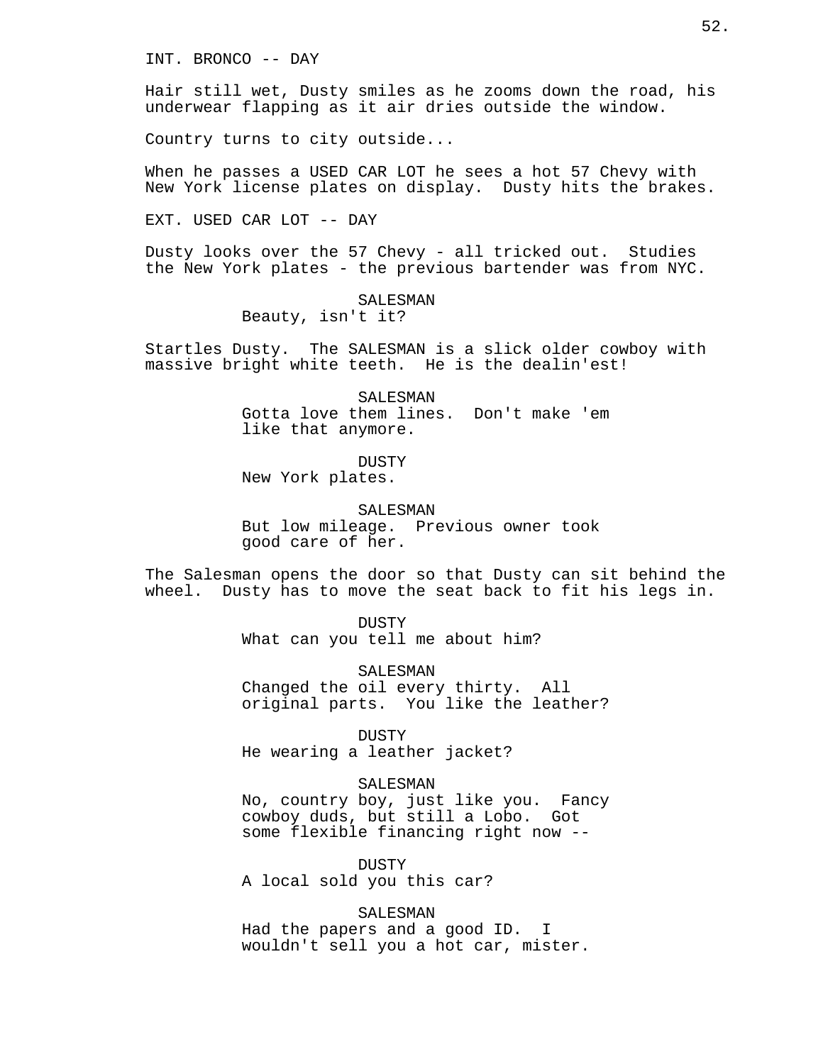INT. BRONCO -- DAY

Hair still wet, Dusty smiles as he zooms down the road, his underwear flapping as it air dries outside the window.

Country turns to city outside...

When he passes a USED CAR LOT he sees a hot 57 Chevy with New York license plates on display. Dusty hits the brakes.

EXT. USED CAR LOT -- DAY

Dusty looks over the 57 Chevy - all tricked out. Studies the New York plates - the previous bartender was from NYC.

SALESMAN
Beauty, isn't it?

Startles Dusty. The SALESMAN is a slick older cowboy with massive bright white teeth. He is the dealin'est!

SALESMAN
Gotta love them lines. Don't make 'em like that anymore.

DUSTY
New York plates.

SALESMAN
But low mileage. Previous owner took good care of her.

The Salesman opens the door so that Dusty can sit behind the wheel. Dusty has to move the seat back to fit his legs in.

DUSTY
What can you tell me about him?

SALESMAN
Changed the oil every thirty. All original parts. You like the leather?

DUSTY
He wearing a leather jacket?

SALESMAN
No, country boy, just like you. Fancy cowboy duds, but still a Lobo. Got some flexible financing right now --

DUSTY
A local sold you this car?

SALESMAN
Had the papers and a good ID. I wouldn't sell you a hot car, mister.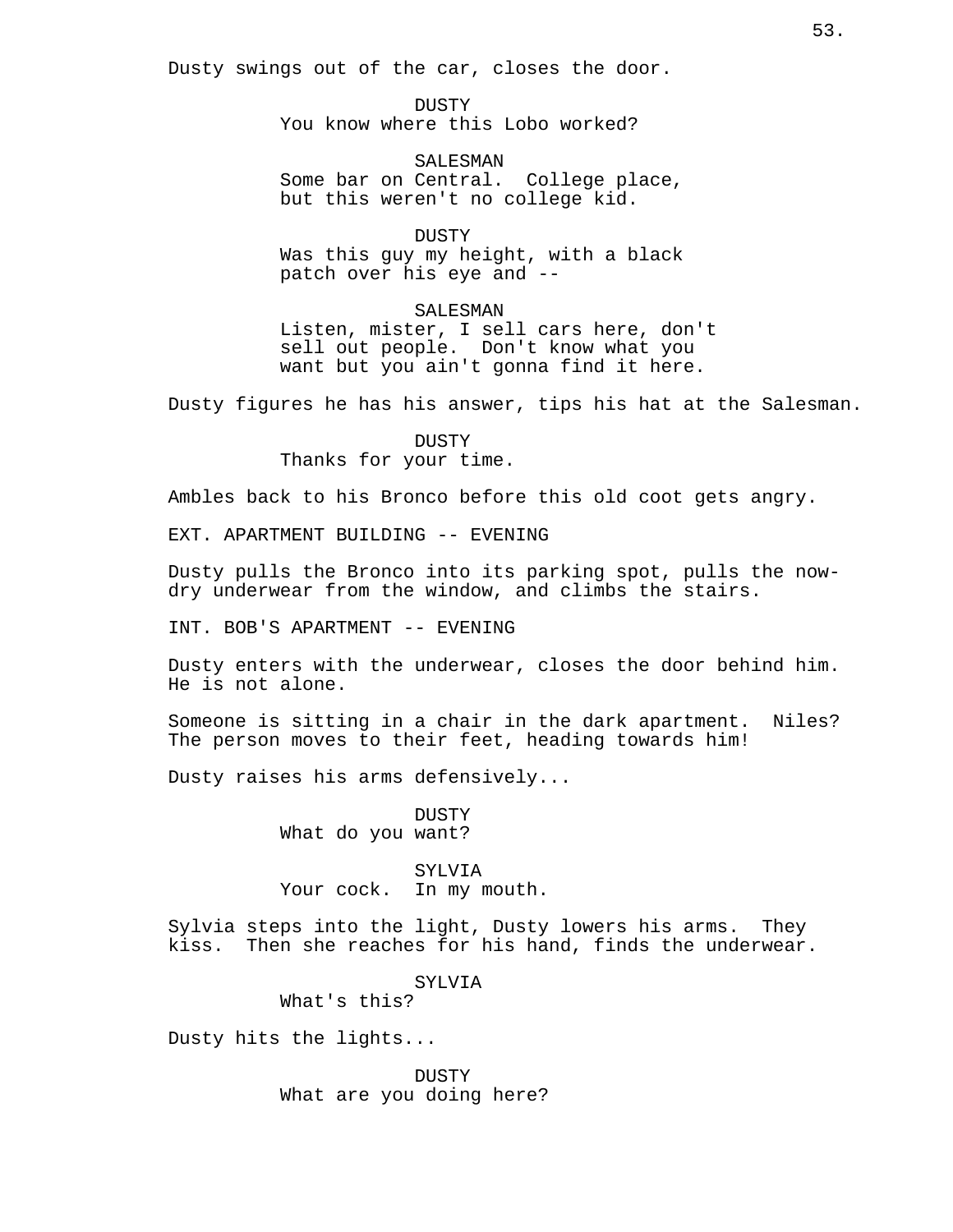Dusty swings out of the car, closes the door.

DUSTY
You know where this Lobo worked?

SALESMAN
Some bar on Central. College place, but this weren't no college kid.

DUSTY
Was this guy my height, with a black patch over his eye and --

SALESMAN
Listen, mister, I sell cars here, don't sell out people. Don't know what you want but you ain't gonna find it here.

Dusty figures he has his answer, tips his hat at the Salesman.

DUSTY
Thanks for your time.

Ambles back to his Bronco before this old coot gets angry.

EXT. APARTMENT BUILDING -- EVENING

Dusty pulls the Bronco into its parking spot, pulls the now-dry underwear from the window, and climbs the stairs.

INT. BOB'S APARTMENT -- EVENING

Dusty enters with the underwear, closes the door behind him. He is not alone.

Someone is sitting in a chair in the dark apartment. Niles? The person moves to their feet, heading towards him!

Dusty raises his arms defensively...

DUSTY
What do you want?

SYLVIA
Your cock. In my mouth.

Sylvia steps into the light, Dusty lowers his arms. They kiss. Then she reaches for his hand, finds the underwear.

SYLVIA
What's this?

Dusty hits the lights...

DUSTY
What are you doing here?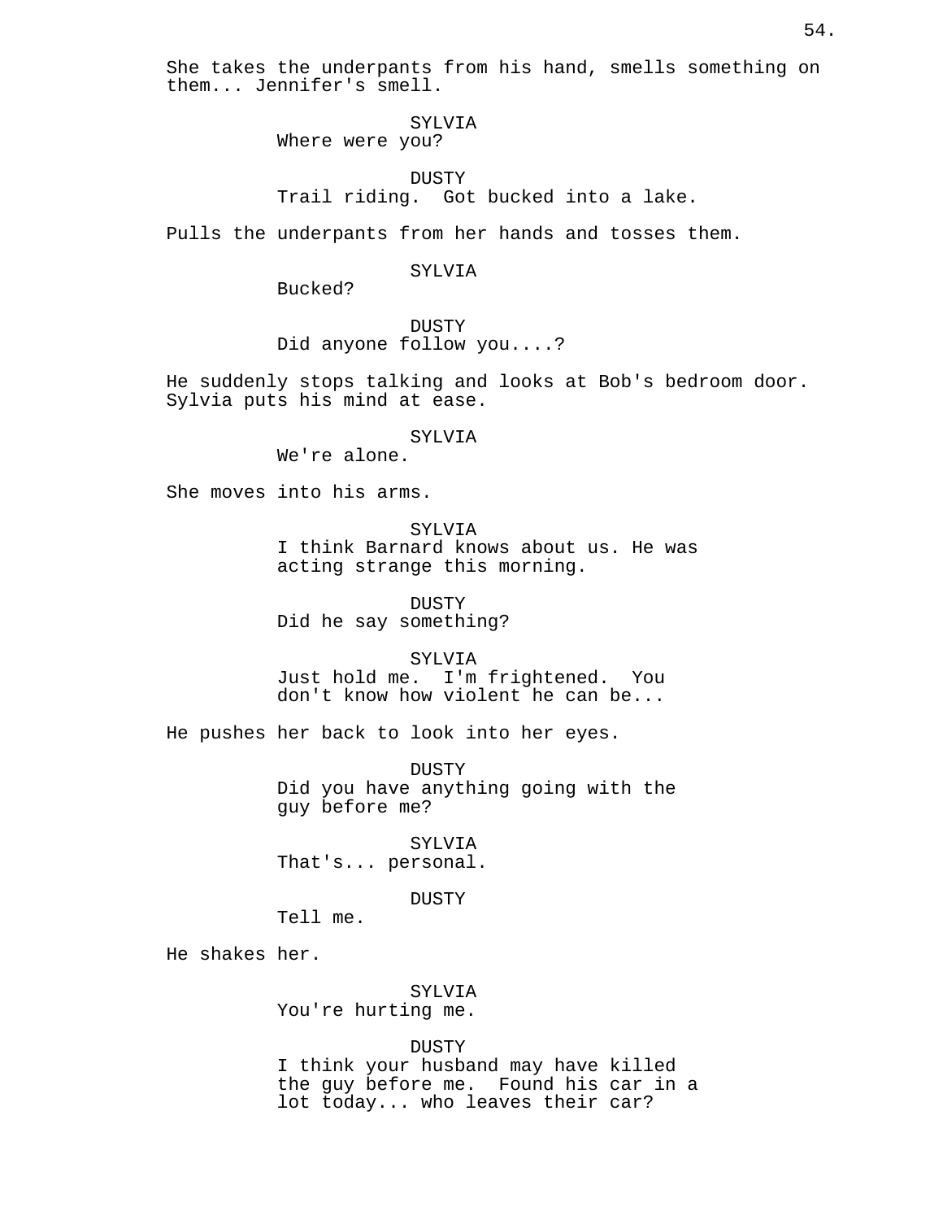She takes the underpants from his hand, smells something on them... Jennifer's smell.

SYLVIA
Where were you?

DUSTY
Trail riding. Got bucked into a lake.

Pulls the underpants from her hands and tosses them.

SYLVIA
Bucked?

DUSTY
Did anyone follow you....?

He suddenly stops talking and looks at Bob's bedroom door. Sylvia puts his mind at ease.

SYLVIA
We're alone.

She moves into his arms.

SYLVIA
I think Barnard knows about us. He was acting strange this morning.

DUSTY
Did he say something?

SYLVIA
Just hold me. I'm frightened. You don't know how violent he can be...

He pushes her back to look into her eyes.

DUSTY
Did you have anything going with the guy before me?

SYLVIA
That's... personal.

DUSTY
Tell me.

He shakes her.

SYLVIA
You're hurting me.

DUSTY
I think your husband may have killed the guy before me. Found his car in a lot today... who leaves their car?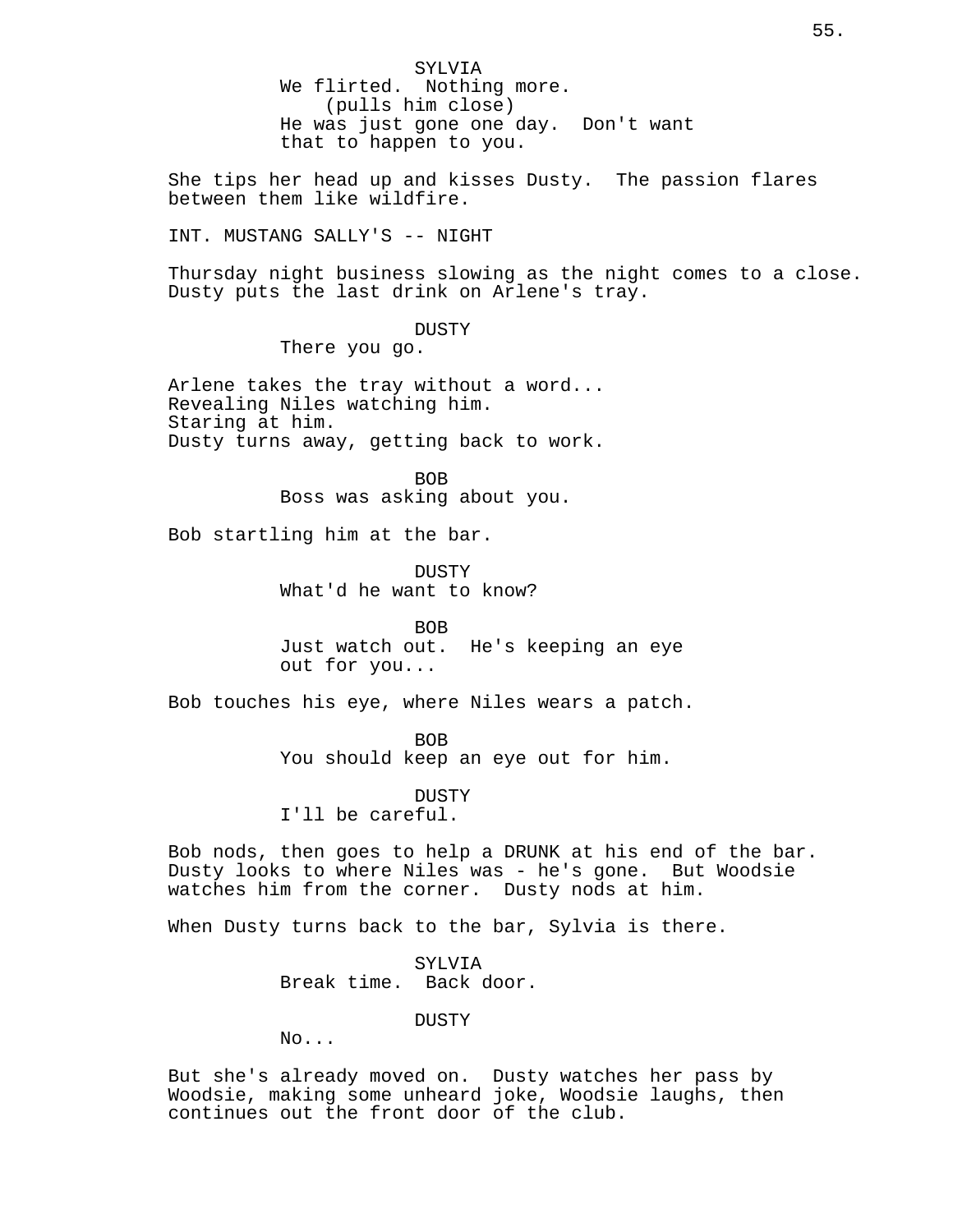SYLVIA
We flirted.  Nothing more.
(pulls him close)
He was just gone one day.  Don't want that to happen to you.

She tips her head up and kisses Dusty.  The passion flares between them like wildfire.

INT. MUSTANG SALLY'S -- NIGHT

Thursday night business slowing as the night comes to a close. Dusty puts the last drink on Arlene's tray.

DUSTY
There you go.

Arlene takes the tray without a word...
Revealing Niles watching him.
Staring at him.
Dusty turns away, getting back to work.

BOB
Boss was asking about you.

Bob startling him at the bar.

DUSTY
What'd he want to know?

BOB
Just watch out.  He's keeping an eye out for you...

Bob touches his eye, where Niles wears a patch.

BOB
You should keep an eye out for him.

DUSTY
I'll be careful.

Bob nods, then goes to help a DRUNK at his end of the bar. Dusty looks to where Niles was - he's gone.  But Woodsie watches him from the corner.  Dusty nods at him.

When Dusty turns back to the bar, Sylvia is there.

SYLVIA
Break time.  Back door.

DUSTY
No...

But she's already moved on.  Dusty watches her pass by Woodsie, making some unheard joke, Woodsie laughs, then continues out the front door of the club.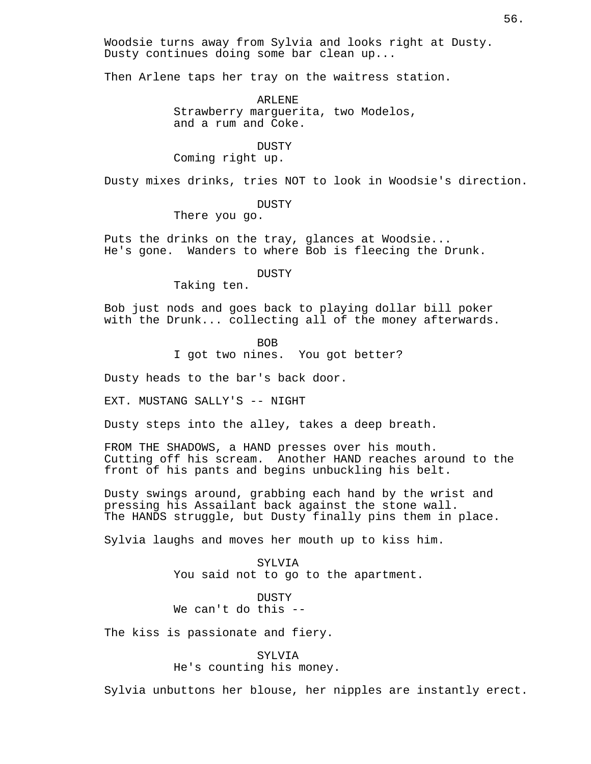Woodsie turns away from Sylvia and looks right at Dusty. Dusty continues doing some bar clean up...

Then Arlene taps her tray on the waitress station.

ARLENE
Strawberry marguerita, two Modelos, and a rum and Coke.

DUSTY
Coming right up.

Dusty mixes drinks, tries NOT to look in Woodsie's direction.

DUSTY
There you go.

Puts the drinks on the tray, glances at Woodsie... He's gone. Wanders to where Bob is fleecing the Drunk.

DUSTY
Taking ten.

Bob just nods and goes back to playing dollar bill poker with the Drunk... collecting all of the money afterwards.

BOB
I got two nines. You got better?

Dusty heads to the bar's back door.

EXT. MUSTANG SALLY'S -- NIGHT

Dusty steps into the alley, takes a deep breath.

FROM THE SHADOWS, a HAND presses over his mouth. Cutting off his scream. Another HAND reaches around to the front of his pants and begins unbuckling his belt.

Dusty swings around, grabbing each hand by the wrist and pressing his Assailant back against the stone wall. The HANDS struggle, but Dusty finally pins them in place.

Sylvia laughs and moves her mouth up to kiss him.

SYLVIA
You said not to go to the apartment.

DUSTY
We can't do this --

The kiss is passionate and fiery.

SYLVIA
He's counting his money.

Sylvia unbuttons her blouse, her nipples are instantly erect.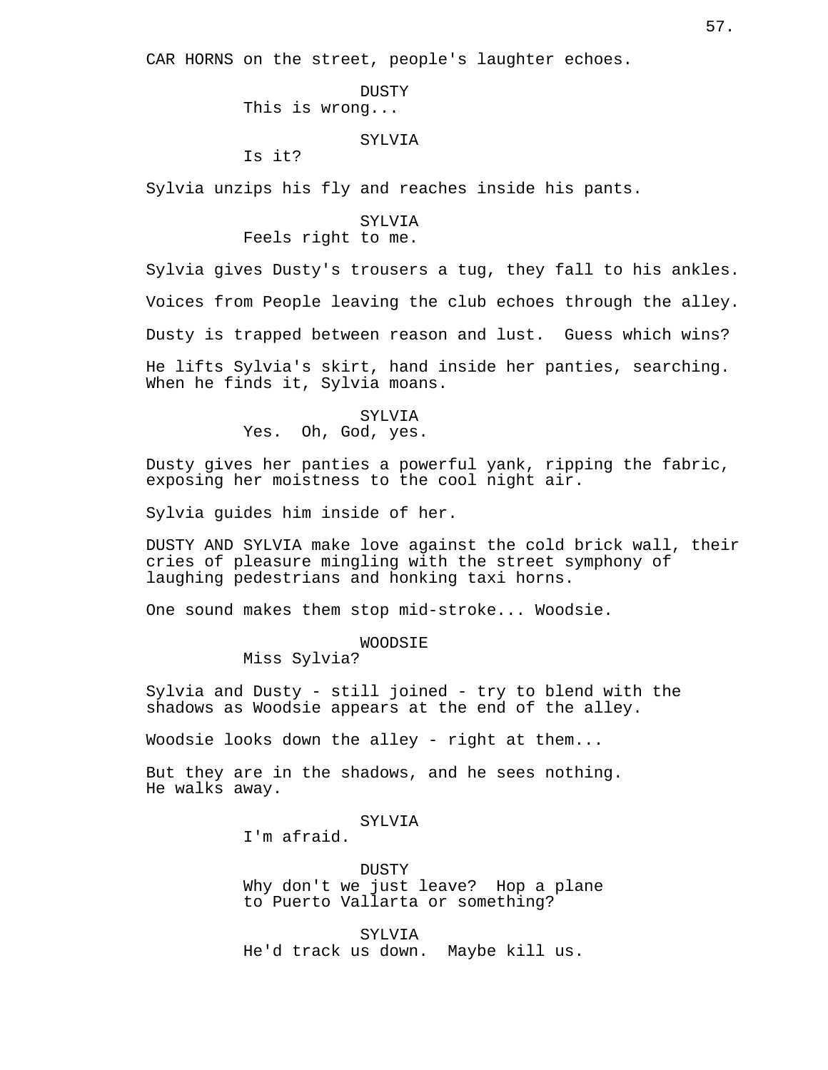CAR HORNS on the street, people's laughter echoes.

DUSTY
This is wrong...

SYLVIA
Is it?

Sylvia unzips his fly and reaches inside his pants.

SYLVIA
Feels right to me.

Sylvia gives Dusty's trousers a tug, they fall to his ankles.

Voices from People leaving the club echoes through the alley.

Dusty is trapped between reason and lust. Guess which wins?

He lifts Sylvia's skirt, hand inside her panties, searching. When he finds it, Sylvia moans.

SYLVIA
Yes. Oh, God, yes.

Dusty gives her panties a powerful yank, ripping the fabric, exposing her moistness to the cool night air.

Sylvia guides him inside of her.

DUSTY AND SYLVIA make love against the cold brick wall, their cries of pleasure mingling with the street symphony of laughing pedestrians and honking taxi horns.

One sound makes them stop mid-stroke... Woodsie.

WOODSIE
Miss Sylvia?

Sylvia and Dusty - still joined - try to blend with the shadows as Woodsie appears at the end of the alley.

Woodsie looks down the alley - right at them...

But they are in the shadows, and he sees nothing. He walks away.

SYLVIA
I'm afraid.

DUSTY
Why don't we just leave? Hop a plane to Puerto Vallarta or something?

SYLVIA
He'd track us down. Maybe kill us.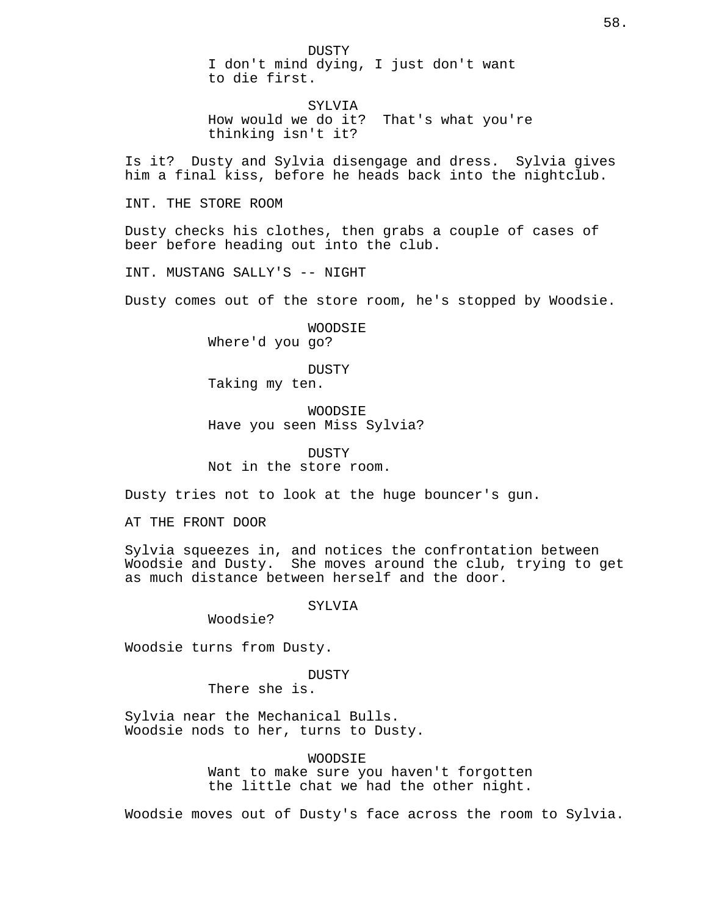DUSTY
I don't mind dying, I just don't want to die first.

SYLVIA
How would we do it? That's what you're thinking isn't it?

Is it? Dusty and Sylvia disengage and dress. Sylvia gives him a final kiss, before he heads back into the nightclub.

INT. THE STORE ROOM

Dusty checks his clothes, then grabs a couple of cases of beer before heading out into the club.

INT. MUSTANG SALLY'S -- NIGHT

Dusty comes out of the store room, he's stopped by Woodsie.

WOODSIE
Where'd you go?

DUSTY
Taking my ten.

WOODSIE
Have you seen Miss Sylvia?

DUSTY
Not in the store room.

Dusty tries not to look at the huge bouncer's gun.

AT THE FRONT DOOR

Sylvia squeezes in, and notices the confrontation between Woodsie and Dusty. She moves around the club, trying to get as much distance between herself and the door.

SYLVIA
Woodsie?

Woodsie turns from Dusty.

DUSTY
There she is.

Sylvia near the Mechanical Bulls.
Woodsie nods to her, turns to Dusty.

WOODSIE
Want to make sure you haven't forgotten the little chat we had the other night.

Woodsie moves out of Dusty's face across the room to Sylvia.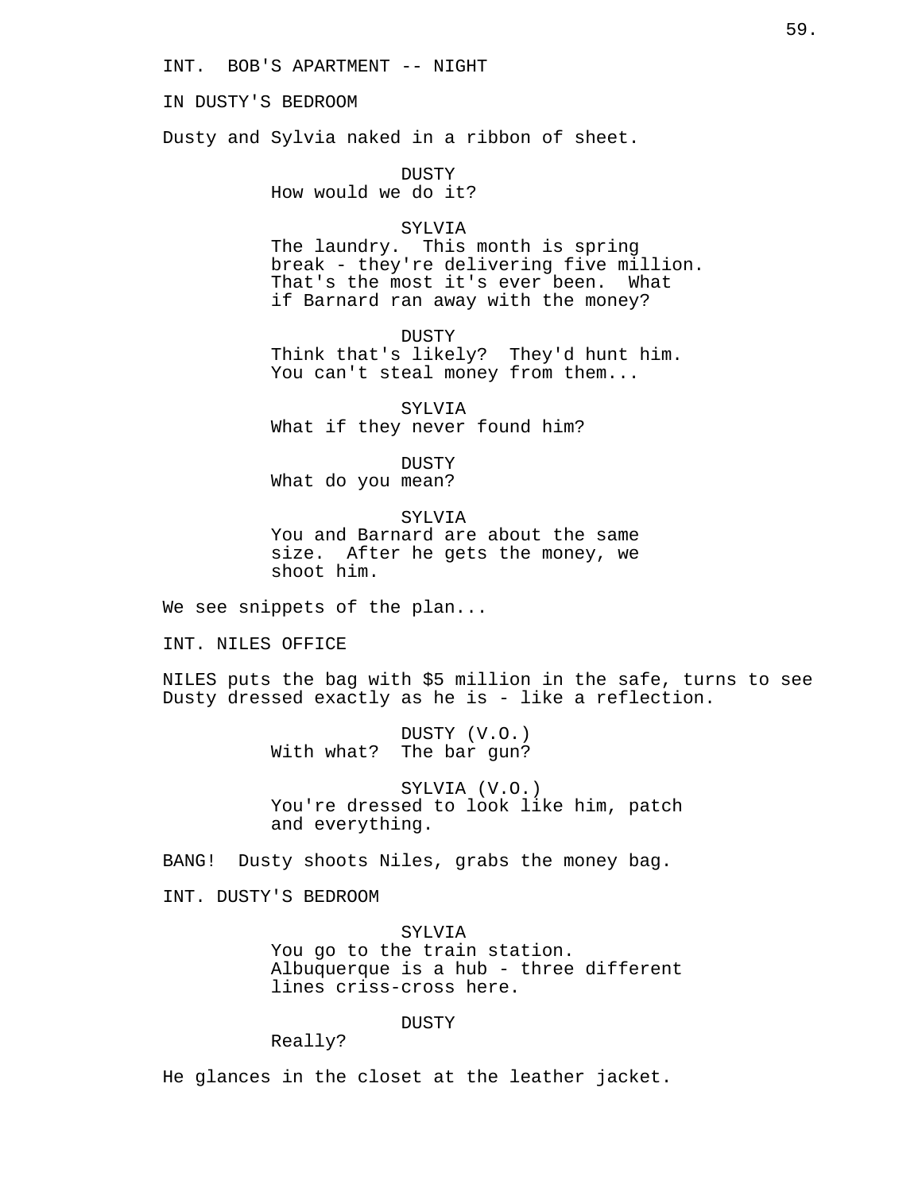INT.  BOB'S APARTMENT -- NIGHT

IN DUSTY'S BEDROOM

Dusty and Sylvia naked in a ribbon of sheet.

DUSTY
How would we do it?

SYLVIA
The laundry.  This month is spring break - they're delivering five million. That's the most it's ever been.  What if Barnard ran away with the money?

DUSTY
Think that's likely?  They'd hunt him. You can't steal money from them...

SYLVIA
What if they never found him?

DUSTY
What do you mean?

SYLVIA
You and Barnard are about the same size.  After he gets the money, we shoot him.

We see snippets of the plan...

INT. NILES OFFICE

NILES puts the bag with $5 million in the safe, turns to see Dusty dressed exactly as he is - like a reflection.

DUSTY (V.O.)
With what?  The bar gun?

SYLVIA (V.O.)
You're dressed to look like him, patch and everything.

BANG!  Dusty shoots Niles, grabs the money bag.

INT. DUSTY'S BEDROOM

SYLVIA
You go to the train station. Albuquerque is a hub - three different lines criss-cross here.

DUSTY
Really?

He glances in the closet at the leather jacket.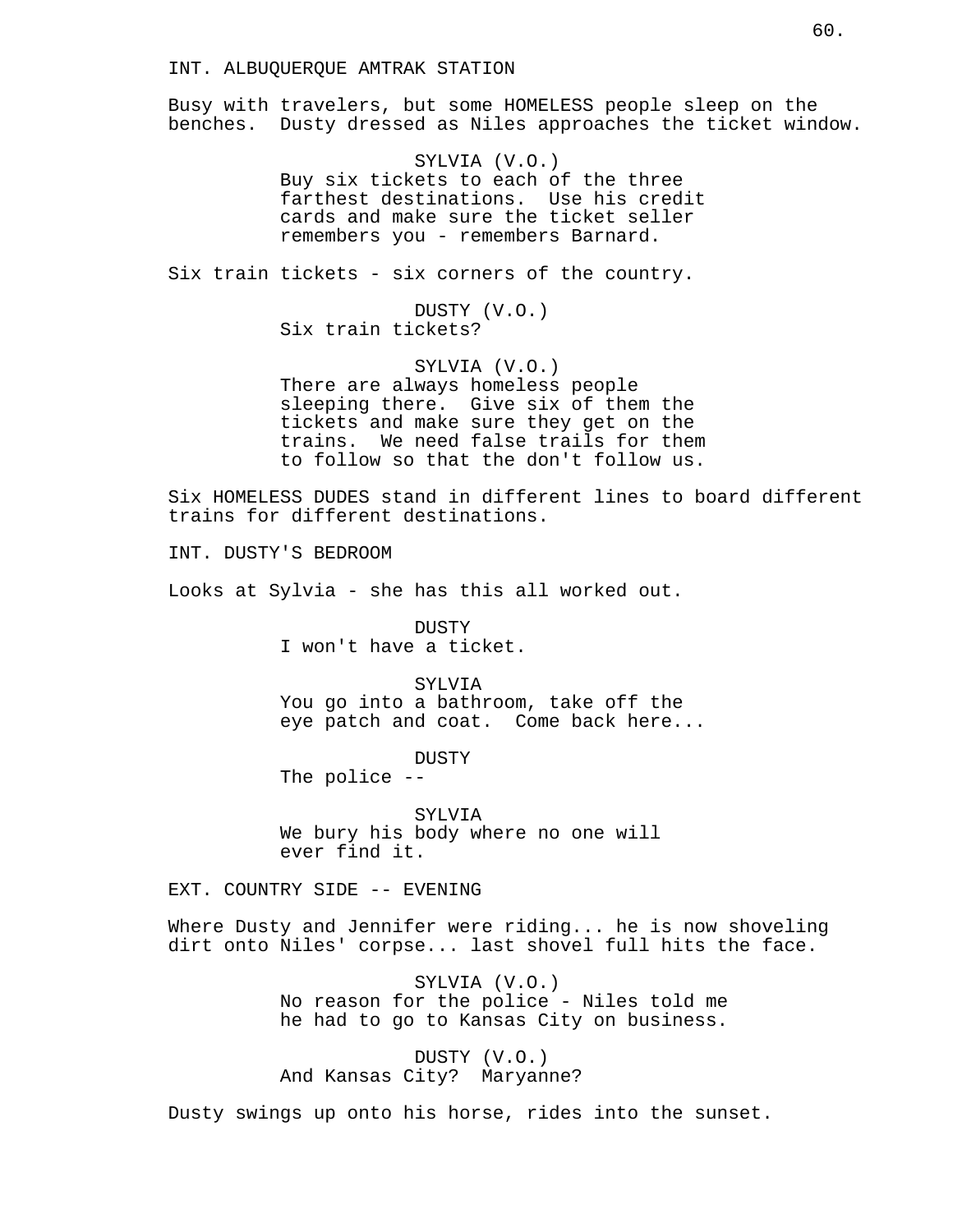INT. ALBUQUERQUE AMTRAK STATION

Busy with travelers, but some HOMELESS people sleep on the benches.  Dusty dressed as Niles approaches the ticket window.

SYLVIA (V.O.)
Buy six tickets to each of the three farthest destinations.  Use his credit cards and make sure the ticket seller remembers you - remembers Barnard.

Six train tickets - six corners of the country.

DUSTY (V.O.)
Six train tickets?

SYLVIA (V.O.)
There are always homeless people sleeping there.  Give six of them the tickets and make sure they get on the trains.  We need false trails for them to follow so that the don't follow us.

Six HOMELESS DUDES stand in different lines to board different trains for different destinations.

INT. DUSTY'S BEDROOM

Looks at Sylvia - she has this all worked out.

DUSTY
I won't have a ticket.

SYLVIA
You go into a bathroom, take off the eye patch and coat.  Come back here...

DUSTY
The police --

SYLVIA
We bury his body where no one will ever find it.

EXT. COUNTRY SIDE -- EVENING

Where Dusty and Jennifer were riding... he is now shoveling dirt onto Niles' corpse... last shovel full hits the face.

SYLVIA (V.O.)
No reason for the police - Niles told me he had to go to Kansas City on business.

DUSTY (V.O.)
And Kansas City?  Maryanne?

Dusty swings up onto his horse, rides into the sunset.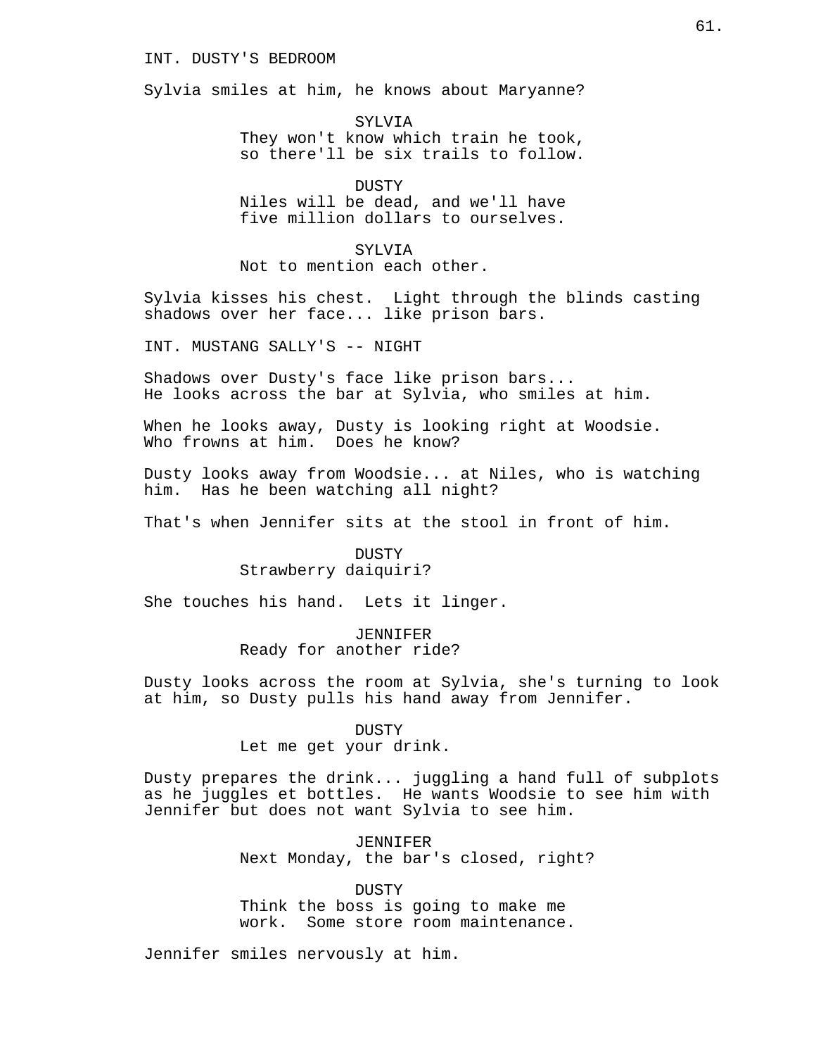INT. DUSTY'S BEDROOM

Sylvia smiles at him, he knows about Maryanne?

SYLVIA
They won't know which train he took, so there'll be six trails to follow.

DUSTY
Niles will be dead, and we'll have five million dollars to ourselves.

SYLVIA
Not to mention each other.

Sylvia kisses his chest. Light through the blinds casting shadows over her face... like prison bars.

INT. MUSTANG SALLY'S -- NIGHT

Shadows over Dusty's face like prison bars...
He looks across the bar at Sylvia, who smiles at him.

When he looks away, Dusty is looking right at Woodsie.
Who frowns at him. Does he know?

Dusty looks away from Woodsie... at Niles, who is watching him. Has he been watching all night?

That's when Jennifer sits at the stool in front of him.

DUSTY
Strawberry daiquiri?

She touches his hand. Lets it linger.

JENNIFER
Ready for another ride?

Dusty looks across the room at Sylvia, she's turning to look at him, so Dusty pulls his hand away from Jennifer.

DUSTY
Let me get your drink.

Dusty prepares the drink... juggling a hand full of subplots as he juggles et bottles. He wants Woodsie to see him with Jennifer but does not want Sylvia to see him.

JENNIFER
Next Monday, the bar's closed, right?

DUSTY
Think the boss is going to make me work. Some store room maintenance.

Jennifer smiles nervously at him.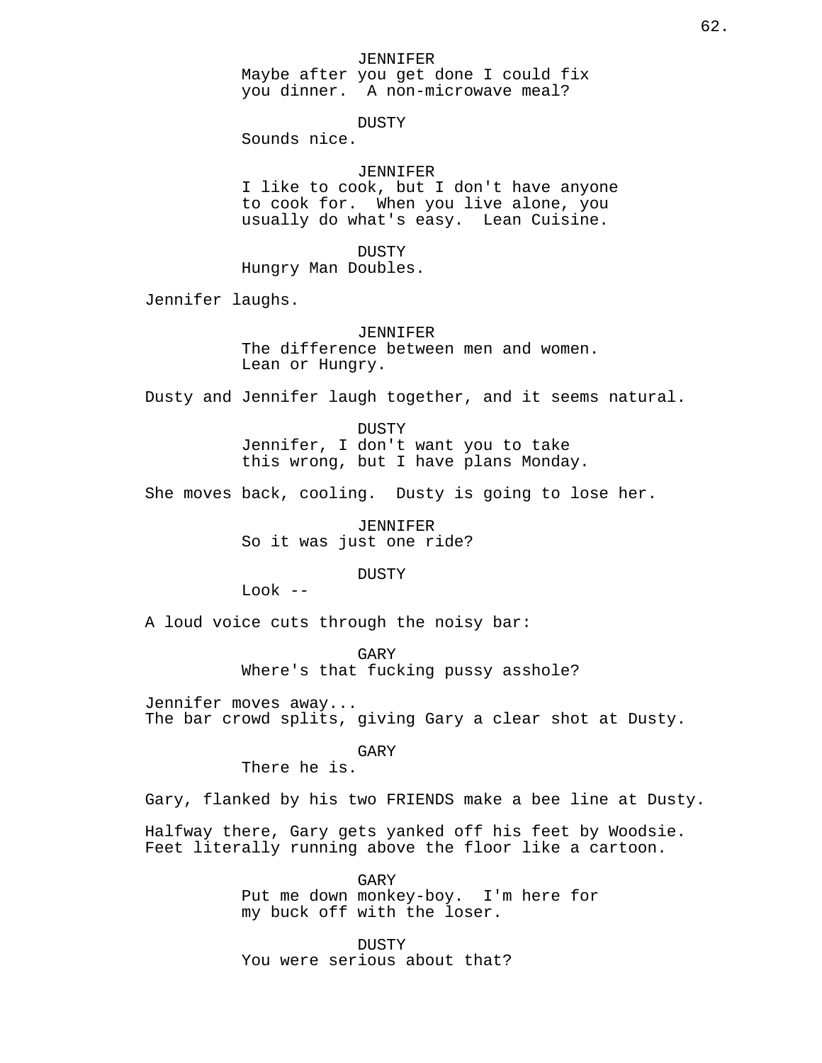JENNIFER
Maybe after you get done I could fix you dinner.  A non-microwave meal?

DUSTY
Sounds nice.

JENNIFER
I like to cook, but I don't have anyone to cook for.  When you live alone, you usually do what's easy.  Lean Cuisine.

DUSTY
Hungry Man Doubles.

Jennifer laughs.

JENNIFER
The difference between men and women. Lean or Hungry.

Dusty and Jennifer laugh together, and it seems natural.

DUSTY
Jennifer, I don't want you to take this wrong, but I have plans Monday.

She moves back, cooling.  Dusty is going to lose her.

JENNIFER
So it was just one ride?

DUSTY
Look --

A loud voice cuts through the noisy bar:

GARY
Where's that fucking pussy asshole?

Jennifer moves away...
The bar crowd splits, giving Gary a clear shot at Dusty.

GARY
There he is.

Gary, flanked by his two FRIENDS make a bee line at Dusty.

Halfway there, Gary gets yanked off his feet by Woodsie. Feet literally running above the floor like a cartoon.

GARY
Put me down monkey-boy.  I'm here for my buck off with the loser.

DUSTY
You were serious about that?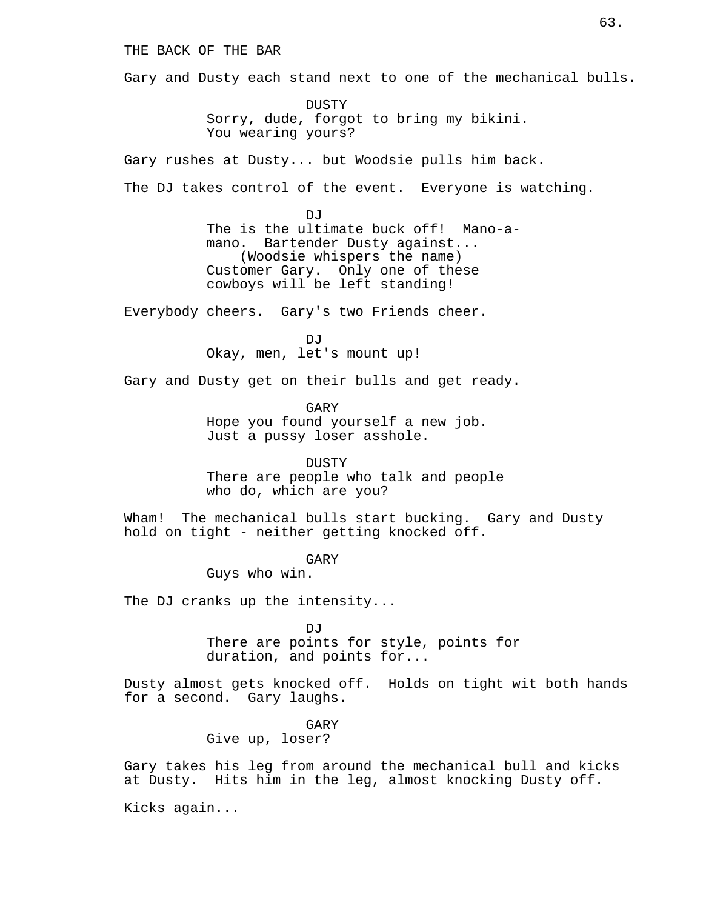THE BACK OF THE BAR

Gary and Dusty each stand next to one of the mechanical bulls.

DUSTY
Sorry, dude, forgot to bring my bikini.
You wearing yours?

Gary rushes at Dusty... but Woodsie pulls him back.

The DJ takes control of the event. Everyone is watching.

DJ
The is the ultimate buck off! Mano-a-mano. Bartender Dusty against...
(Woodsie whispers the name)
Customer Gary. Only one of these cowboys will be left standing!

Everybody cheers. Gary's two Friends cheer.

DJ
Okay, men, let's mount up!

Gary and Dusty get on their bulls and get ready.

GARY
Hope you found yourself a new job.
Just a pussy loser asshole.

DUSTY
There are people who talk and people who do, which are you?

Wham! The mechanical bulls start bucking. Gary and Dusty hold on tight - neither getting knocked off.

GARY
Guys who win.

The DJ cranks up the intensity...

DJ
There are points for style, points for duration, and points for...

Dusty almost gets knocked off. Holds on tight wit both hands for a second. Gary laughs.

GARY
Give up, loser?

Gary takes his leg from around the mechanical bull and kicks at Dusty. Hits him in the leg, almost knocking Dusty off.

Kicks again...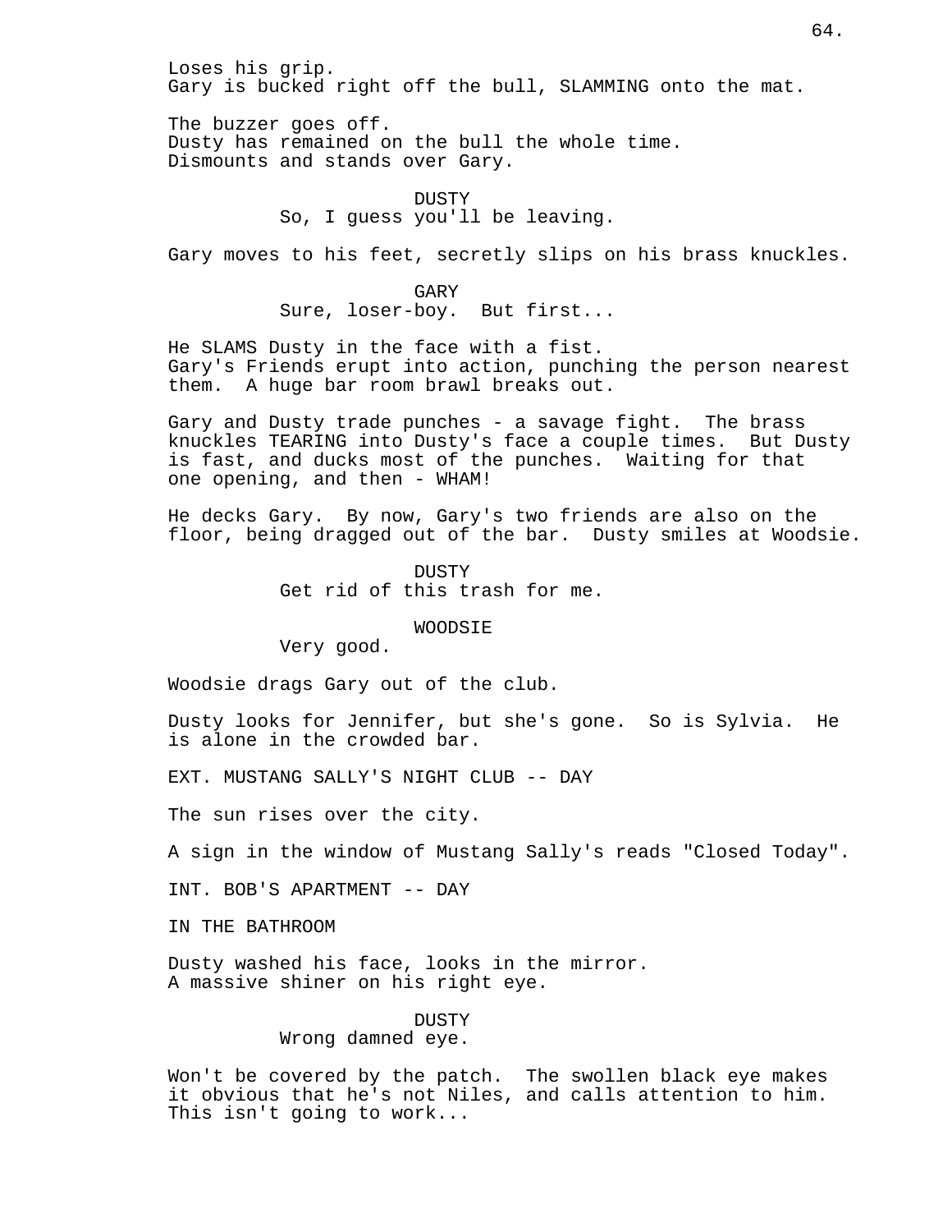Loses his grip.
Gary is bucked right off the bull, SLAMMING onto the mat.

The buzzer goes off.
Dusty has remained on the bull the whole time.
Dismounts and stands over Gary.

DUSTY
So, I guess you'll be leaving.

Gary moves to his feet, secretly slips on his brass knuckles.

GARY
Sure, loser-boy. But first...

He SLAMS Dusty in the face with a fist.
Gary's Friends erupt into action, punching the person nearest them. A huge bar room brawl breaks out.

Gary and Dusty trade punches - a savage fight. The brass knuckles TEARING into Dusty's face a couple times. But Dusty is fast, and ducks most of the punches. Waiting for that one opening, and then - WHAM!

He decks Gary. By now, Gary's two friends are also on the floor, being dragged out of the bar. Dusty smiles at Woodsie.

DUSTY
Get rid of this trash for me.

WOODSIE
Very good.

Woodsie drags Gary out of the club.

Dusty looks for Jennifer, but she's gone. So is Sylvia. He is alone in the crowded bar.

EXT. MUSTANG SALLY'S NIGHT CLUB -- DAY

The sun rises over the city.

A sign in the window of Mustang Sally's reads "Closed Today".

INT. BOB'S APARTMENT -- DAY

IN THE BATHROOM

Dusty washed his face, looks in the mirror.
A massive shiner on his right eye.

DUSTY
Wrong damned eye.

Won't be covered by the patch. The swollen black eye makes it obvious that he's not Niles, and calls attention to him. This isn't going to work...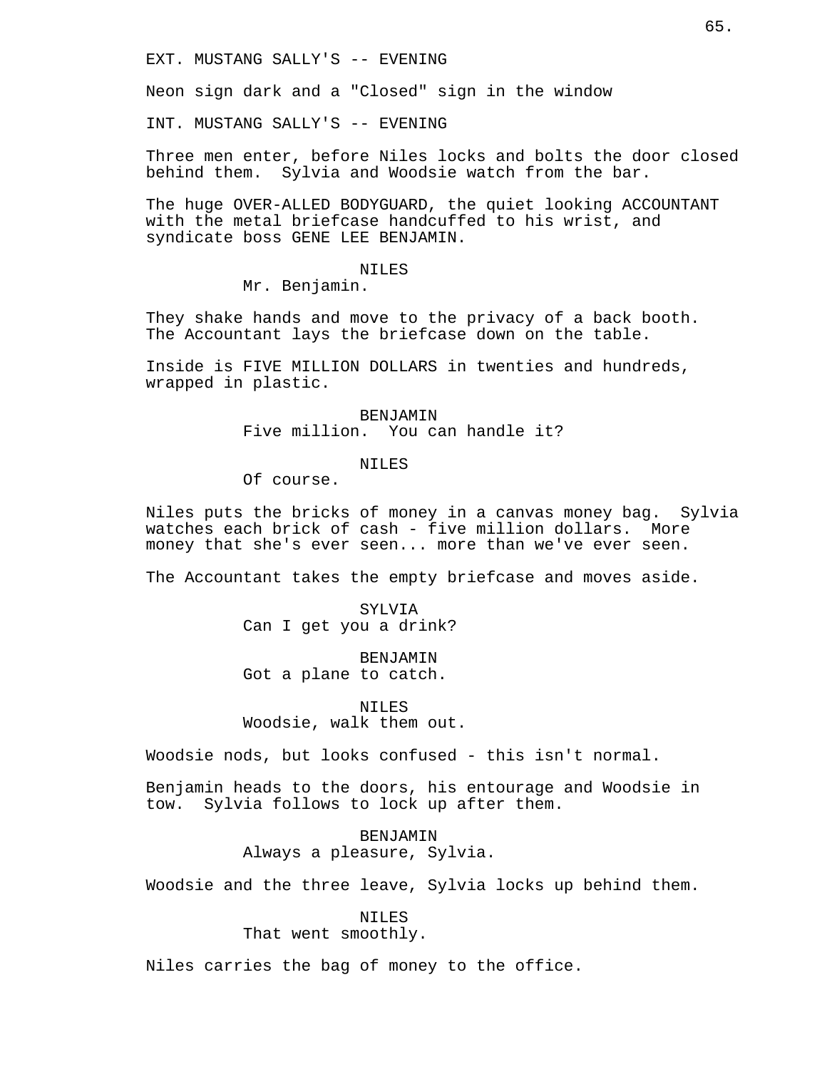EXT. MUSTANG SALLY'S -- EVENING

Neon sign dark and a "Closed" sign in the window

INT. MUSTANG SALLY'S -- EVENING

Three men enter, before Niles locks and bolts the door closed behind them. Sylvia and Woodsie watch from the bar.

The huge OVER-ALLED BODYGUARD, the quiet looking ACCOUNTANT with the metal briefcase handcuffed to his wrist, and syndicate boss GENE LEE BENJAMIN.

NILES
Mr. Benjamin.

They shake hands and move to the privacy of a back booth. The Accountant lays the briefcase down on the table.

Inside is FIVE MILLION DOLLARS in twenties and hundreds, wrapped in plastic.

BENJAMIN
Five million. You can handle it?

NILES
Of course.

Niles puts the bricks of money in a canvas money bag. Sylvia watches each brick of cash - five million dollars. More money that she's ever seen... more than we've ever seen.

The Accountant takes the empty briefcase and moves aside.

SYLVIA
Can I get you a drink?

BENJAMIN
Got a plane to catch.

NILES
Woodsie, walk them out.

Woodsie nods, but looks confused - this isn't normal.

Benjamin heads to the doors, his entourage and Woodsie in tow. Sylvia follows to lock up after them.

BENJAMIN
Always a pleasure, Sylvia.

Woodsie and the three leave, Sylvia locks up behind them.

NILES
That went smoothly.

Niles carries the bag of money to the office.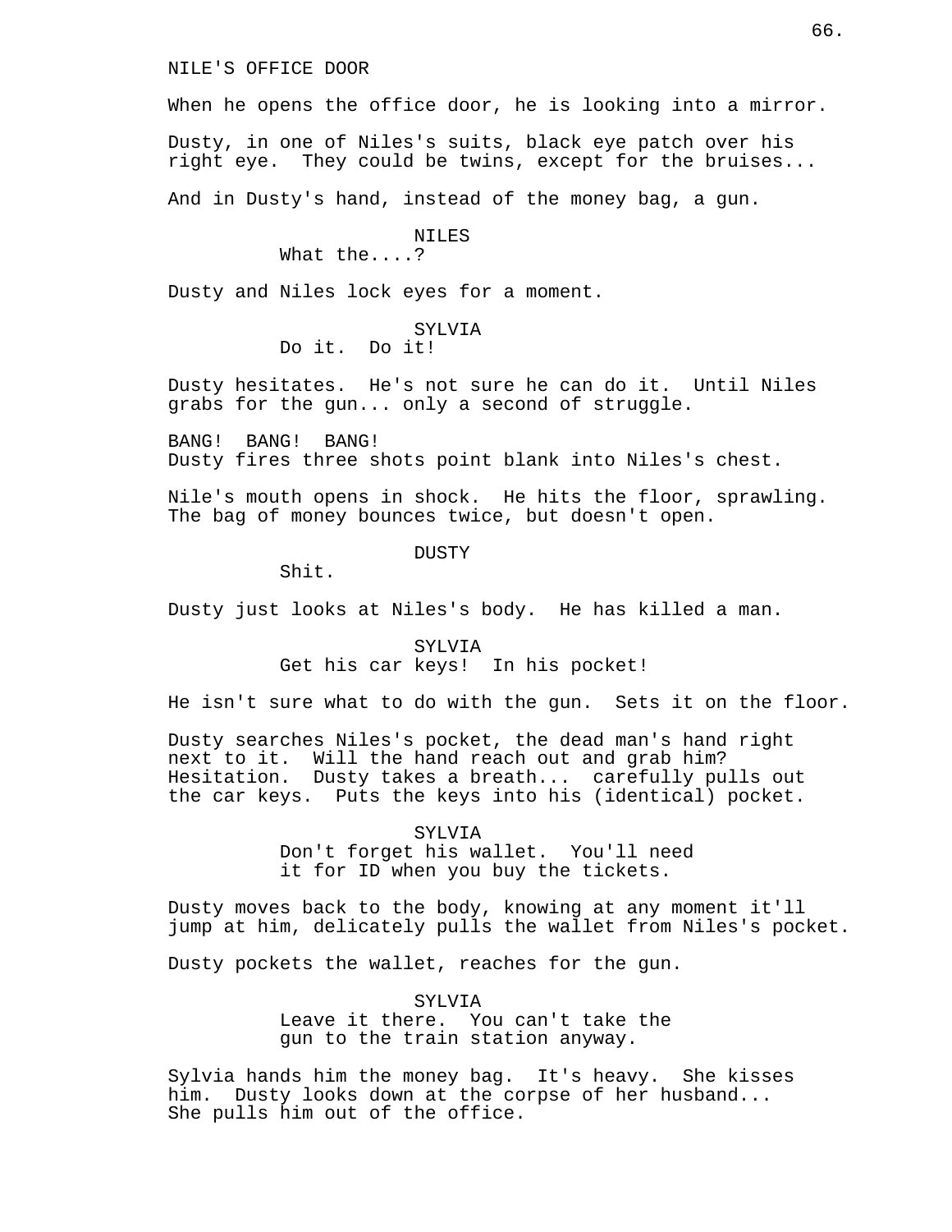NILE'S OFFICE DOOR

When he opens the office door, he is looking into a mirror.

Dusty, in one of Niles's suits, black eye patch over his right eye. They could be twins, except for the bruises...

And in Dusty's hand, instead of the money bag, a gun.

NILES
What the....?

Dusty and Niles lock eyes for a moment.

SYLVIA
Do it. Do it!

Dusty hesitates. He's not sure he can do it. Until Niles grabs for the gun... only a second of struggle.

BANG! BANG! BANG!
Dusty fires three shots point blank into Niles's chest.

Nile's mouth opens in shock. He hits the floor, sprawling. The bag of money bounces twice, but doesn't open.

DUSTY
Shit.

Dusty just looks at Niles's body. He has killed a man.

SYLVIA
Get his car keys! In his pocket!

He isn't sure what to do with the gun. Sets it on the floor.

Dusty searches Niles's pocket, the dead man's hand right next to it. Will the hand reach out and grab him? Hesitation. Dusty takes a breath... carefully pulls out the car keys. Puts the keys into his (identical) pocket.

SYLVIA
Don't forget his wallet. You'll need it for ID when you buy the tickets.

Dusty moves back to the body, knowing at any moment it'll jump at him, delicately pulls the wallet from Niles's pocket.

Dusty pockets the wallet, reaches for the gun.

SYLVIA
Leave it there. You can't take the gun to the train station anyway.

Sylvia hands him the money bag. It's heavy. She kisses him. Dusty looks down at the corpse of her husband... She pulls him out of the office.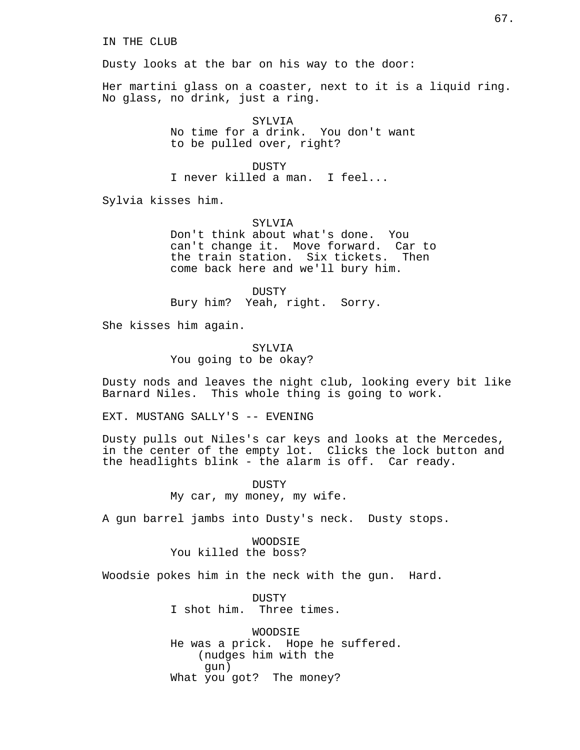IN THE CLUB

Dusty looks at the bar on his way to the door:

Her martini glass on a coaster, next to it is a liquid ring. No glass, no drink, just a ring.

SYLVIA
No time for a drink. You don't want to be pulled over, right?

DUSTY
I never killed a man. I feel...

Sylvia kisses him.

SYLVIA
Don't think about what's done. You can't change it. Move forward. Car to the train station. Six tickets. Then come back here and we'll bury him.

DUSTY
Bury him? Yeah, right. Sorry.

She kisses him again.

SYLVIA
You going to be okay?

Dusty nods and leaves the night club, looking every bit like Barnard Niles. This whole thing is going to work.

EXT. MUSTANG SALLY'S -- EVENING

Dusty pulls out Niles's car keys and looks at the Mercedes, in the center of the empty lot. Clicks the lock button and the headlights blink - the alarm is off. Car ready.

DUSTY
My car, my money, my wife.

A gun barrel jambs into Dusty's neck. Dusty stops.

WOODSIE
You killed the boss?

Woodsie pokes him in the neck with the gun. Hard.

DUSTY
I shot him. Three times.

WOODSIE
He was a prick. Hope he suffered.
(nudges him with the gun)
What you got? The money?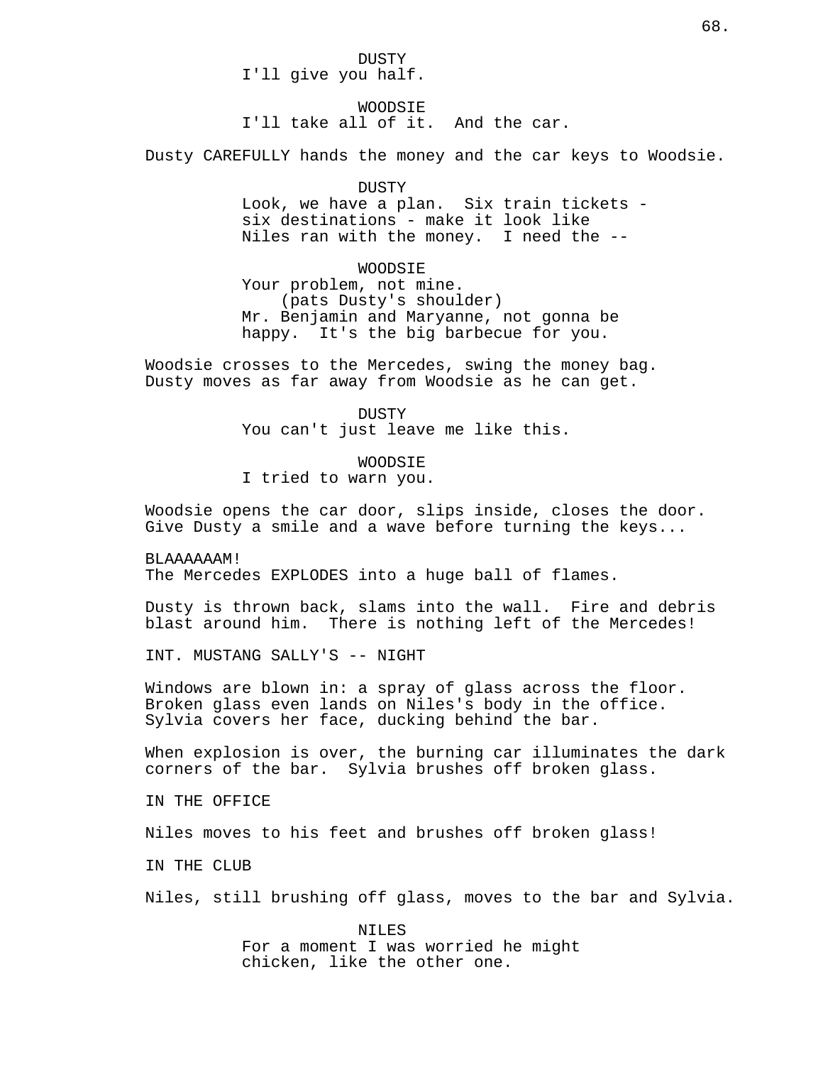DUSTY
I'll give you half.

WOODSIE
I'll take all of it. And the car.

Dusty CAREFULLY hands the money and the car keys to Woodsie.

DUSTY
Look, we have a plan. Six train tickets - six destinations - make it look like Niles ran with the money. I need the --

WOODSIE
Your problem, not mine.
(pats Dusty's shoulder)
Mr. Benjamin and Maryanne, not gonna be happy. It's the big barbecue for you.

Woodsie crosses to the Mercedes, swing the money bag. Dusty moves as far away from Woodsie as he can get.

DUSTY
You can't just leave me like this.

WOODSIE
I tried to warn you.

Woodsie opens the car door, slips inside, closes the door. Give Dusty a smile and a wave before turning the keys...

BLAAAAAAM!
The Mercedes EXPLODES into a huge ball of flames.

Dusty is thrown back, slams into the wall. Fire and debris blast around him. There is nothing left of the Mercedes!

INT. MUSTANG SALLY'S -- NIGHT

Windows are blown in: a spray of glass across the floor. Broken glass even lands on Niles's body in the office. Sylvia covers her face, ducking behind the bar.

When explosion is over, the burning car illuminates the dark corners of the bar. Sylvia brushes off broken glass.

IN THE OFFICE

Niles moves to his feet and brushes off broken glass!

IN THE CLUB

Niles, still brushing off glass, moves to the bar and Sylvia.

NILES
For a moment I was worried he might chicken, like the other one.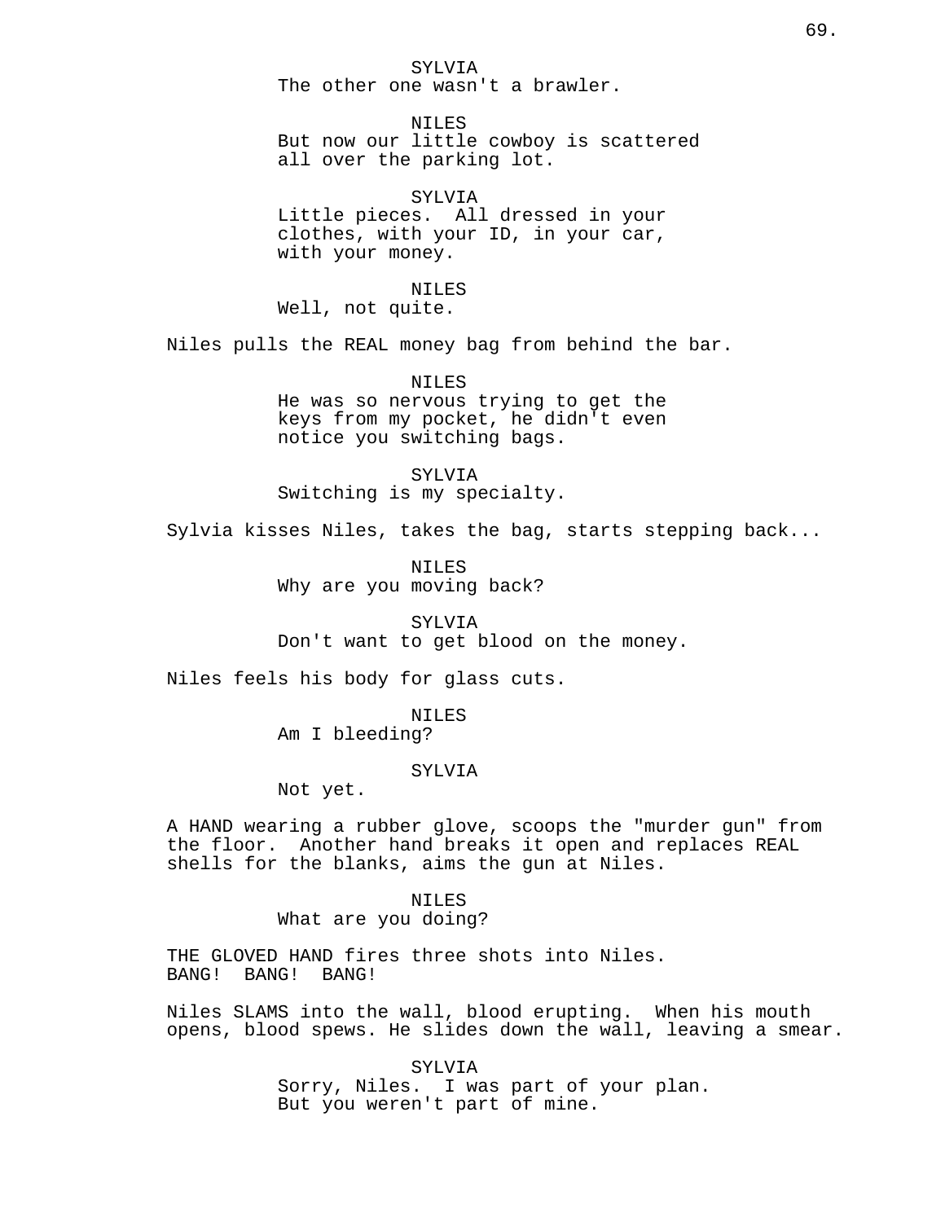SYLVIA
The other one wasn't a brawler.

NILES
But now our little cowboy is scattered all over the parking lot.

SYLVIA
Little pieces. All dressed in your clothes, with your ID, in your car, with your money.

NILES
Well, not quite.

Niles pulls the REAL money bag from behind the bar.

NILES
He was so nervous trying to get the keys from my pocket, he didn't even notice you switching bags.

SYLVIA
Switching is my specialty.

Sylvia kisses Niles, takes the bag, starts stepping back...

NILES
Why are you moving back?

SYLVIA
Don't want to get blood on the money.

Niles feels his body for glass cuts.

NILES
Am I bleeding?

SYLVIA
Not yet.

A HAND wearing a rubber glove, scoops the "murder gun" from the floor. Another hand breaks it open and replaces REAL shells for the blanks, aims the gun at Niles.

NILES
What are you doing?

THE GLOVED HAND fires three shots into Niles.
BANG! BANG! BANG!

Niles SLAMS into the wall, blood erupting. When his mouth opens, blood spews. He slides down the wall, leaving a smear.

SYLVIA
Sorry, Niles. I was part of your plan. But you weren't part of mine.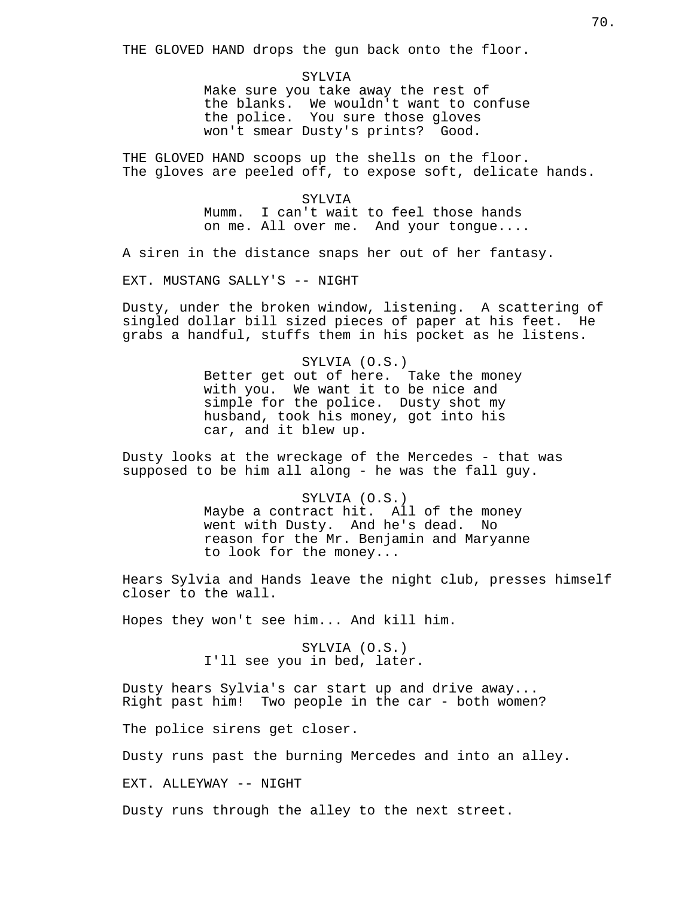THE GLOVED HAND drops the gun back onto the floor.

SYLVIA
Make sure you take away the rest of the blanks. We wouldn't want to confuse the police. You sure those gloves won't smear Dusty's prints? Good.

THE GLOVED HAND scoops up the shells on the floor. The gloves are peeled off, to expose soft, delicate hands.

SYLVIA
Mumm. I can't wait to feel those hands on me. All over me. And your tongue....

A siren in the distance snaps her out of her fantasy.

EXT. MUSTANG SALLY'S -- NIGHT

Dusty, under the broken window, listening. A scattering of singled dollar bill sized pieces of paper at his feet. He grabs a handful, stuffs them in his pocket as he listens.

SYLVIA (O.S.)
Better get out of here. Take the money with you. We want it to be nice and simple for the police. Dusty shot my husband, took his money, got into his car, and it blew up.

Dusty looks at the wreckage of the Mercedes - that was supposed to be him all along - he was the fall guy.

SYLVIA (O.S.)
Maybe a contract hit. All of the money went with Dusty. And he's dead. No reason for the Mr. Benjamin and Maryanne to look for the money...

Hears Sylvia and Hands leave the night club, presses himself closer to the wall.

Hopes they won't see him... And kill him.

SYLVIA (O.S.)
I'll see you in bed, later.

Dusty hears Sylvia's car start up and drive away... Right past him! Two people in the car - both women?

The police sirens get closer.

Dusty runs past the burning Mercedes and into an alley.

EXT. ALLEYWAY -- NIGHT

Dusty runs through the alley to the next street.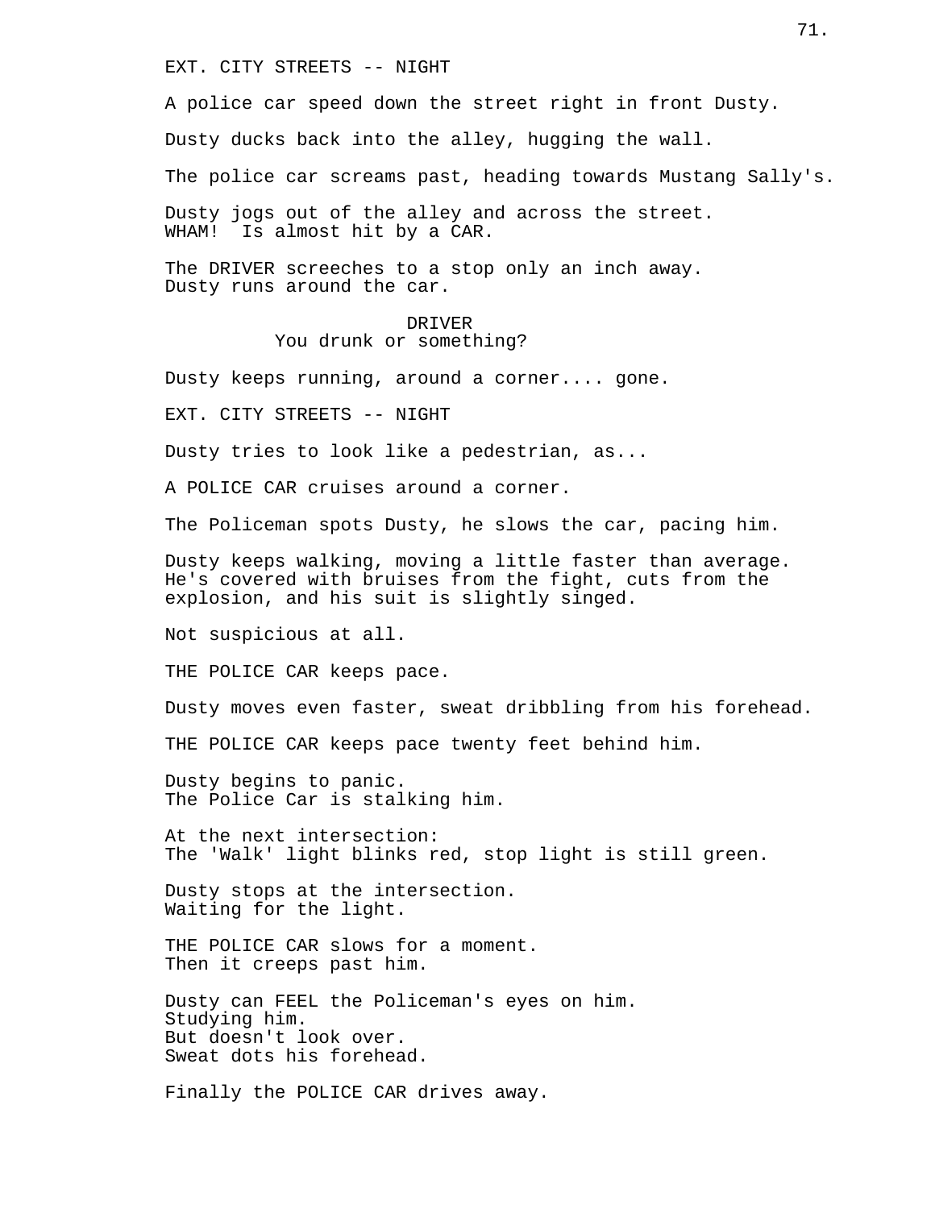EXT. CITY STREETS -- NIGHT

A police car speed down the street right in front Dusty.

Dusty ducks back into the alley, hugging the wall.

The police car screams past, heading towards Mustang Sally's.

Dusty jogs out of the alley and across the street.
WHAM! Is almost hit by a CAR.

The DRIVER screeches to a stop only an inch away.
Dusty runs around the car.

DRIVER
You drunk or something?

Dusty keeps running, around a corner.... gone.

EXT. CITY STREETS -- NIGHT

Dusty tries to look like a pedestrian, as...

A POLICE CAR cruises around a corner.

The Policeman spots Dusty, he slows the car, pacing him.

Dusty keeps walking, moving a little faster than average.
He's covered with bruises from the fight, cuts from the explosion, and his suit is slightly singed.

Not suspicious at all.

THE POLICE CAR keeps pace.

Dusty moves even faster, sweat dribbling from his forehead.

THE POLICE CAR keeps pace twenty feet behind him.

Dusty begins to panic.
The Police Car is stalking him.

At the next intersection:
The 'Walk' light blinks red, stop light is still green.

Dusty stops at the intersection.
Waiting for the light.

THE POLICE CAR slows for a moment.
Then it creeps past him.

Dusty can FEEL the Policeman's eyes on him.
Studying him.
But doesn't look over.
Sweat dots his forehead.

Finally the POLICE CAR drives away.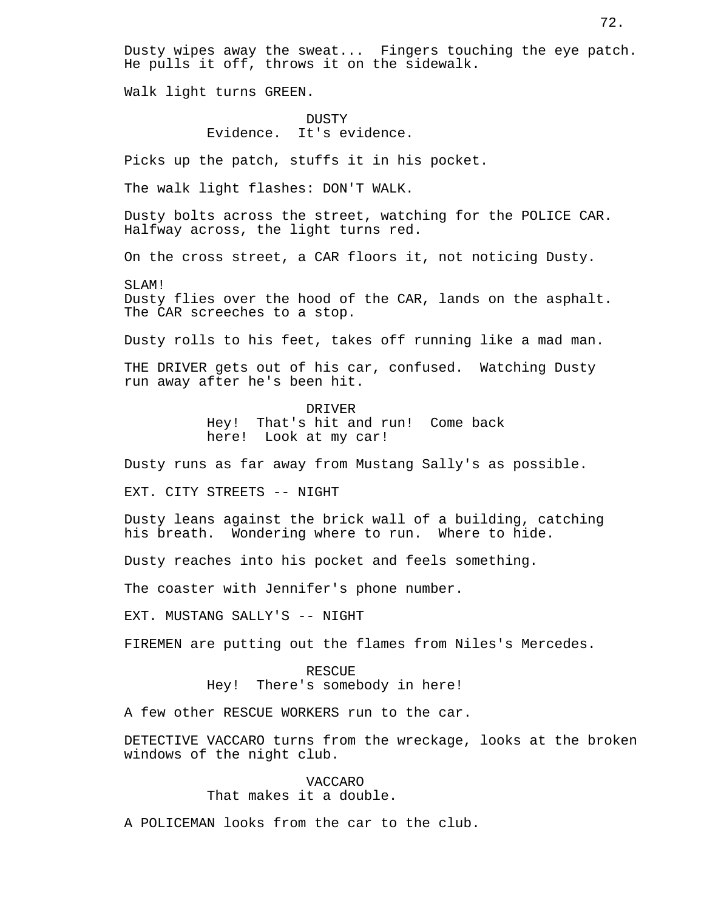Dusty wipes away the sweat... Fingers touching the eye patch. He pulls it off, throws it on the sidewalk.

Walk light turns GREEN.

DUSTY
Evidence. It's evidence.

Picks up the patch, stuffs it in his pocket.

The walk light flashes: DON'T WALK.

Dusty bolts across the street, watching for the POLICE CAR. Halfway across, the light turns red.

On the cross street, a CAR floors it, not noticing Dusty.

SLAM!
Dusty flies over the hood of the CAR, lands on the asphalt. The CAR screeches to a stop.

Dusty rolls to his feet, takes off running like a mad man.

THE DRIVER gets out of his car, confused. Watching Dusty run away after he's been hit.

DRIVER
Hey! That's hit and run! Come back here! Look at my car!

Dusty runs as far away from Mustang Sally's as possible.

EXT. CITY STREETS -- NIGHT

Dusty leans against the brick wall of a building, catching his breath. Wondering where to run. Where to hide.

Dusty reaches into his pocket and feels something.

The coaster with Jennifer's phone number.

EXT. MUSTANG SALLY'S -- NIGHT

FIREMEN are putting out the flames from Niles's Mercedes.

RESCUE
Hey! There's somebody in here!

A few other RESCUE WORKERS run to the car.

DETECTIVE VACCARO turns from the wreckage, looks at the broken windows of the night club.

VACCARO
That makes it a double.

A POLICEMAN looks from the car to the club.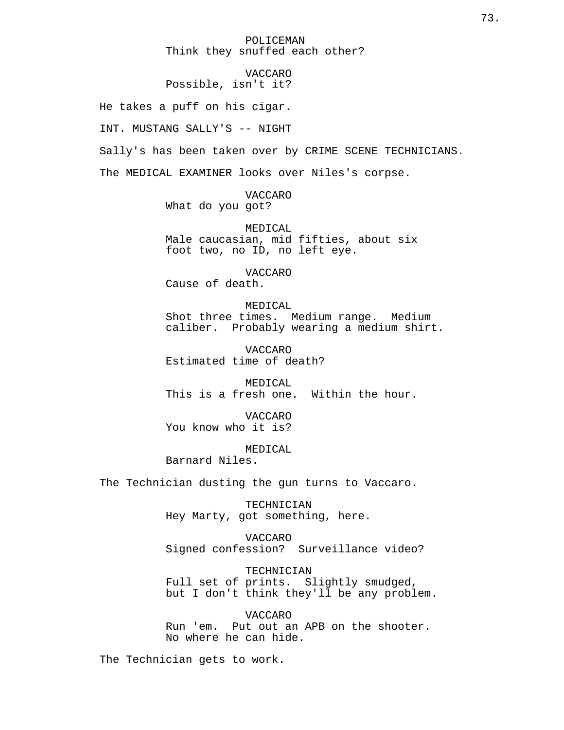POLICEMAN
Think they snuffed each other?

VACCARO
Possible, isn't it?

He takes a puff on his cigar.

INT. MUSTANG SALLY'S -- NIGHT

Sally's has been taken over by CRIME SCENE TECHNICIANS.

The MEDICAL EXAMINER looks over Niles's corpse.

VACCARO
What do you got?

MEDICAL
Male caucasian, mid fifties, about six foot two, no ID, no left eye.

VACCARO
Cause of death.

MEDICAL
Shot three times. Medium range. Medium caliber. Probably wearing a medium shirt.

VACCARO
Estimated time of death?

MEDICAL
This is a fresh one. Within the hour.

VACCARO
You know who it is?

MEDICAL
Barnard Niles.

The Technician dusting the gun turns to Vaccaro.

TECHNICIAN
Hey Marty, got something, here.

VACCARO
Signed confession? Surveillance video?

TECHNICIAN
Full set of prints. Slightly smudged, but I don't think they'll be any problem.

VACCARO
Run 'em. Put out an APB on the shooter. No where he can hide.

The Technician gets to work.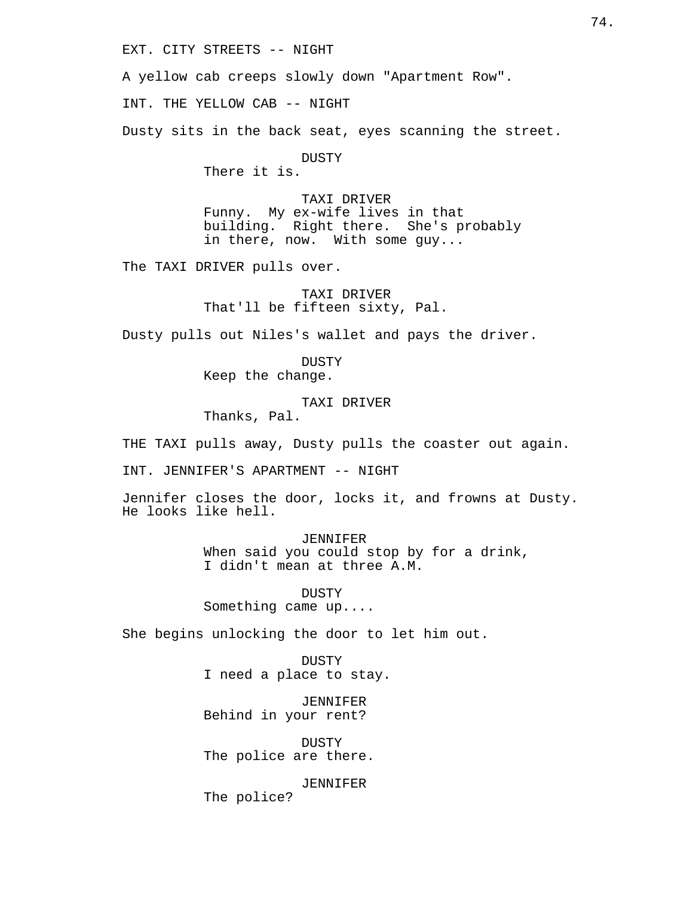EXT. CITY STREETS -- NIGHT

A yellow cab creeps slowly down "Apartment Row".

INT. THE YELLOW CAB -- NIGHT

Dusty sits in the back seat, eyes scanning the street.

DUSTY
There it is.

TAXI DRIVER
Funny. My ex-wife lives in that building. Right there. She's probably in there, now. With some guy...

The TAXI DRIVER pulls over.

TAXI DRIVER
That'll be fifteen sixty, Pal.

Dusty pulls out Niles's wallet and pays the driver.

DUSTY
Keep the change.

TAXI DRIVER
Thanks, Pal.

THE TAXI pulls away, Dusty pulls the coaster out again.

INT. JENNIFER'S APARTMENT -- NIGHT

Jennifer closes the door, locks it, and frowns at Dusty. He looks like hell.

JENNIFER
When said you could stop by for a drink, I didn't mean at three A.M.

DUSTY
Something came up....

She begins unlocking the door to let him out.

DUSTY
I need a place to stay.

JENNIFER
Behind in your rent?

DUSTY
The police are there.

JENNIFER
The police?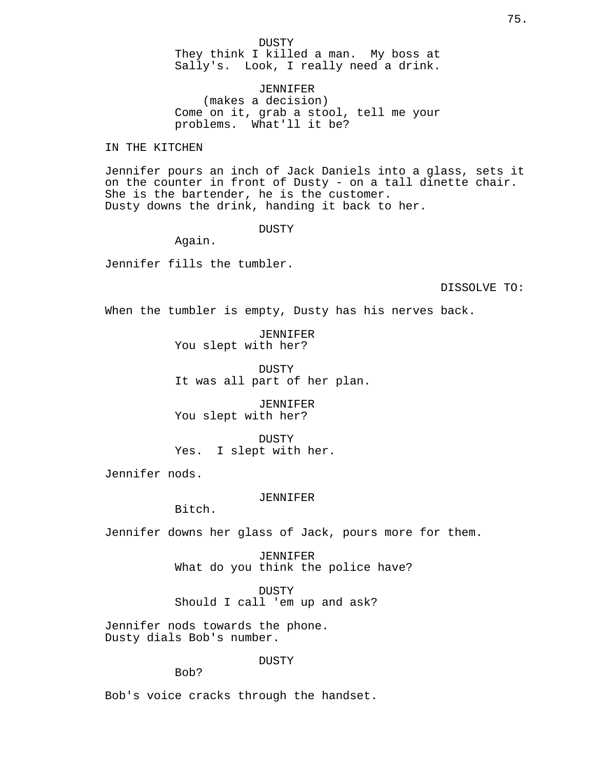DUSTY

They think I killed a man. My boss at Sally's. Look, I really need a drink.

JENNIFER

(makes a decision)

Come on it, grab a stool, tell me your problems. What'll it be?

IN THE KITCHEN

Jennifer pours an inch of Jack Daniels into a glass, sets it on the counter in front of Dusty - on a tall dinette chair. She is the bartender, he is the customer.
Dusty downs the drink, handing it back to her.

DUSTY

Again.

Jennifer fills the tumbler.

DISSOLVE TO:

When the tumbler is empty, Dusty has his nerves back.

JENNIFER

You slept with her?

DUSTY

It was all part of her plan.

JENNIFER

You slept with her?

DUSTY

Yes. I slept with her.

Jennifer nods.

JENNIFER

Bitch.

Jennifer downs her glass of Jack, pours more for them.

JENNIFER

What do you think the police have?

DUSTY

Should I call 'em up and ask?

Jennifer nods towards the phone.
Dusty dials Bob's number.

DUSTY

Bob?

Bob's voice cracks through the handset.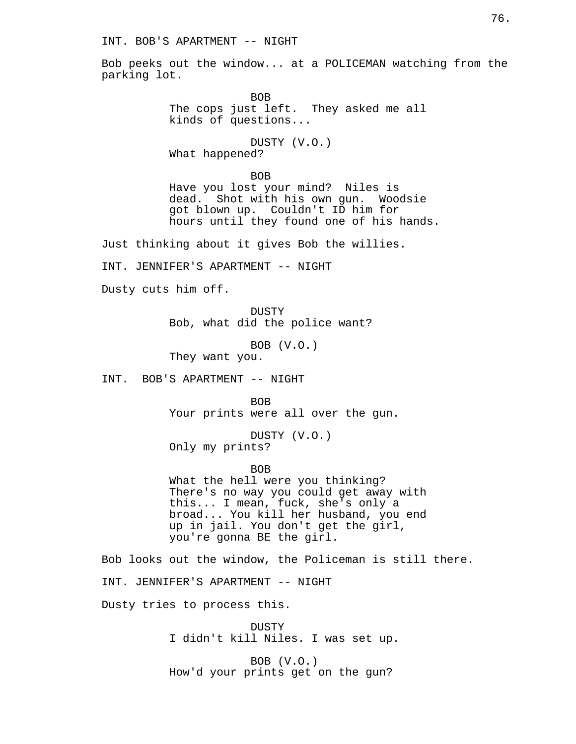INT. BOB'S APARTMENT -- NIGHT

Bob peeks out the window... at a POLICEMAN watching from the parking lot.

BOB
The cops just left. They asked me all kinds of questions...

DUSTY (V.O.)
What happened?

BOB
Have you lost your mind? Niles is dead. Shot with his own gun. Woodsie got blown up. Couldn't ID him for hours until they found one of his hands.

Just thinking about it gives Bob the willies.

INT. JENNIFER'S APARTMENT -- NIGHT

Dusty cuts him off.

DUSTY
Bob, what did the police want?

BOB (V.O.)
They want you.

INT. BOB'S APARTMENT -- NIGHT

BOB
Your prints were all over the gun.

DUSTY (V.O.)
Only my prints?

BOB
What the hell were you thinking? There's no way you could get away with this... I mean, fuck, she's only a broad... You kill her husband, you end up in jail. You don't get the girl, you're gonna BE the girl.

Bob looks out the window, the Policeman is still there.

INT. JENNIFER'S APARTMENT -- NIGHT

Dusty tries to process this.

DUSTY
I didn't kill Niles. I was set up.

BOB (V.O.)
How'd your prints get on the gun?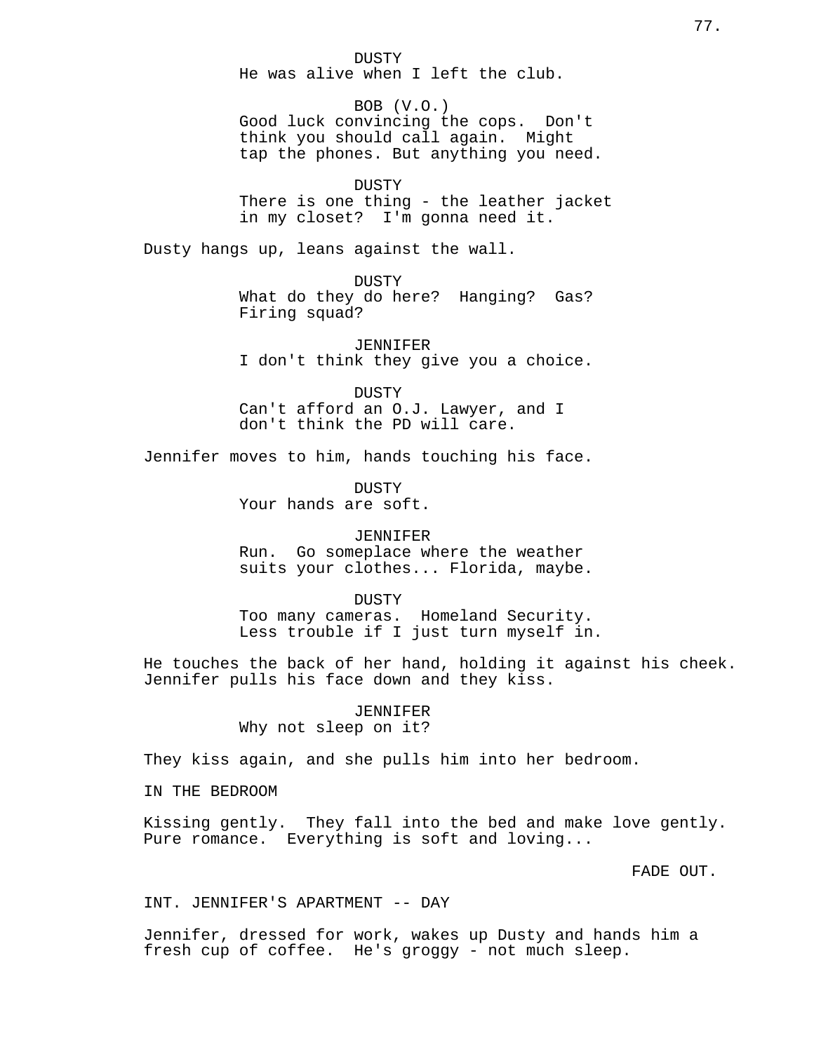DUSTY
He was alive when I left the club.

BOB (V.O.)
Good luck convincing the cops. Don't think you should call again. Might tap the phones. But anything you need.

DUSTY
There is one thing - the leather jacket in my closet? I'm gonna need it.

Dusty hangs up, leans against the wall.

DUSTY
What do they do here? Hanging? Gas? Firing squad?

JENNIFER
I don't think they give you a choice.

DUSTY
Can't afford an O.J. Lawyer, and I don't think the PD will care.

Jennifer moves to him, hands touching his face.

DUSTY
Your hands are soft.

JENNIFER
Run. Go someplace where the weather suits your clothes... Florida, maybe.

DUSTY
Too many cameras. Homeland Security. Less trouble if I just turn myself in.

He touches the back of her hand, holding it against his cheek. Jennifer pulls his face down and they kiss.

JENNIFER
Why not sleep on it?

They kiss again, and she pulls him into her bedroom.

IN THE BEDROOM

Kissing gently. They fall into the bed and make love gently. Pure romance. Everything is soft and loving...

FADE OUT.

INT. JENNIFER'S APARTMENT -- DAY

Jennifer, dressed for work, wakes up Dusty and hands him a fresh cup of coffee. He's groggy - not much sleep.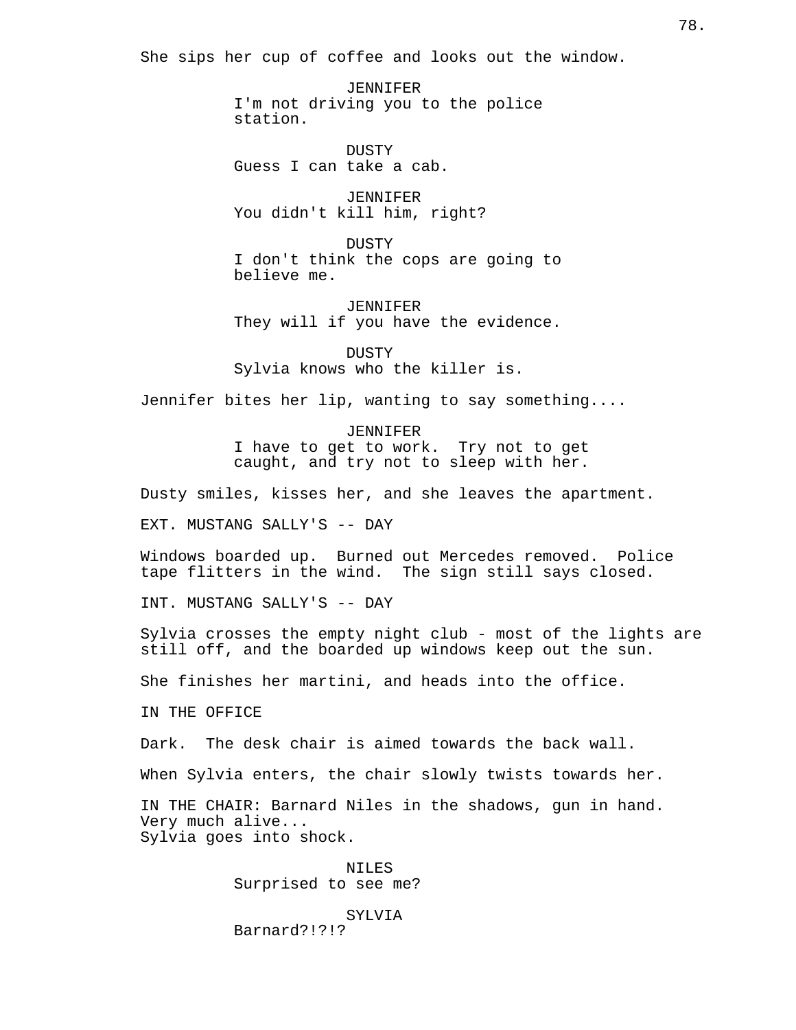She sips her cup of coffee and looks out the window.

JENNIFER
I'm not driving you to the police station.

DUSTY
Guess I can take a cab.

JENNIFER
You didn't kill him, right?

DUSTY
I don't think the cops are going to believe me.

JENNIFER
They will if you have the evidence.

DUSTY
Sylvia knows who the killer is.

Jennifer bites her lip, wanting to say something....

JENNIFER
I have to get to work. Try not to get caught, and try not to sleep with her.

Dusty smiles, kisses her, and she leaves the apartment.

EXT. MUSTANG SALLY'S -- DAY

Windows boarded up. Burned out Mercedes removed. Police tape flitters in the wind. The sign still says closed.

INT. MUSTANG SALLY'S -- DAY

Sylvia crosses the empty night club - most of the lights are still off, and the boarded up windows keep out the sun.

She finishes her martini, and heads into the office.

IN THE OFFICE

Dark. The desk chair is aimed towards the back wall.

When Sylvia enters, the chair slowly twists towards her.

IN THE CHAIR: Barnard Niles in the shadows, gun in hand.
Very much alive...
Sylvia goes into shock.

NILES
Surprised to see me?

SYLVIA
Barnard?!?!?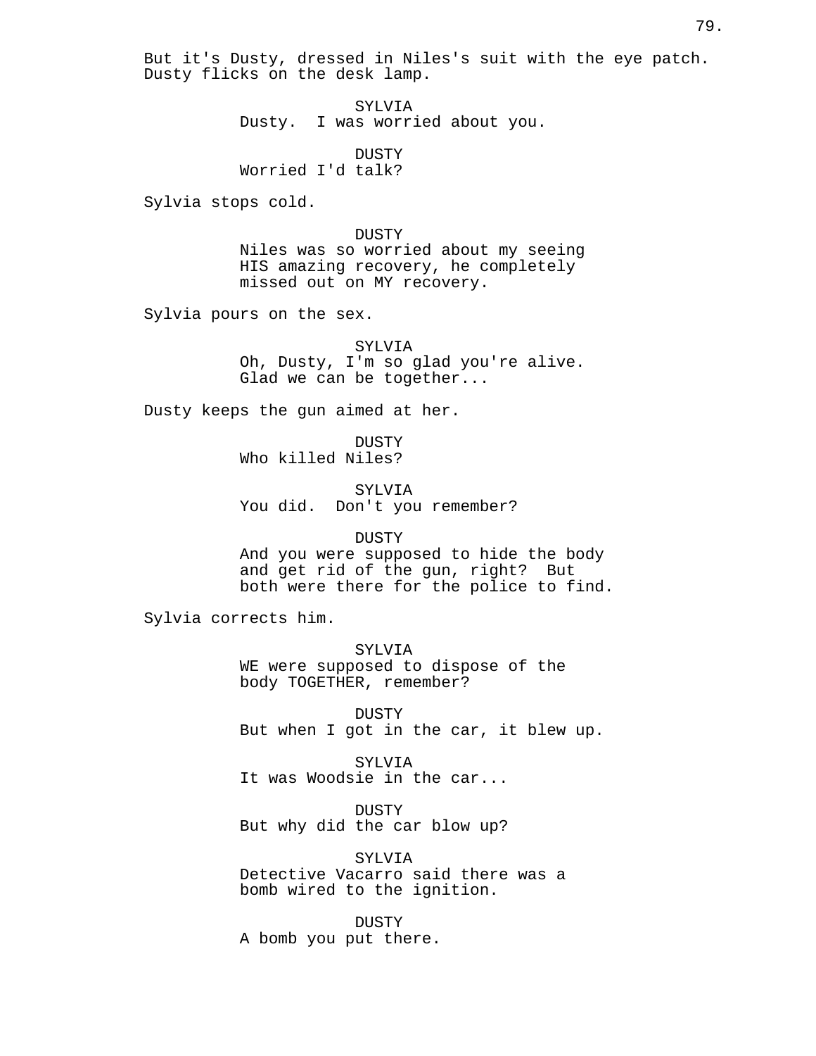But it's Dusty, dressed in Niles's suit with the eye patch. Dusty flicks on the desk lamp.

SYLVIA
Dusty. I was worried about you.

DUSTY
Worried I'd talk?

Sylvia stops cold.

DUSTY
Niles was so worried about my seeing HIS amazing recovery, he completely missed out on MY recovery.

Sylvia pours on the sex.

SYLVIA
Oh, Dusty, I'm so glad you're alive. Glad we can be together...

Dusty keeps the gun aimed at her.

DUSTY
Who killed Niles?

SYLVIA
You did. Don't you remember?

DUSTY
And you were supposed to hide the body and get rid of the gun, right? But both were there for the police to find.

Sylvia corrects him.

SYLVIA
WE were supposed to dispose of the body TOGETHER, remember?

DUSTY
But when I got in the car, it blew up.

SYLVIA
It was Woodsie in the car...

DUSTY
But why did the car blow up?

SYLVIA
Detective Vacarro said there was a bomb wired to the ignition.

DUSTY
A bomb you put there.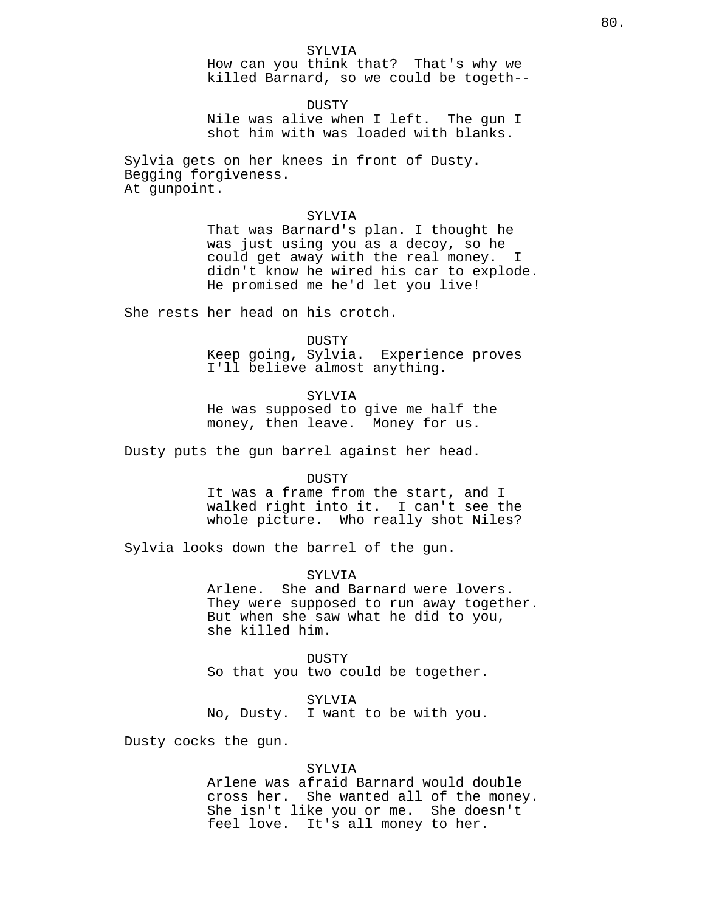SYLVIA
How can you think that? That's why we killed Barnard, so we could be togeth--

DUSTY
Nile was alive when I left. The gun I shot him with was loaded with blanks.

Sylvia gets on her knees in front of Dusty.
Begging forgiveness.
At gunpoint.

SYLVIA
That was Barnard's plan. I thought he was just using you as a decoy, so he could get away with the real money. I didn't know he wired his car to explode. He promised me he'd let you live!

She rests her head on his crotch.

DUSTY
Keep going, Sylvia. Experience proves I'll believe almost anything.

SYLVIA
He was supposed to give me half the money, then leave. Money for us.

Dusty puts the gun barrel against her head.

DUSTY
It was a frame from the start, and I walked right into it. I can't see the whole picture. Who really shot Niles?

Sylvia looks down the barrel of the gun.

SYLVIA
Arlene. She and Barnard were lovers. They were supposed to run away together. But when she saw what he did to you, she killed him.

DUSTY
So that you two could be together.

SYLVIA
No, Dusty. I want to be with you.

Dusty cocks the gun.

SYLVIA
Arlene was afraid Barnard would double cross her. She wanted all of the money. She isn't like you or me. She doesn't feel love. It's all money to her.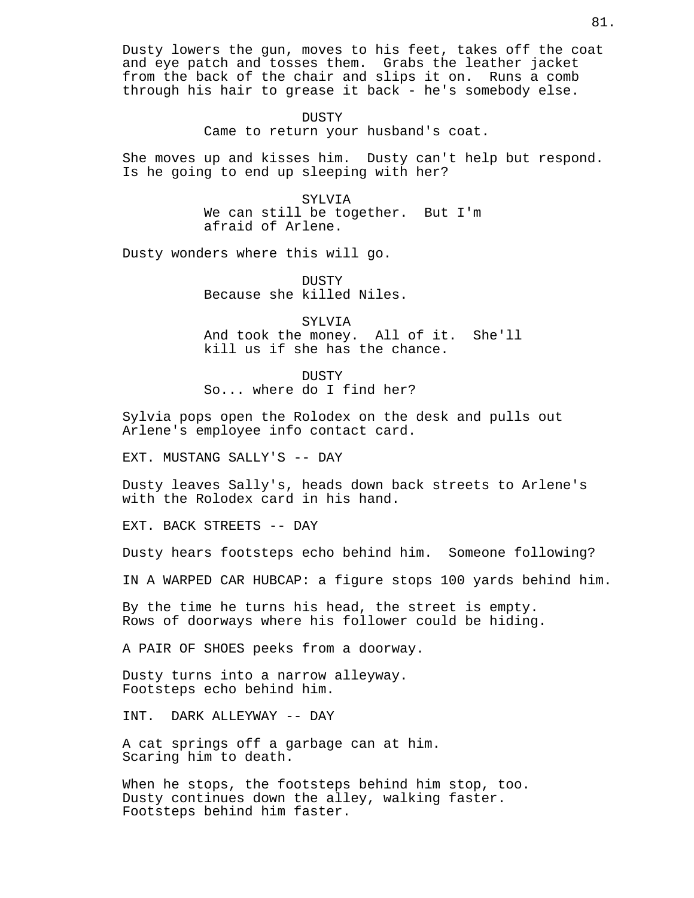Dusty lowers the gun, moves to his feet, takes off the coat and eye patch and tosses them. Grabs the leather jacket from the back of the chair and slips it on. Runs a comb through his hair to grease it back - he's somebody else.

DUSTY
Came to return your husband's coat.

She moves up and kisses him. Dusty can't help but respond. Is he going to end up sleeping with her?

SYLVIA
We can still be together. But I'm afraid of Arlene.

Dusty wonders where this will go.

DUSTY
Because she killed Niles.

SYLVIA
And took the money. All of it. She'll kill us if she has the chance.

DUSTY
So... where do I find her?

Sylvia pops open the Rolodex on the desk and pulls out Arlene's employee info contact card.

EXT. MUSTANG SALLY'S -- DAY

Dusty leaves Sally's, heads down back streets to Arlene's with the Rolodex card in his hand.

EXT. BACK STREETS -- DAY

Dusty hears footsteps echo behind him. Someone following?

IN A WARPED CAR HUBCAP: a figure stops 100 yards behind him.

By the time he turns his head, the street is empty. Rows of doorways where his follower could be hiding.

A PAIR OF SHOES peeks from a doorway.

Dusty turns into a narrow alleyway.
Footsteps echo behind him.

INT. DARK ALLEYWAY -- DAY

A cat springs off a garbage can at him.
Scaring him to death.

When he stops, the footsteps behind him stop, too.
Dusty continues down the alley, walking faster.
Footsteps behind him faster.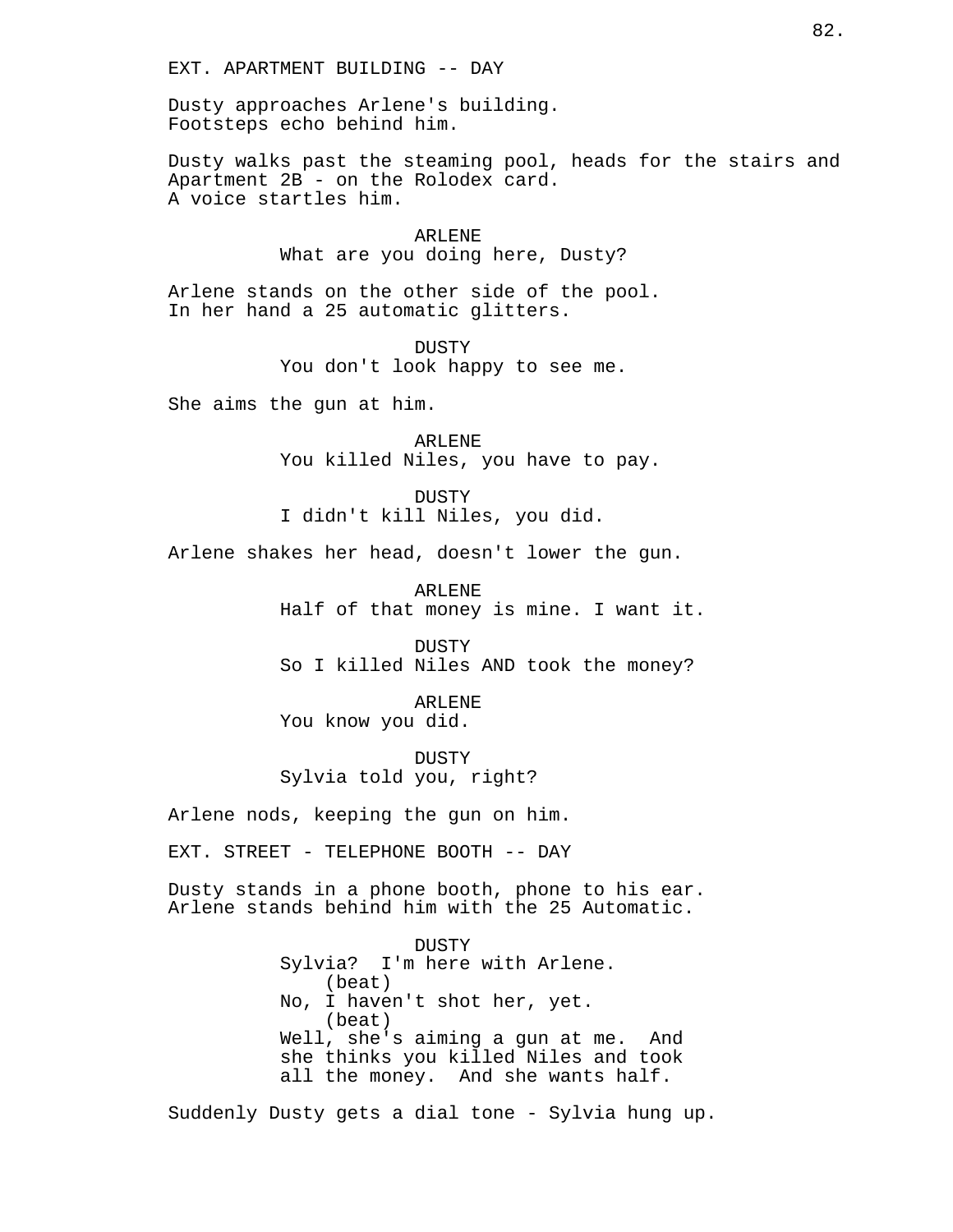EXT. APARTMENT BUILDING -- DAY

Dusty approaches Arlene's building.
Footsteps echo behind him.

Dusty walks past the steaming pool, heads for the stairs and Apartment 2B - on the Rolodex card.
A voice startles him.

ARLENE
What are you doing here, Dusty?

Arlene stands on the other side of the pool.
In her hand a 25 automatic glitters.

DUSTY
You don't look happy to see me.

She aims the gun at him.

ARLENE
You killed Niles, you have to pay.

DUSTY
I didn't kill Niles, you did.

Arlene shakes her head, doesn't lower the gun.

ARLENE
Half of that money is mine. I want it.

DUSTY
So I killed Niles AND took the money?

ARLENE
You know you did.

DUSTY
Sylvia told you, right?

Arlene nods, keeping the gun on him.

EXT. STREET - TELEPHONE BOOTH -- DAY

Dusty stands in a phone booth, phone to his ear.
Arlene stands behind him with the 25 Automatic.

DUSTY
Sylvia? I'm here with Arlene.
(beat)
No, I haven't shot her, yet.
(beat)
Well, she's aiming a gun at me. And she thinks you killed Niles and took all the money. And she wants half.

Suddenly Dusty gets a dial tone - Sylvia hung up.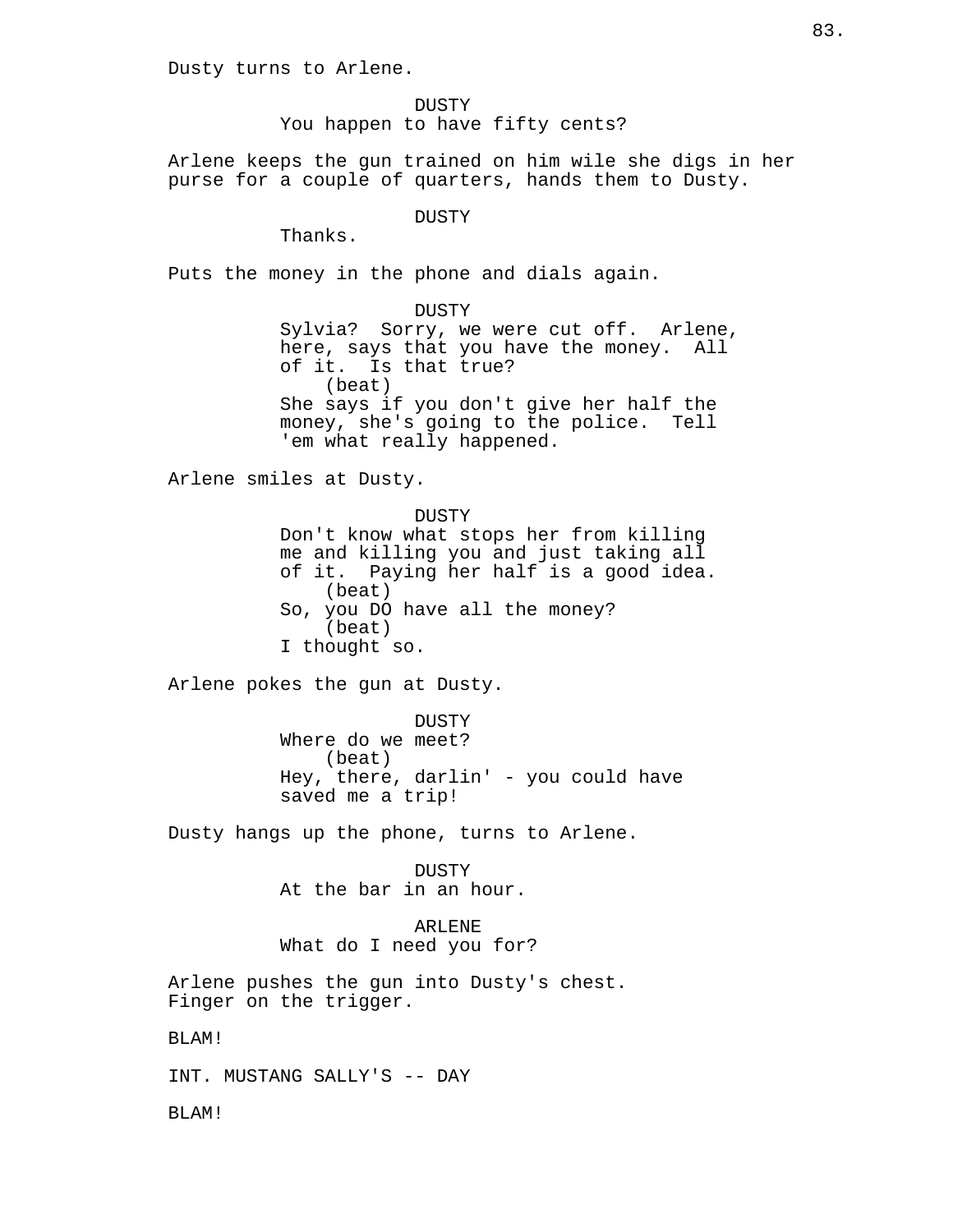Dusty turns to Arlene.

DUSTY
You happen to have fifty cents?

Arlene keeps the gun trained on him wile she digs in her purse for a couple of quarters, hands them to Dusty.

DUSTY
Thanks.

Puts the money in the phone and dials again.

DUSTY
Sylvia? Sorry, we were cut off. Arlene, here, says that you have the money. All of it. Is that true?
(beat)
She says if you don't give her half the money, she's going to the police. Tell 'em what really happened.

Arlene smiles at Dusty.

DUSTY
Don't know what stops her from killing me and killing you and just taking all of it. Paying her half is a good idea.
(beat)
So, you DO have all the money?
(beat)
I thought so.

Arlene pokes the gun at Dusty.

DUSTY
Where do we meet?
(beat)
Hey, there, darlin' - you could have saved me a trip!

Dusty hangs up the phone, turns to Arlene.

DUSTY
At the bar in an hour.

ARLENE
What do I need you for?

Arlene pushes the gun into Dusty's chest.
Finger on the trigger.

BLAM!

INT. MUSTANG SALLY'S -- DAY

BLAM!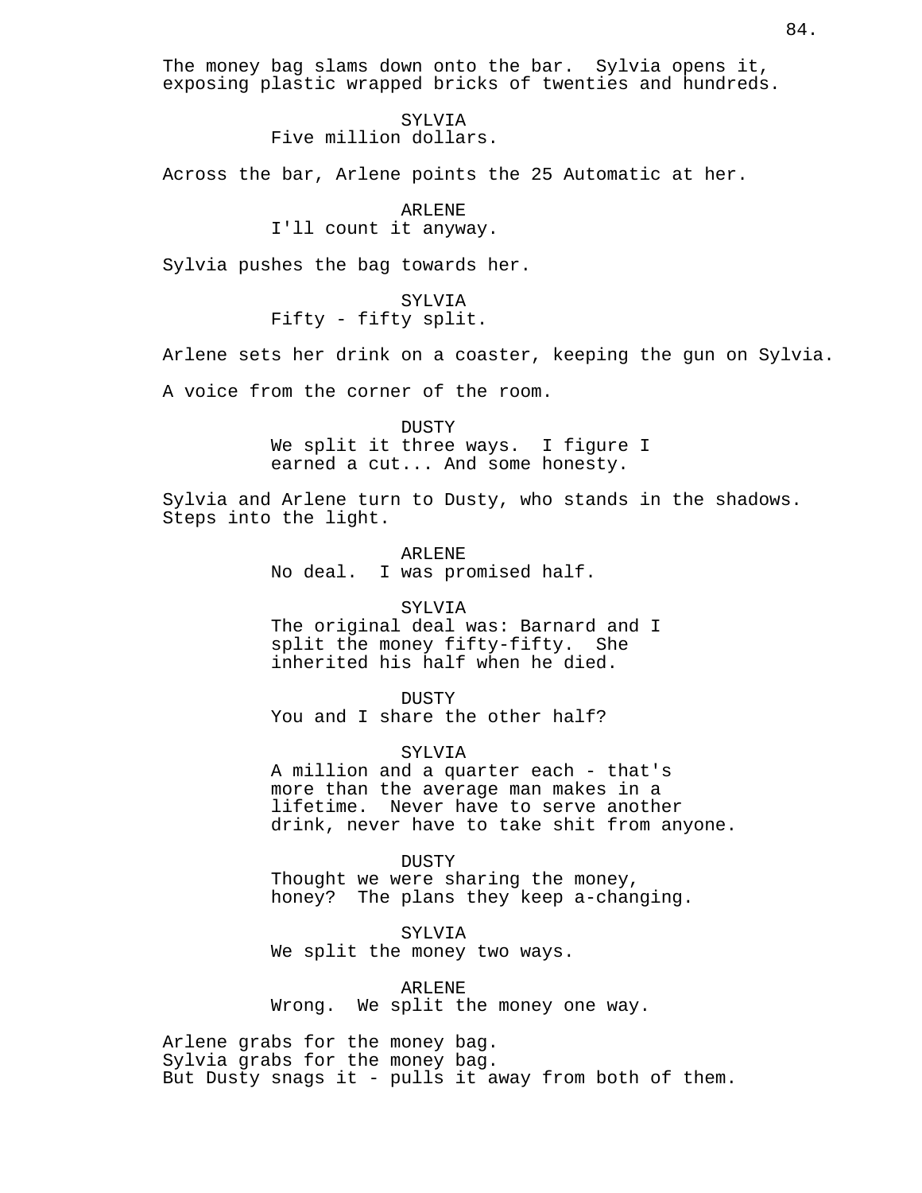The money bag slams down onto the bar. Sylvia opens it, exposing plastic wrapped bricks of twenties and hundreds.

SYLVIA
Five million dollars.

Across the bar, Arlene points the 25 Automatic at her.

ARLENE
I'll count it anyway.

Sylvia pushes the bag towards her.

SYLVIA
Fifty - fifty split.

Arlene sets her drink on a coaster, keeping the gun on Sylvia.

A voice from the corner of the room.

DUSTY
We split it three ways. I figure I earned a cut... And some honesty.

Sylvia and Arlene turn to Dusty, who stands in the shadows. Steps into the light.

ARLENE
No deal. I was promised half.

SYLVIA
The original deal was: Barnard and I split the money fifty-fifty. She inherited his half when he died.

DUSTY
You and I share the other half?

SYLVIA
A million and a quarter each - that's more than the average man makes in a lifetime. Never have to serve another drink, never have to take shit from anyone.

DUSTY
Thought we were sharing the money, honey? The plans they keep a-changing.

SYLVIA
We split the money two ways.

ARLENE
Wrong. We split the money one way.

Arlene grabs for the money bag.
Sylvia grabs for the money bag.
But Dusty snags it - pulls it away from both of them.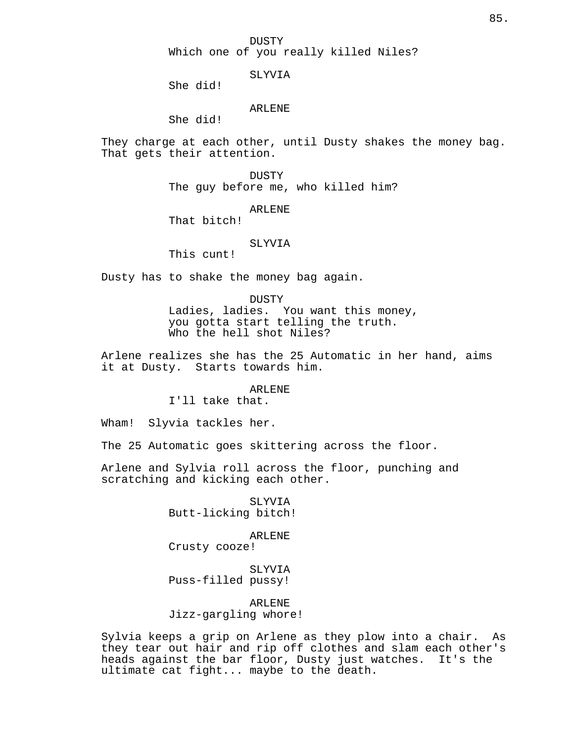DUSTY
Which one of you really killed Niles?

SLYVIA
She did!

ARLENE
She did!

They charge at each other, until Dusty shakes the money bag. That gets their attention.

DUSTY
The guy before me, who killed him?

ARLENE
That bitch!

SLYVIA
This cunt!

Dusty has to shake the money bag again.

DUSTY
Ladies, ladies. You want this money, you gotta start telling the truth. Who the hell shot Niles?

Arlene realizes she has the 25 Automatic in her hand, aims it at Dusty. Starts towards him.

ARLENE
I'll take that.

Wham! Slyvia tackles her.

The 25 Automatic goes skittering across the floor.

Arlene and Sylvia roll across the floor, punching and scratching and kicking each other.

SLYVIA
Butt-licking bitch!

ARLENE
Crusty cooze!

SLYVIA
Puss-filled pussy!

ARLENE
Jizz-gargling whore!

Sylvia keeps a grip on Arlene as they plow into a chair. As they tear out hair and rip off clothes and slam each other's heads against the bar floor, Dusty just watches. It's the ultimate cat fight... maybe to the death.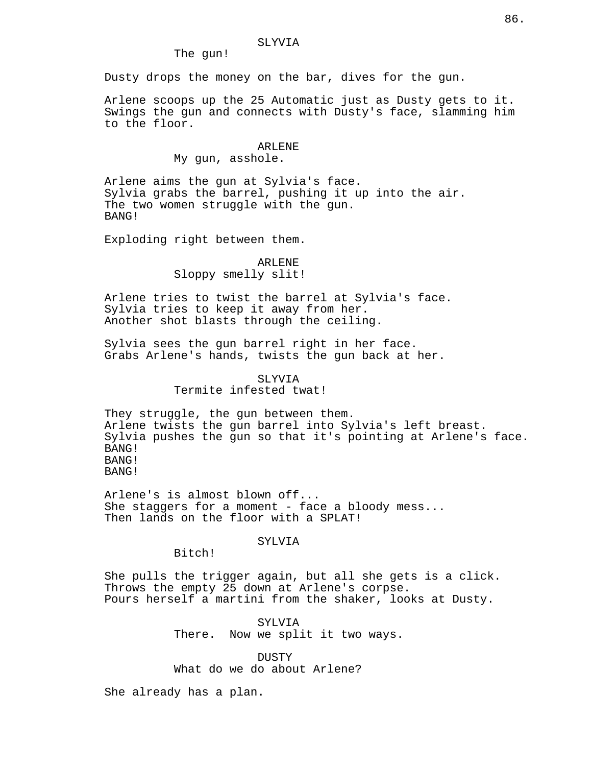SLYVIA

The gun!

Dusty drops the money on the bar, dives for the gun.

Arlene scoops up the 25 Automatic just as Dusty gets to it. Swings the gun and connects with Dusty's face, slamming him to the floor.

ARLENE

My gun, asshole.

Arlene aims the gun at Sylvia's face.
Sylvia grabs the barrel, pushing it up into the air.
The two women struggle with the gun.
BANG!

Exploding right between them.

ARLENE

Sloppy smelly slit!

Arlene tries to twist the barrel at Sylvia's face.
Sylvia tries to keep it away from her.
Another shot blasts through the ceiling.

Sylvia sees the gun barrel right in her face.
Grabs Arlene's hands, twists the gun back at her.

SLYVIA

Termite infested twat!

They struggle, the gun between them.
Arlene twists the gun barrel into Sylvia's left breast.
Sylvia pushes the gun so that it's pointing at Arlene's face.
BANG!
BANG!
BANG!

Arlene's is almost blown off...
She staggers for a moment - face a bloody mess...
Then lands on the floor with a SPLAT!

SYLVIA

Bitch!

She pulls the trigger again, but all she gets is a click.
Throws the empty 25 down at Arlene's corpse.
Pours herself a martini from the shaker, looks at Dusty.

SYLVIA

There.  Now we split it two ways.

DUSTY

What do we do about Arlene?

She already has a plan.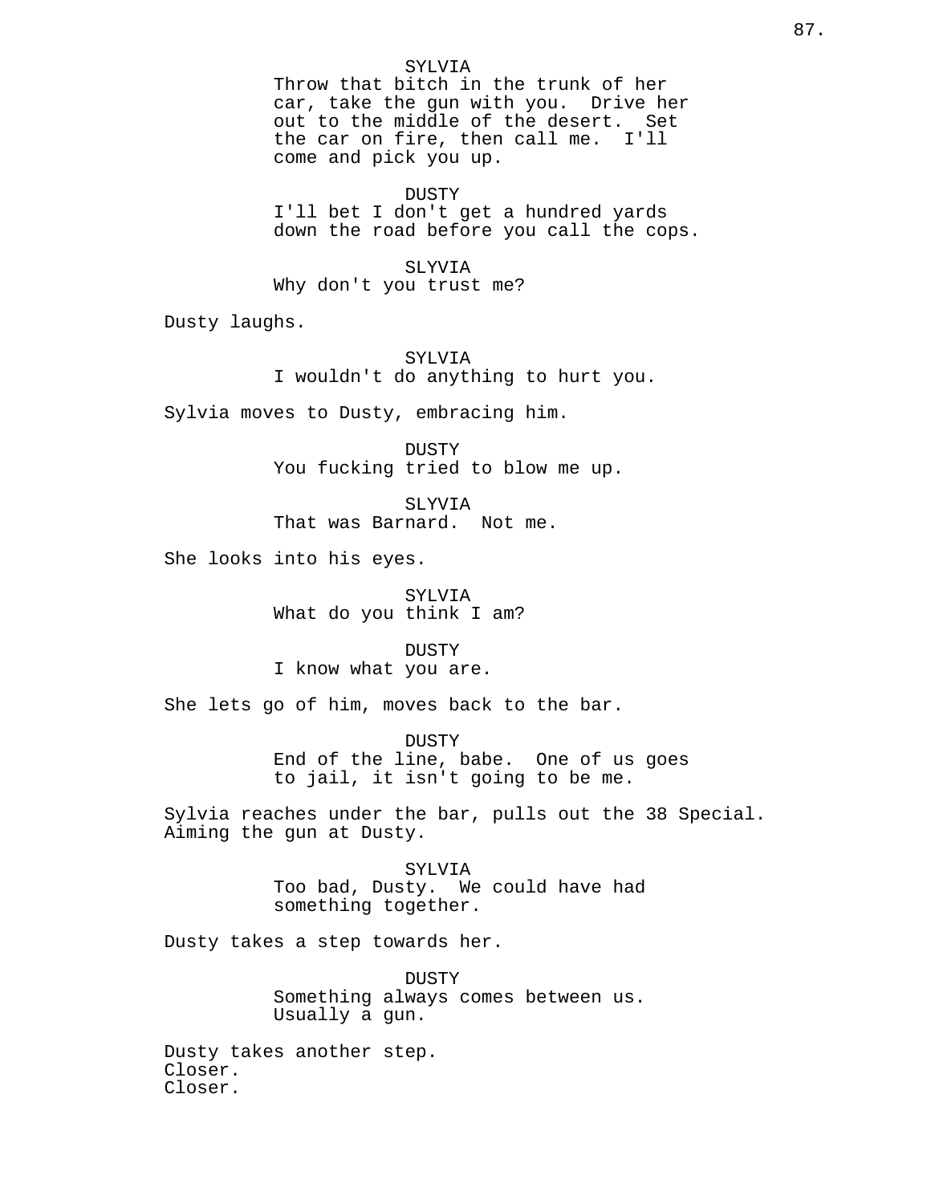SYLVIA
Throw that bitch in the trunk of her car, take the gun with you. Drive her out to the middle of the desert. Set the car on fire, then call me. I'll come and pick you up.

DUSTY
I'll bet I don't get a hundred yards down the road before you call the cops.

SLYVIA
Why don't you trust me?

Dusty laughs.

SYLVIA
I wouldn't do anything to hurt you.

Sylvia moves to Dusty, embracing him.

DUSTY
You fucking tried to blow me up.

SLYVIA
That was Barnard. Not me.

She looks into his eyes.

SYLVIA
What do you think I am?

DUSTY
I know what you are.

She lets go of him, moves back to the bar.

DUSTY
End of the line, babe. One of us goes to jail, it isn't going to be me.

Sylvia reaches under the bar, pulls out the 38 Special. Aiming the gun at Dusty.

SYLVIA
Too bad, Dusty. We could have had something together.

Dusty takes a step towards her.

DUSTY
Something always comes between us. Usually a gun.

Dusty takes another step.
Closer.
Closer.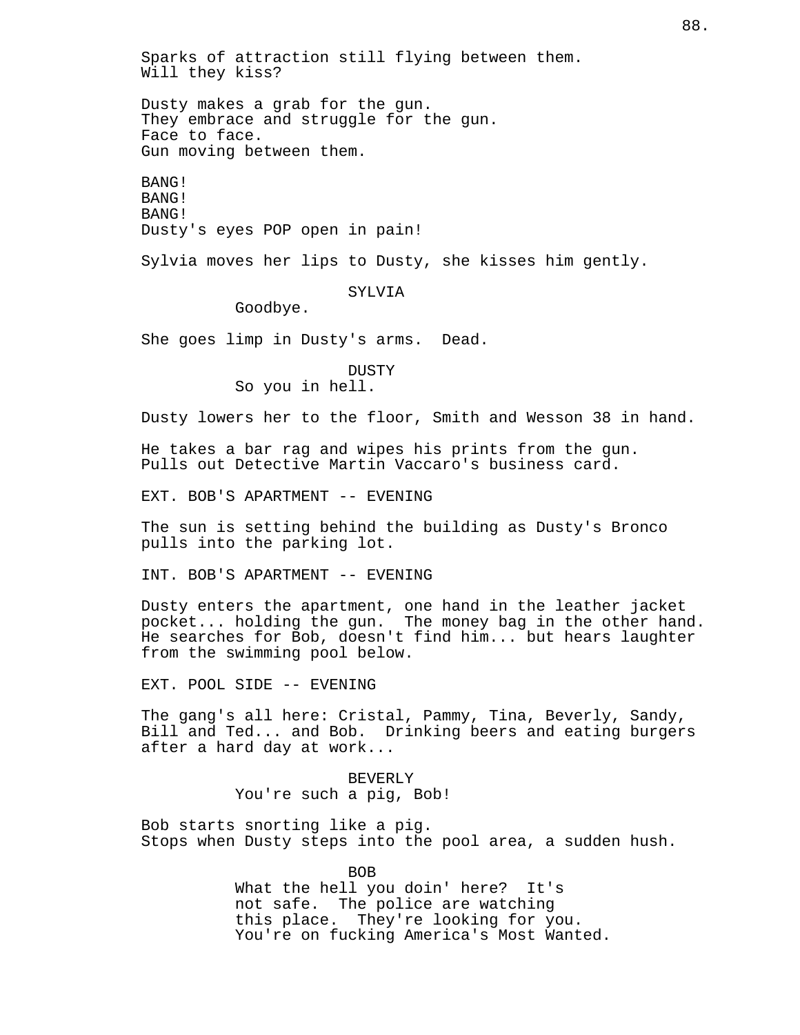Sparks of attraction still flying between them.
Will they kiss?

Dusty makes a grab for the gun.
They embrace and struggle for the gun.
Face to face.
Gun moving between them.

BANG!
BANG!
BANG!
Dusty's eyes POP open in pain!

Sylvia moves her lips to Dusty, she kisses him gently.

SYLVIA
Goodbye.

She goes limp in Dusty's arms. Dead.

DUSTY
So you in hell.

Dusty lowers her to the floor, Smith and Wesson 38 in hand.

He takes a bar rag and wipes his prints from the gun.
Pulls out Detective Martin Vaccaro's business card.

EXT. BOB'S APARTMENT -- EVENING

The sun is setting behind the building as Dusty's Bronco pulls into the parking lot.

INT. BOB'S APARTMENT -- EVENING

Dusty enters the apartment, one hand in the leather jacket pocket... holding the gun. The money bag in the other hand. He searches for Bob, doesn't find him... but hears laughter from the swimming pool below.

EXT. POOL SIDE -- EVENING

The gang's all here: Cristal, Pammy, Tina, Beverly, Sandy, Bill and Ted... and Bob. Drinking beers and eating burgers after a hard day at work...

BEVERLY
You're such a pig, Bob!

Bob starts snorting like a pig.
Stops when Dusty steps into the pool area, a sudden hush.

BOB
What the hell you doin' here? It's not safe. The police are watching this place. They're looking for you. You're on fucking America's Most Wanted.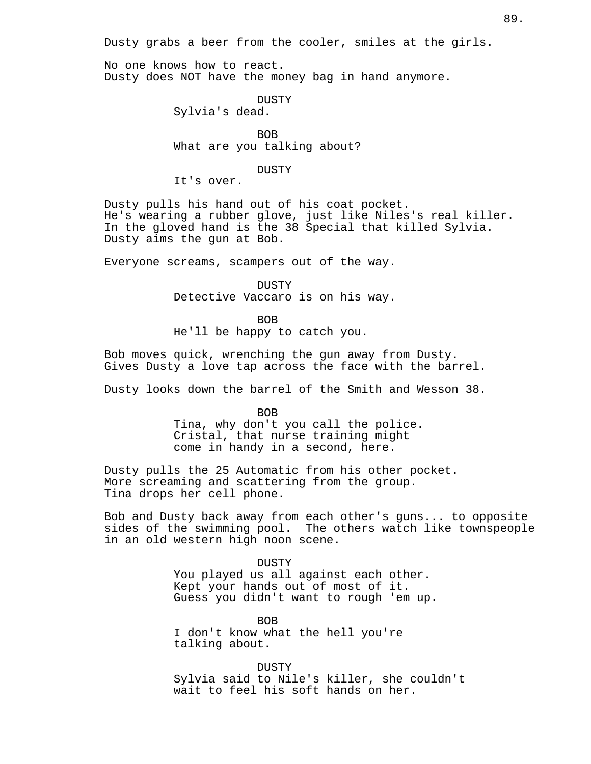Dusty grabs a beer from the cooler, smiles at the girls.

No one knows how to react.
Dusty does NOT have the money bag in hand anymore.

DUSTY
Sylvia's dead.

BOB
What are you talking about?

DUSTY
It's over.

Dusty pulls his hand out of his coat pocket.
He's wearing a rubber glove, just like Niles's real killer.
In the gloved hand is the 38 Special that killed Sylvia.
Dusty aims the gun at Bob.

Everyone screams, scampers out of the way.

DUSTY
Detective Vaccaro is on his way.

BOB
He'll be happy to catch you.

Bob moves quick, wrenching the gun away from Dusty.
Gives Dusty a love tap across the face with the barrel.

Dusty looks down the barrel of the Smith and Wesson 38.

BOB
Tina, why don't you call the police.
Cristal, that nurse training might
come in handy in a second, here.

Dusty pulls the 25 Automatic from his other pocket.
More screaming and scattering from the group.
Tina drops her cell phone.

Bob and Dusty back away from each other's guns... to opposite sides of the swimming pool. The others watch like townspeople in an old western high noon scene.

DUSTY
You played us all against each other.
Kept your hands out of most of it.
Guess you didn't want to rough 'em up.

BOB
I don't know what the hell you're
talking about.

DUSTY
Sylvia said to Nile's killer, she couldn't
wait to feel his soft hands on her.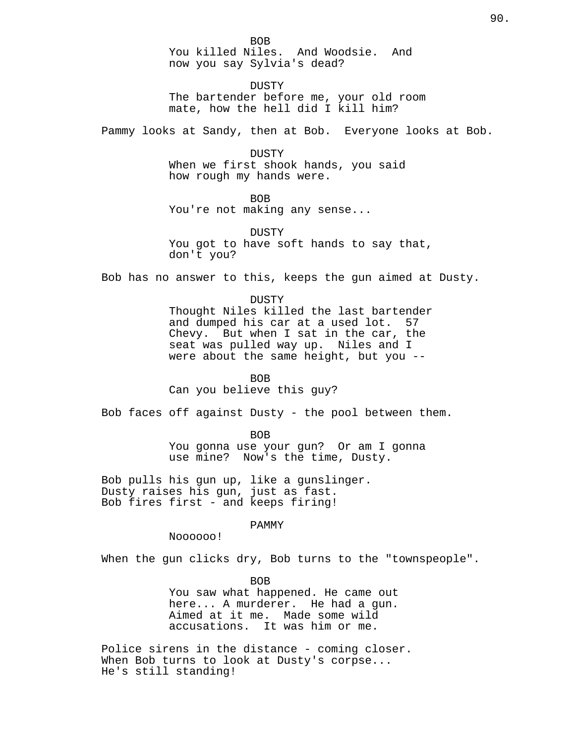BOB

You killed Niles. And Woodsie. And now you say Sylvia's dead?

DUSTY

The bartender before me, your old room mate, how the hell did I kill him?

Pammy looks at Sandy, then at Bob. Everyone looks at Bob.

DUSTY

When we first shook hands, you said how rough my hands were.

BOB

You're not making any sense...

DUSTY

You got to have soft hands to say that, don't you?

Bob has no answer to this, keeps the gun aimed at Dusty.

DUSTY

Thought Niles killed the last bartender and dumped his car at a used lot. 57 Chevy. But when I sat in the car, the seat was pulled way up. Niles and I were about the same height, but you --

BOB

Can you believe this guy?

Bob faces off against Dusty - the pool between them.

BOB

You gonna use your gun? Or am I gonna use mine? Now's the time, Dusty.

Bob pulls his gun up, like a gunslinger.
Dusty raises his gun, just as fast.
Bob fires first - and keeps firing!

PAMMY

Noooooo!

When the gun clicks dry, Bob turns to the "townspeople".

BOB

You saw what happened. He came out here... A murderer. He had a gun. Aimed at it me. Made some wild accusations. It was him or me.

Police sirens in the distance - coming closer.
When Bob turns to look at Dusty's corpse...
He's still standing!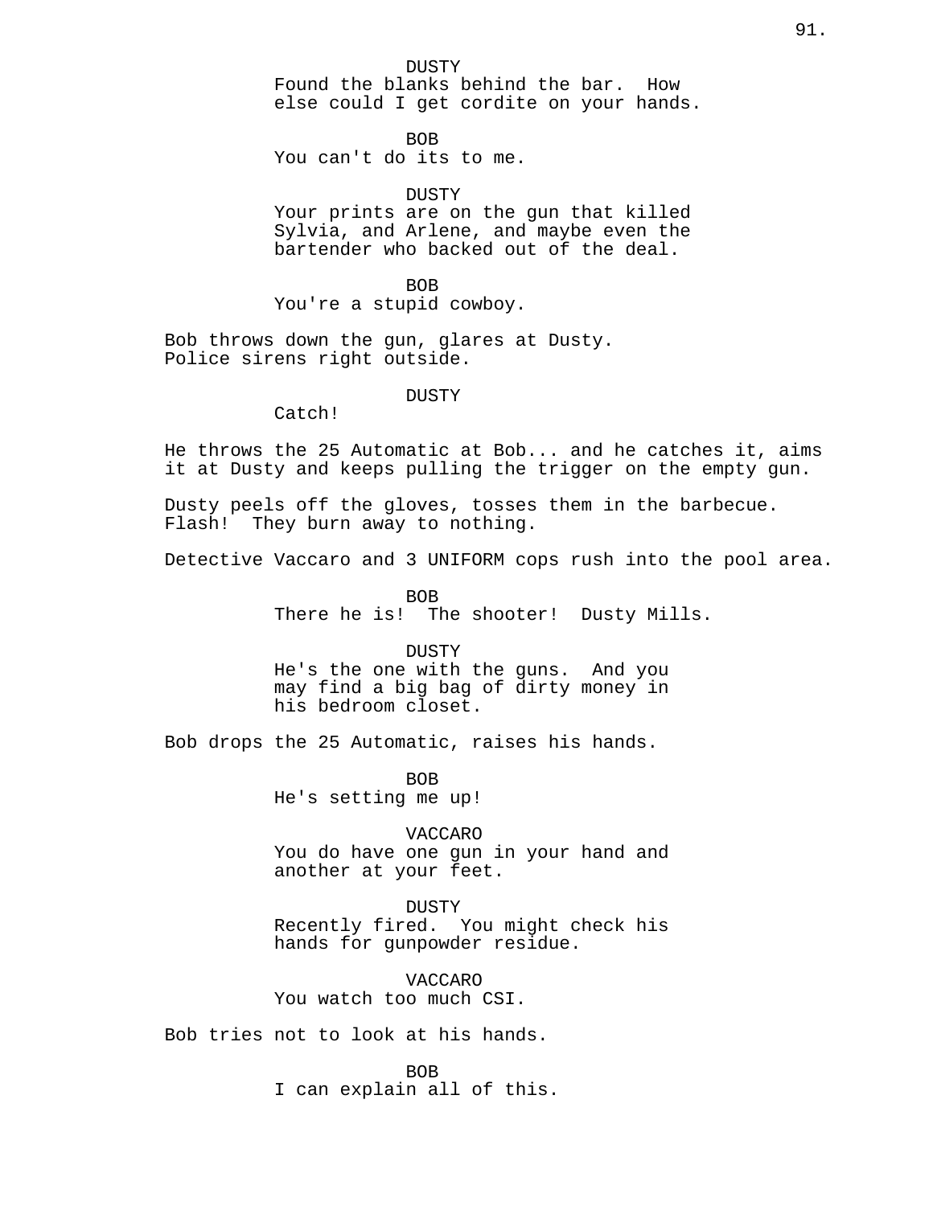DUSTY
Found the blanks behind the bar.  How else could I get cordite on your hands.

BOB
You can't do its to me.

DUSTY
Your prints are on the gun that killed Sylvia, and Arlene, and maybe even the bartender who backed out of the deal.

BOB
You're a stupid cowboy.

Bob throws down the gun, glares at Dusty.
Police sirens right outside.

DUSTY
Catch!

He throws the 25 Automatic at Bob... and he catches it, aims it at Dusty and keeps pulling the trigger on the empty gun.

Dusty peels off the gloves, tosses them in the barbecue.
Flash!  They burn away to nothing.

Detective Vaccaro and 3 UNIFORM cops rush into the pool area.

BOB
There he is!  The shooter!  Dusty Mills.

DUSTY
He's the one with the guns.  And you may find a big bag of dirty money in his bedroom closet.

Bob drops the 25 Automatic, raises his hands.

BOB
He's setting me up!

VACCARO
You do have one gun in your hand and another at your feet.

DUSTY
Recently fired.  You might check his hands for gunpowder residue.

VACCARO
You watch too much CSI.

Bob tries not to look at his hands.

BOB
I can explain all of this.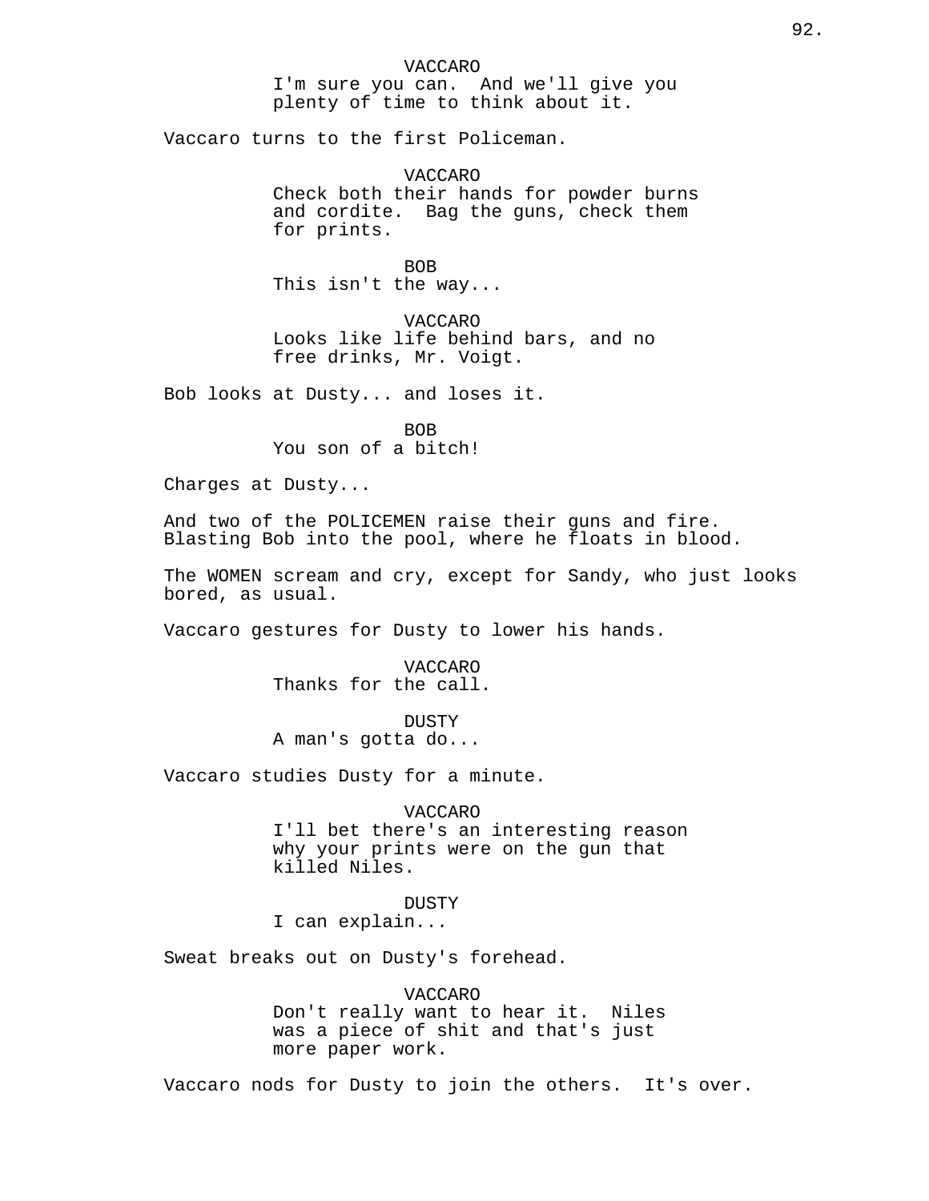VACCARO
I'm sure you can.  And we'll give you plenty of time to think about it.

Vaccaro turns to the first Policeman.

VACCARO
Check both their hands for powder burns and cordite.  Bag the guns, check them for prints.

BOB
This isn't the way...

VACCARO
Looks like life behind bars, and no free drinks, Mr. Voigt.

Bob looks at Dusty... and loses it.

BOB
You son of a bitch!

Charges at Dusty...

And two of the POLICEMEN raise their guns and fire. Blasting Bob into the pool, where he floats in blood.

The WOMEN scream and cry, except for Sandy, who just looks bored, as usual.

Vaccaro gestures for Dusty to lower his hands.

VACCARO
Thanks for the call.

DUSTY
A man's gotta do...

Vaccaro studies Dusty for a minute.

VACCARO
I'll bet there's an interesting reason why your prints were on the gun that killed Niles.

DUSTY
I can explain...

Sweat breaks out on Dusty's forehead.

VACCARO
Don't really want to hear it.  Niles was a piece of shit and that's just more paper work.

Vaccaro nods for Dusty to join the others.  It's over.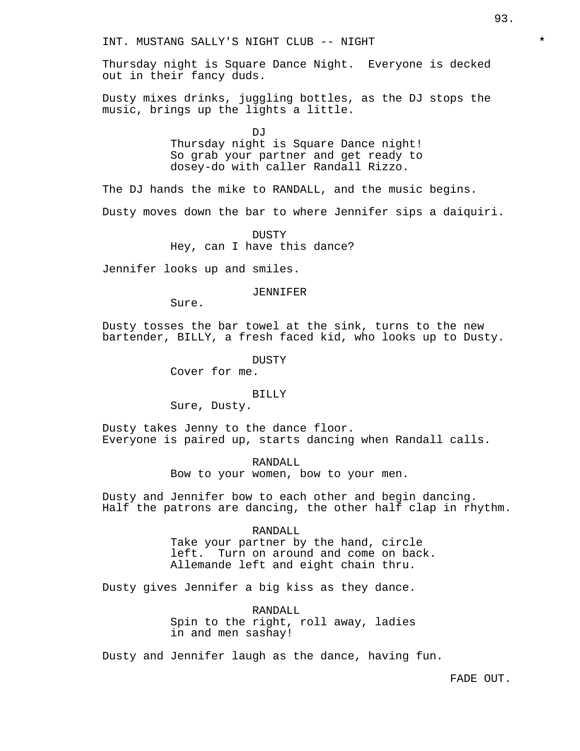INT. MUSTANG SALLY'S NIGHT CLUB -- NIGHT *

Thursday night is Square Dance Night. Everyone is decked out in their fancy duds.

Dusty mixes drinks, juggling bottles, as the DJ stops the music, brings up the lights a little.

DJ
Thursday night is Square Dance night! So grab your partner and get ready to dosey-do with caller Randall Rizzo.

The DJ hands the mike to RANDALL, and the music begins.

Dusty moves down the bar to where Jennifer sips a daiquiri.

DUSTY
Hey, can I have this dance?

Jennifer looks up and smiles.

JENNIFER
Sure.

Dusty tosses the bar towel at the sink, turns to the new bartender, BILLY, a fresh faced kid, who looks up to Dusty.

DUSTY
Cover for me.

BILLY
Sure, Dusty.

Dusty takes Jenny to the dance floor.
Everyone is paired up, starts dancing when Randall calls.

RANDALL
Bow to your women, bow to your men.

Dusty and Jennifer bow to each other and begin dancing.
Half the patrons are dancing, the other half clap in rhythm.

RANDALL
Take your partner by the hand, circle left. Turn on around and come on back. Allemande left and eight chain thru.

Dusty gives Jennifer a big kiss as they dance.

RANDALL
Spin to the right, roll away, ladies in and men sashay!

Dusty and Jennifer laugh as the dance, having fun.

FADE OUT.